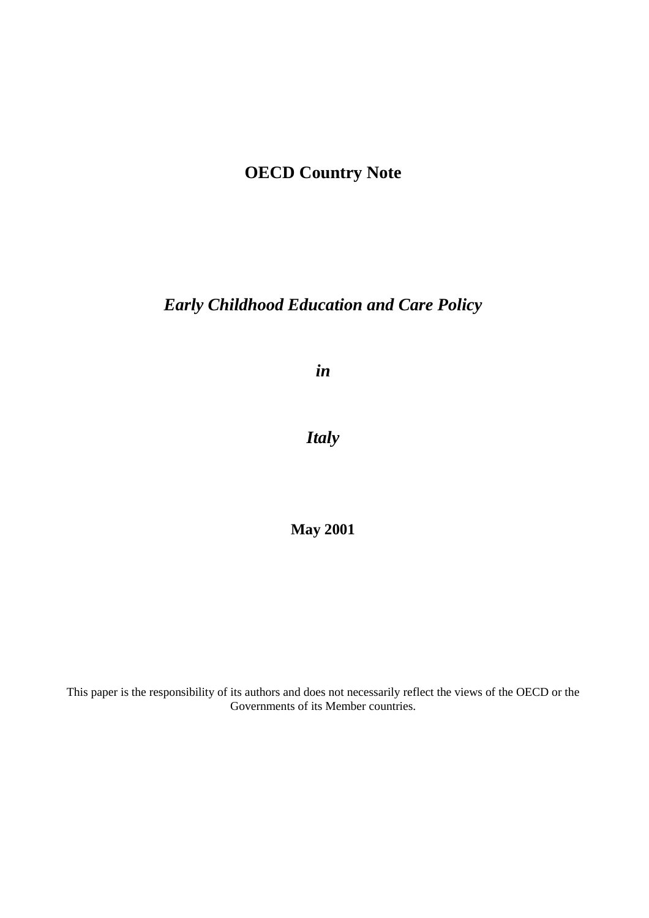# OECD Country Note

## *Early Childhood Education and Care Policy*

## *in*

## *Italy*

**May 2001**

This paper is the responsibility of its authors and does not necessarily reflect the views of the OECD or the Governments of its Member countries.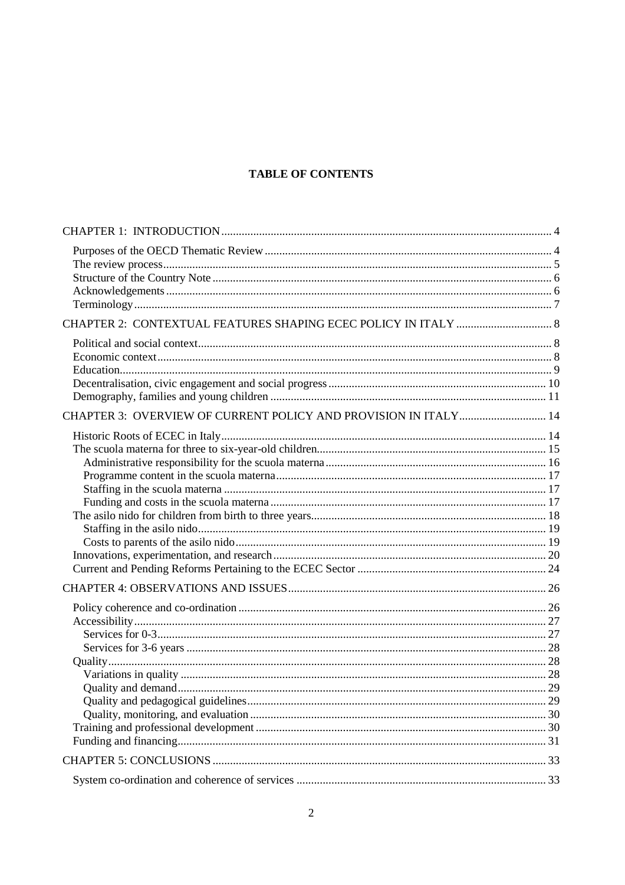# TABLE OF CONTENTS

CHAPTER 1: INTRODUCTION ..... 4

- Purposes of the OECD Thematic Review ..... 4
- The review process ..... 5
- Structure of the Country Note ..... 6
- Acknowledgements ..... 6
- Terminology ..... 7

CHAPTER 2: CONTEXTUAL FEATURES SHAPING ECEC POLICY IN ITALY ..... 8

- Political and social context ..... 8
- Economic context ..... 8
- Education ..... 9
- Decentralisation, civic engagement and social progress ..... 10
- Demography, families and young children ..... 11

CHAPTER 3: OVERVIEW OF CURRENT POLICY AND PROVISION IN ITALY ..... 14

- Historic Roots of ECEC in Italy ..... 14
- The scuola materna for three to six-year-old children ..... 15
  - Administrative responsibility for the scuola materna ..... 16
  - Programme content in the scuola materna ..... 17
  - Staffing in the scuola materna ..... 17
  - Funding and costs in the scuola materna ..... 17
- The asilo nido for children from birth to three years ..... 18
  - Staffing in the asilo nido ..... 19
  - Costs to parents of the asilo nido ..... 19
- Innovations, experimentation, and research ..... 20
- Current and Pending Reforms Pertaining to the ECEC Sector ..... 24

CHAPTER 4: OBSERVATIONS AND ISSUES ..... 26

- Policy coherence and co-ordination ..... 26
- Accessibility ..... 27
  - Services for 0-3 ..... 27
  - Services for 3-6 years ..... 28
- Quality ..... 28
  - Variations in quality ..... 28
  - Quality and demand ..... 29
  - Quality and pedagogical guidelines ..... 29
  - Quality, monitoring, and evaluation ..... 30
- Training and professional development ..... 30
- Funding and financing ..... 31

CHAPTER 5: CONCLUSIONS ..... 33

- System co-ordination and coherence of services ..... 33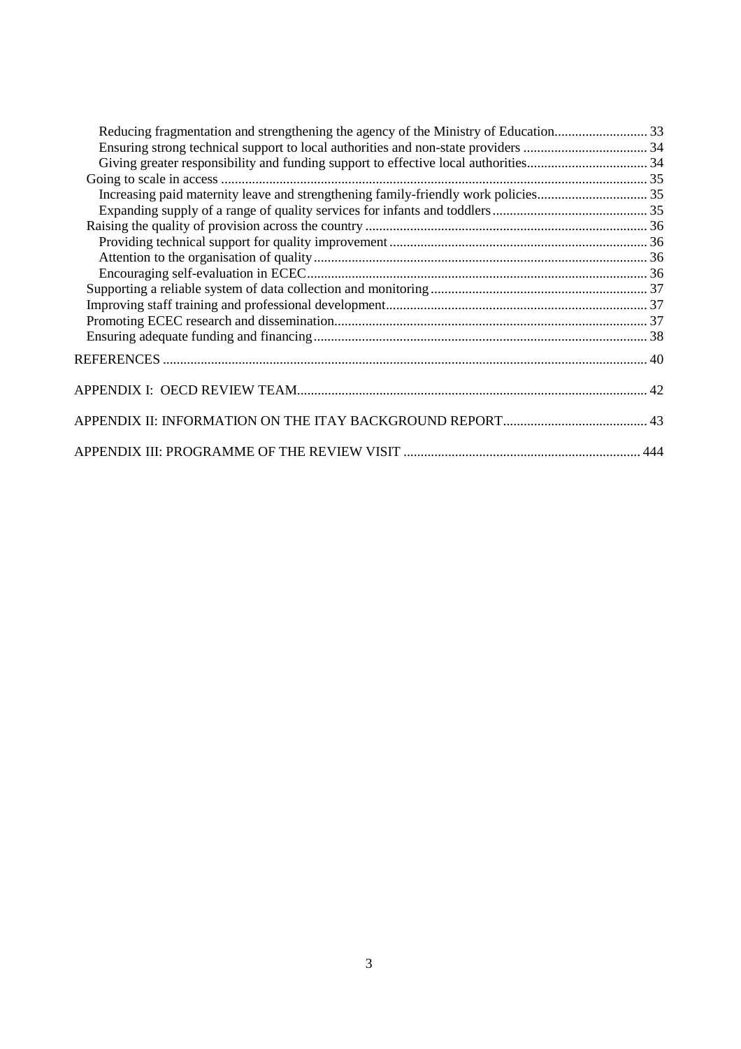Reducing fragmentation and strengthening the agency of the Ministry of Education........................... 33
Ensuring strong technical support to local authorities and non-state providers .................................... 34
Giving greater responsibility and funding support to effective local authorities.................................. 34
Going to scale in access ........................................................................................................................ 35
Increasing paid maternity leave and strengthening family-friendly work policies................................ 35
Expanding supply of a range of quality services for infants and toddlers............................................. 35
Raising the quality of provision across the country ................................................................................. 36
Providing technical support for quality improvement........................................................................... 36
Attention to the organisation of quality................................................................................................. 36
Encouraging self-evaluation in ECEC................................................................................................... 36
Supporting a reliable system of data collection and monitoring............................................................... 37
Improving staff training and professional development........................................................................... 37
Promoting ECEC research and dissemination.......................................................................................... 37
Ensuring adequate funding and financing................................................................................................ 38

REFERENCES ........................................................................................................................................... 40

APPENDIX I: OECD REVIEW TEAM..................................................................................................... 42

APPENDIX II: INFORMATION ON THE ITAY BACKGROUND REPORT.......................................... 43

APPENDIX III: PROGRAMME OF THE REVIEW VISIT .................................................................... 444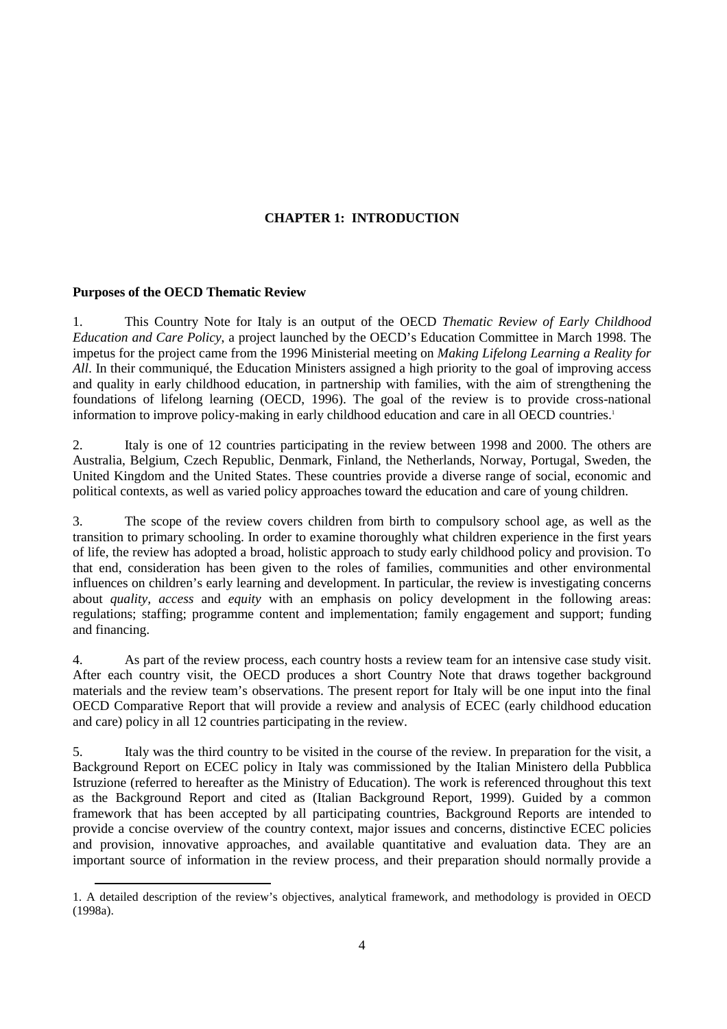# CHAPTER 1: INTRODUCTION

## Purposes of the OECD Thematic Review

1. This Country Note for Italy is an output of the OECD *Thematic Review of Early Childhood Education and Care Policy*, a project launched by the OECD's Education Committee in March 1998. The impetus for the project came from the 1996 Ministerial meeting on *Making Lifelong Learning a Reality for All*. In their communiqué, the Education Ministers assigned a high priority to the goal of improving access and quality in early childhood education, in partnership with families, with the aim of strengthening the foundations of lifelong learning (OECD, 1996). The goal of the review is to provide cross-national information to improve policy-making in early childhood education and care in all OECD countries.[1]

2. Italy is one of 12 countries participating in the review between 1998 and 2000. The others are Australia, Belgium, Czech Republic, Denmark, Finland, the Netherlands, Norway, Portugal, Sweden, the United Kingdom and the United States. These countries provide a diverse range of social, economic and political contexts, as well as varied policy approaches toward the education and care of young children.

3. The scope of the review covers children from birth to compulsory school age, as well as the transition to primary schooling. In order to examine thoroughly what children experience in the first years of life, the review has adopted a broad, holistic approach to study early childhood policy and provision. To that end, consideration has been given to the roles of families, communities and other environmental influences on children's early learning and development. In particular, the review is investigating concerns about *quality*, *access* and *equity* with an emphasis on policy development in the following areas: regulations; staffing; programme content and implementation; family engagement and support; funding and financing.

4. As part of the review process, each country hosts a review team for an intensive case study visit. After each country visit, the OECD produces a short Country Note that draws together background materials and the review team's observations. The present report for Italy will be one input into the final OECD Comparative Report that will provide a review and analysis of ECEC (early childhood education and care) policy in all 12 countries participating in the review.

5. Italy was the third country to be visited in the course of the review. In preparation for the visit, a Background Report on ECEC policy in Italy was commissioned by the Italian Ministero della Pubblica Istruzione (referred to hereafter as the Ministry of Education). The work is referenced throughout this text as the Background Report and cited as (Italian Background Report, 1999). Guided by a common framework that has been accepted by all participating countries, Background Reports are intended to provide a concise overview of the country context, major issues and concerns, distinctive ECEC policies and provision, innovative approaches, and available quantitative and evaluation data. They are an important source of information in the review process, and their preparation should normally provide a

---

1. A detailed description of the review's objectives, analytical framework, and methodology is provided in OECD (1998a).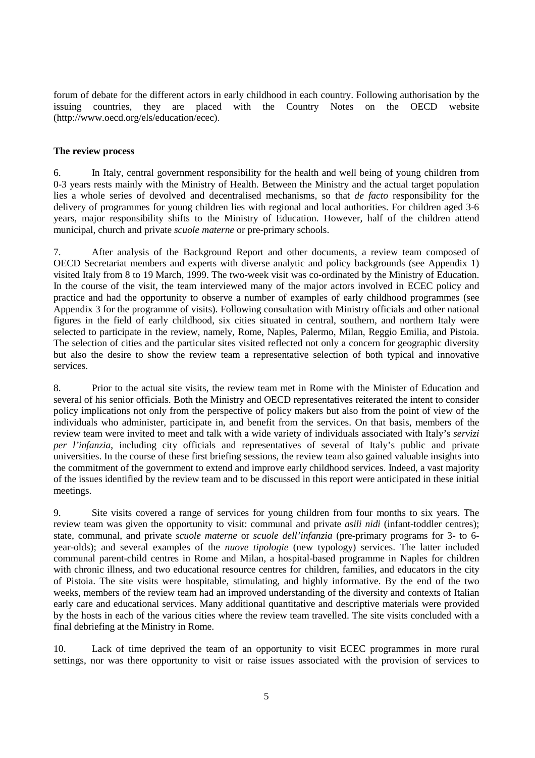forum of debate for the different actors in early childhood in each country. Following authorisation by the issuing countries, they are placed with the Country Notes on the OECD website (http://www.oecd.org/els/education/ecec).

**The review process**

6. In Italy, central government responsibility for the health and well being of young children from 0-3 years rests mainly with the Ministry of Health. Between the Ministry and the actual target population lies a whole series of devolved and decentralised mechanisms, so that *de facto* responsibility for the delivery of programmes for young children lies with regional and local authorities. For children aged 3-6 years, major responsibility shifts to the Ministry of Education. However, half of the children attend municipal, church and private *scuole materne* or pre-primary schools.

7. After analysis of the Background Report and other documents, a review team composed of OECD Secretariat members and experts with diverse analytic and policy backgrounds (see Appendix 1) visited Italy from 8 to 19 March, 1999. The two-week visit was co-ordinated by the Ministry of Education. In the course of the visit, the team interviewed many of the major actors involved in ECEC policy and practice and had the opportunity to observe a number of examples of early childhood programmes (see Appendix 3 for the programme of visits). Following consultation with Ministry officials and other national figures in the field of early childhood, six cities situated in central, southern, and northern Italy were selected to participate in the review, namely, Rome, Naples, Palermo, Milan, Reggio Emilia, and Pistoia. The selection of cities and the particular sites visited reflected not only a concern for geographic diversity but also the desire to show the review team a representative selection of both typical and innovative services.

8. Prior to the actual site visits, the review team met in Rome with the Minister of Education and several of his senior officials. Both the Ministry and OECD representatives reiterated the intent to consider policy implications not only from the perspective of policy makers but also from the point of view of the individuals who administer, participate in, and benefit from the services. On that basis, members of the review team were invited to meet and talk with a wide variety of individuals associated with Italy's *servizi per l'infanzia*, including city officials and representatives of several of Italy's public and private universities. In the course of these first briefing sessions, the review team also gained valuable insights into the commitment of the government to extend and improve early childhood services. Indeed, a vast majority of the issues identified by the review team and to be discussed in this report were anticipated in these initial meetings.

9. Site visits covered a range of services for young children from four months to six years. The review team was given the opportunity to visit: communal and private *asili nidi* (infant-toddler centres); state, communal, and private *scuole materne* or *scuole dell'infanzia* (pre-primary programs for 3- to 6-year-olds); and several examples of the *nuove tipologie* (new typology) services. The latter included communal parent-child centres in Rome and Milan, a hospital-based programme in Naples for children with chronic illness, and two educational resource centres for children, families, and educators in the city of Pistoia. The site visits were hospitable, stimulating, and highly informative. By the end of the two weeks, members of the review team had an improved understanding of the diversity and contexts of Italian early care and educational services. Many additional quantitative and descriptive materials were provided by the hosts in each of the various cities where the review team travelled. The site visits concluded with a final debriefing at the Ministry in Rome.

10. Lack of time deprived the team of an opportunity to visit ECEC programmes in more rural settings, nor was there opportunity to visit or raise issues associated with the provision of services to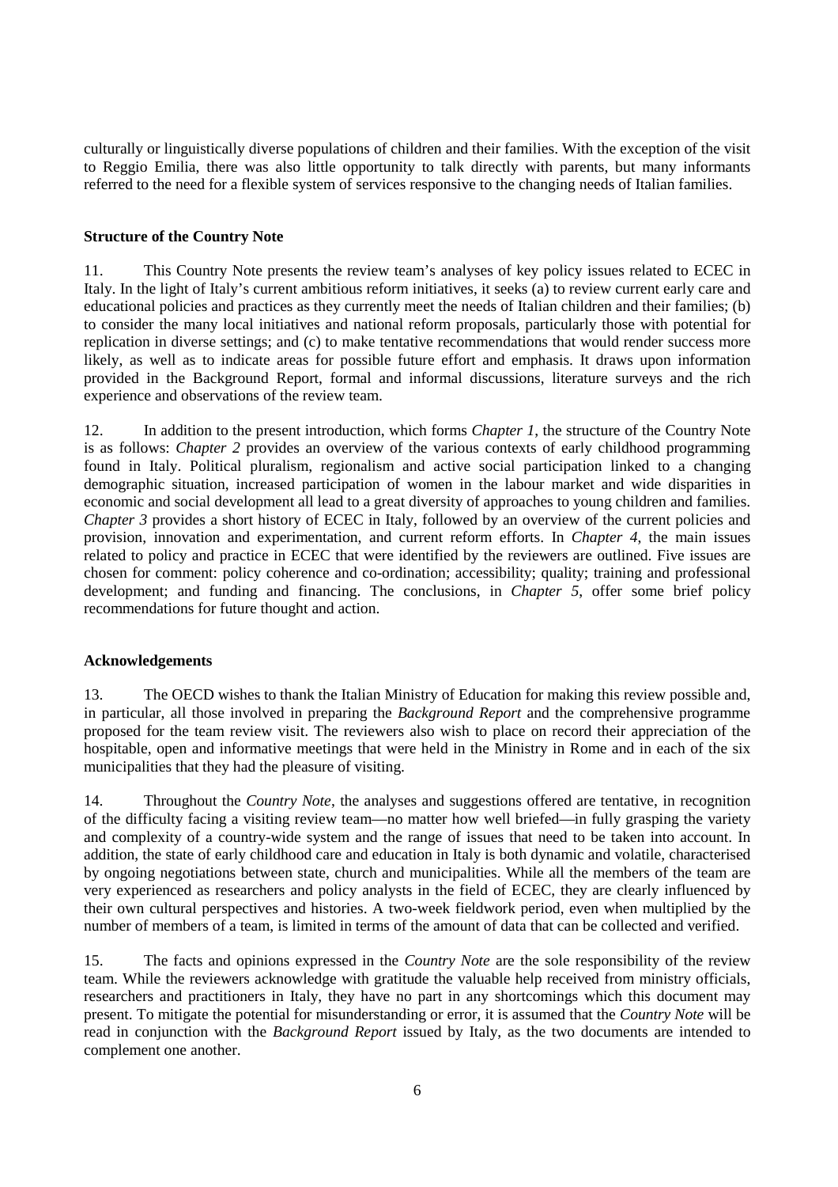culturally or linguistically diverse populations of children and their families. With the exception of the visit to Reggio Emilia, there was also little opportunity to talk directly with parents, but many informants referred to the need for a flexible system of services responsive to the changing needs of Italian families.

**Structure of the Country Note**

11. This Country Note presents the review team's analyses of key policy issues related to ECEC in Italy. In the light of Italy's current ambitious reform initiatives, it seeks (a) to review current early care and educational policies and practices as they currently meet the needs of Italian children and their families; (b) to consider the many local initiatives and national reform proposals, particularly those with potential for replication in diverse settings; and (c) to make tentative recommendations that would render success more likely, as well as to indicate areas for possible future effort and emphasis. It draws upon information provided in the Background Report, formal and informal discussions, literature surveys and the rich experience and observations of the review team.

12. In addition to the present introduction, which forms *Chapter 1*, the structure of the Country Note is as follows: *Chapter 2* provides an overview of the various contexts of early childhood programming found in Italy. Political pluralism, regionalism and active social participation linked to a changing demographic situation, increased participation of women in the labour market and wide disparities in economic and social development all lead to a great diversity of approaches to young children and families. *Chapter 3* provides a short history of ECEC in Italy, followed by an overview of the current policies and provision, innovation and experimentation, and current reform efforts. In *Chapter 4*, the main issues related to policy and practice in ECEC that were identified by the reviewers are outlined. Five issues are chosen for comment: policy coherence and co-ordination; accessibility; quality; training and professional development; and funding and financing. The conclusions, in *Chapter 5*, offer some brief policy recommendations for future thought and action.

**Acknowledgements**

13. The OECD wishes to thank the Italian Ministry of Education for making this review possible and, in particular, all those involved in preparing the *Background Report* and the comprehensive programme proposed for the team review visit. The reviewers also wish to place on record their appreciation of the hospitable, open and informative meetings that were held in the Ministry in Rome and in each of the six municipalities that they had the pleasure of visiting.

14. Throughout the *Country Note*, the analyses and suggestions offered are tentative, in recognition of the difficulty facing a visiting review team—no matter how well briefed—in fully grasping the variety and complexity of a country-wide system and the range of issues that need to be taken into account. In addition, the state of early childhood care and education in Italy is both dynamic and volatile, characterised by ongoing negotiations between state, church and municipalities. While all the members of the team are very experienced as researchers and policy analysts in the field of ECEC, they are clearly influenced by their own cultural perspectives and histories. A two-week fieldwork period, even when multiplied by the number of members of a team, is limited in terms of the amount of data that can be collected and verified.

15. The facts and opinions expressed in the *Country Note* are the sole responsibility of the review team. While the reviewers acknowledge with gratitude the valuable help received from ministry officials, researchers and practitioners in Italy, they have no part in any shortcomings which this document may present. To mitigate the potential for misunderstanding or error, it is assumed that the *Country Note* will be read in conjunction with the *Background Report* issued by Italy, as the two documents are intended to complement one another.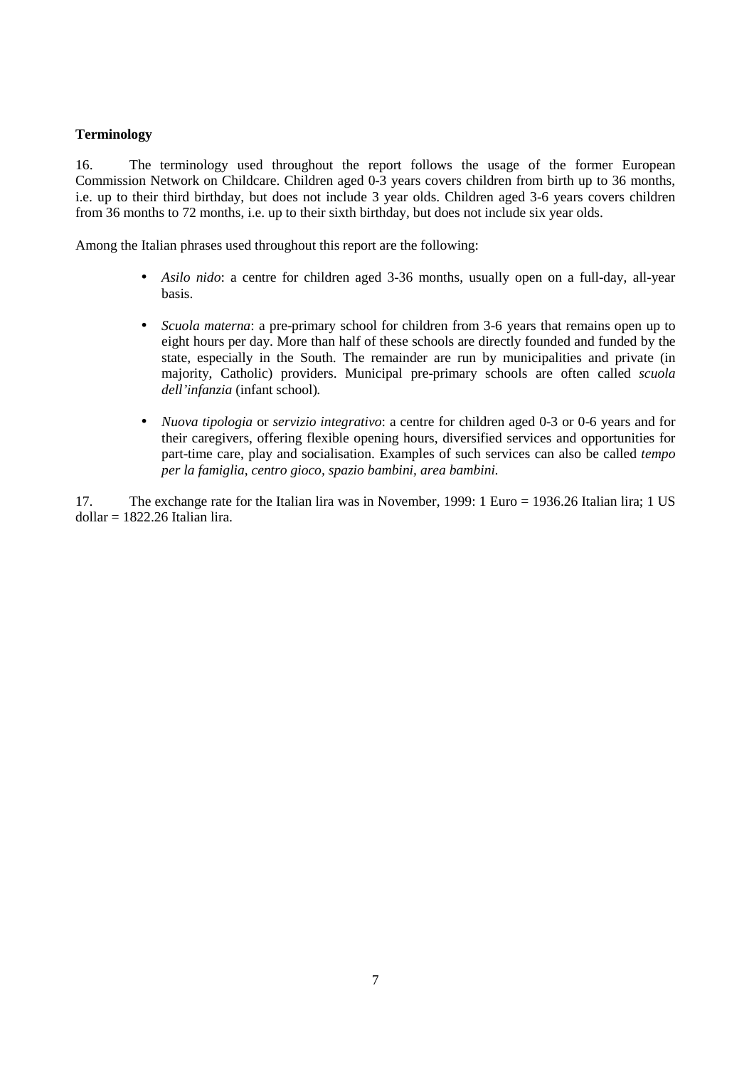**Terminology**

16. The terminology used throughout the report follows the usage of the former European Commission Network on Childcare. Children aged 0-3 years covers children from birth up to 36 months, i.e. up to their third birthday, but does not include 3 year olds. Children aged 3-6 years covers children from 36 months to 72 months, i.e. up to their sixth birthday, but does not include six year olds.

Among the Italian phrases used throughout this report are the following:

- *Asilo nido*: a centre for children aged 3-36 months, usually open on a full-day, all-year basis.
- *Scuola materna*: a pre-primary school for children from 3-6 years that remains open up to eight hours per day. More than half of these schools are directly founded and funded by the state, especially in the South. The remainder are run by municipalities and private (in majority, Catholic) providers. Municipal pre-primary schools are often called *scuola dell'infanzia* (infant school).
- *Nuova tipologia* or *servizio integrativo*: a centre for children aged 0-3 or 0-6 years and for their caregivers, offering flexible opening hours, diversified services and opportunities for part-time care, play and socialisation. Examples of such services can also be called *tempo per la famiglia*, *centro gioco*, *spazio bambini*, *area bambini.*

17. The exchange rate for the Italian lira was in November, 1999: 1 Euro = 1936.26 Italian lira; 1 US dollar = 1822.26 Italian lira.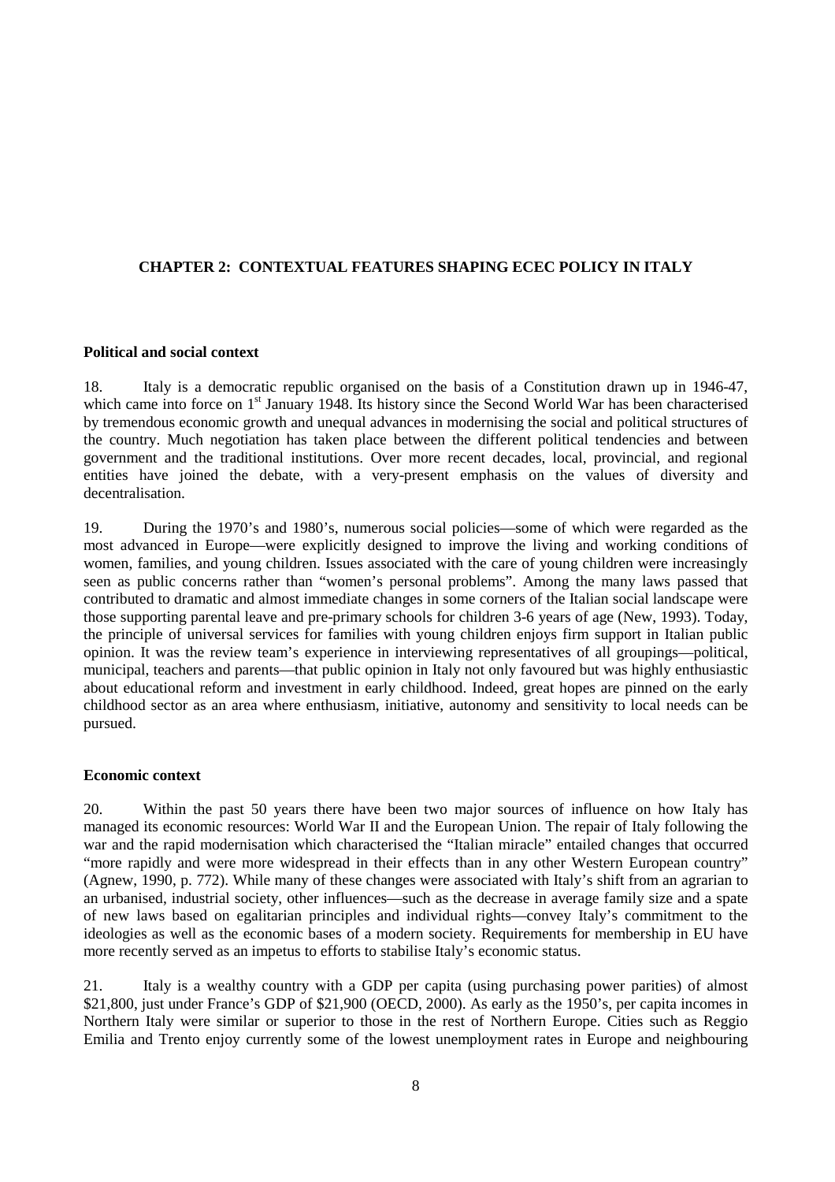## CHAPTER 2: CONTEXTUAL FEATURES SHAPING ECEC POLICY IN ITALY

### Political and social context

18. Italy is a democratic republic organised on the basis of a Constitution drawn up in 1946-47, which came into force on 1st January 1948. Its history since the Second World War has been characterised by tremendous economic growth and unequal advances in modernising the social and political structures of the country. Much negotiation has taken place between the different political tendencies and between government and the traditional institutions. Over more recent decades, local, provincial, and regional entities have joined the debate, with a very-present emphasis on the values of diversity and decentralisation.

19. During the 1970's and 1980's, numerous social policies—some of which were regarded as the most advanced in Europe—were explicitly designed to improve the living and working conditions of women, families, and young children. Issues associated with the care of young children were increasingly seen as public concerns rather than "women's personal problems". Among the many laws passed that contributed to dramatic and almost immediate changes in some corners of the Italian social landscape were those supporting parental leave and pre-primary schools for children 3-6 years of age (New, 1993). Today, the principle of universal services for families with young children enjoys firm support in Italian public opinion. It was the review team's experience in interviewing representatives of all groupings—political, municipal, teachers and parents—that public opinion in Italy not only favoured but was highly enthusiastic about educational reform and investment in early childhood. Indeed, great hopes are pinned on the early childhood sector as an area where enthusiasm, initiative, autonomy and sensitivity to local needs can be pursued.

### Economic context

20. Within the past 50 years there have been two major sources of influence on how Italy has managed its economic resources: World War II and the European Union. The repair of Italy following the war and the rapid modernisation which characterised the "Italian miracle" entailed changes that occurred "more rapidly and were more widespread in their effects than in any other Western European country" (Agnew, 1990, p. 772). While many of these changes were associated with Italy's shift from an agrarian to an urbanised, industrial society, other influences—such as the decrease in average family size and a spate of new laws based on egalitarian principles and individual rights—convey Italy's commitment to the ideologies as well as the economic bases of a modern society. Requirements for membership in EU have more recently served as an impetus to efforts to stabilise Italy's economic status.

21. Italy is a wealthy country with a GDP per capita (using purchasing power parities) of almost $21,800, just under France's GDP of $21,900 (OECD, 2000). As early as the 1950's, per capita incomes in Northern Italy were similar or superior to those in the rest of Northern Europe. Cities such as Reggio Emilia and Trento enjoy currently some of the lowest unemployment rates in Europe and neighbouring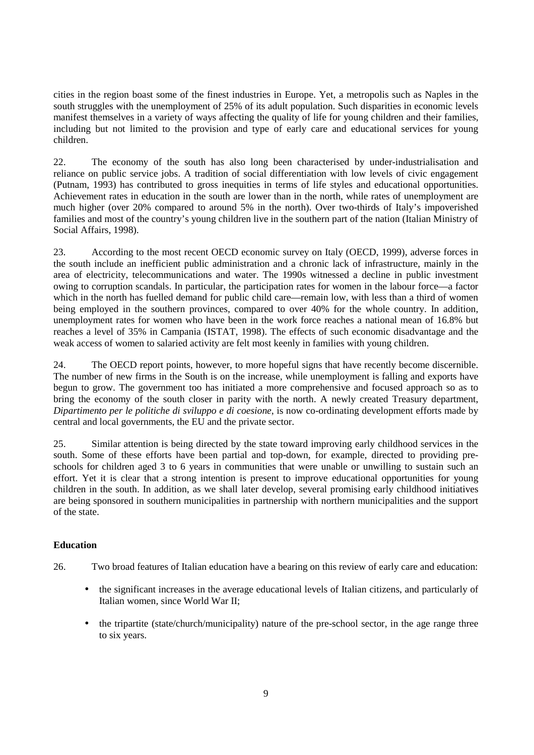cities in the region boast some of the finest industries in Europe. Yet, a metropolis such as Naples in the south struggles with the unemployment of 25% of its adult population. Such disparities in economic levels manifest themselves in a variety of ways affecting the quality of life for young children and their families, including but not limited to the provision and type of early care and educational services for young children.

22. The economy of the south has also long been characterised by under-industrialisation and reliance on public service jobs. A tradition of social differentiation with low levels of civic engagement (Putnam, 1993) has contributed to gross inequities in terms of life styles and educational opportunities. Achievement rates in education in the south are lower than in the north, while rates of unemployment are much higher (over 20% compared to around 5% in the north). Over two-thirds of Italy's impoverished families and most of the country's young children live in the southern part of the nation (Italian Ministry of Social Affairs, 1998).

23. According to the most recent OECD economic survey on Italy (OECD, 1999), adverse forces in the south include an inefficient public administration and a chronic lack of infrastructure, mainly in the area of electricity, telecommunications and water. The 1990s witnessed a decline in public investment owing to corruption scandals. In particular, the participation rates for women in the labour force—a factor which in the north has fuelled demand for public child care—remain low, with less than a third of women being employed in the southern provinces, compared to over 40% for the whole country. In addition, unemployment rates for women who have been in the work force reaches a national mean of 16.8% but reaches a level of 35% in Campania (ISTAT, 1998). The effects of such economic disadvantage and the weak access of women to salaried activity are felt most keenly in families with young children.

24. The OECD report points, however, to more hopeful signs that have recently become discernible. The number of new firms in the South is on the increase, while unemployment is falling and exports have begun to grow. The government too has initiated a more comprehensive and focused approach so as to bring the economy of the south closer in parity with the north. A newly created Treasury department, *Dipartimento per le politiche di sviluppo e di coesione*, is now co-ordinating development efforts made by central and local governments, the EU and the private sector.

25. Similar attention is being directed by the state toward improving early childhood services in the south. Some of these efforts have been partial and top-down, for example, directed to providing pre-schools for children aged 3 to 6 years in communities that were unable or unwilling to sustain such an effort. Yet it is clear that a strong intention is present to improve educational opportunities for young children in the south. In addition, as we shall later develop, several promising early childhood initiatives are being sponsored in southern municipalities in partnership with northern municipalities and the support of the state.

**Education**

26. Two broad features of Italian education have a bearing on this review of early care and education:

- the significant increases in the average educational levels of Italian citizens, and particularly of Italian women, since World War II;
- the tripartite (state/church/municipality) nature of the pre-school sector, in the age range three to six years.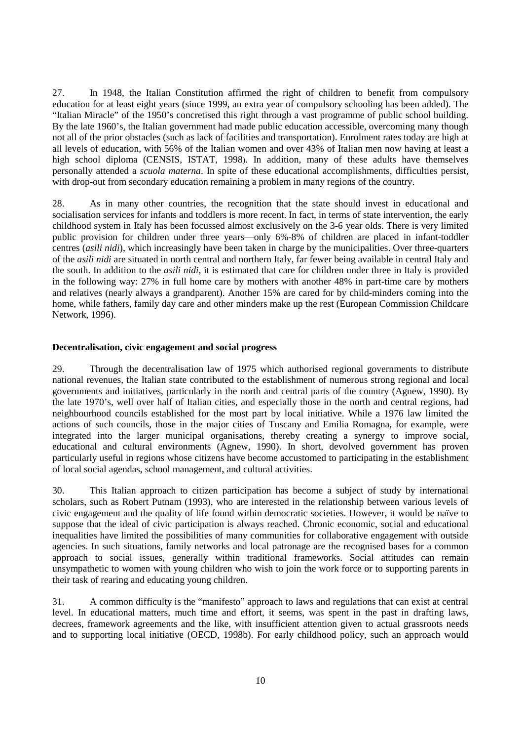27. In 1948, the Italian Constitution affirmed the right of children to benefit from compulsory education for at least eight years (since 1999, an extra year of compulsory schooling has been added). The "Italian Miracle" of the 1950's concretised this right through a vast programme of public school building. By the late 1960's, the Italian government had made public education accessible, overcoming many though not all of the prior obstacles (such as lack of facilities and transportation). Enrolment rates today are high at all levels of education, with 56% of the Italian women and over 43% of Italian men now having at least a high school diploma (CENSIS, ISTAT, 1998). In addition, many of these adults have themselves personally attended a *scuola materna*. In spite of these educational accomplishments, difficulties persist, with drop-out from secondary education remaining a problem in many regions of the country.

28. As in many other countries, the recognition that the state should invest in educational and socialisation services for infants and toddlers is more recent. In fact, in terms of state intervention, the early childhood system in Italy has been focussed almost exclusively on the 3-6 year olds. There is very limited public provision for children under three years—only 6%-8% of children are placed in infant-toddler centres (*asili nidi*), which increasingly have been taken in charge by the municipalities. Over three-quarters of the *asili nidi* are situated in north central and northern Italy, far fewer being available in central Italy and the south. In addition to the *asili nidi*, it is estimated that care for children under three in Italy is provided in the following way: 27% in full home care by mothers with another 48% in part-time care by mothers and relatives (nearly always a grandparent). Another 15% are cared for by child-minders coming into the home, while fathers, family day care and other minders make up the rest (European Commission Childcare Network, 1996).

**Decentralisation, civic engagement and social progress**

29. Through the decentralisation law of 1975 which authorised regional governments to distribute national revenues, the Italian state contributed to the establishment of numerous strong regional and local governments and initiatives, particularly in the north and central parts of the country (Agnew, 1990). By the late 1970's, well over half of Italian cities, and especially those in the north and central regions, had neighbourhood councils established for the most part by local initiative. While a 1976 law limited the actions of such councils, those in the major cities of Tuscany and Emilia Romagna, for example, were integrated into the larger municipal organisations, thereby creating a synergy to improve social, educational and cultural environments (Agnew, 1990). In short, devolved government has proven particularly useful in regions whose citizens have become accustomed to participating in the establishment of local social agendas, school management, and cultural activities.

30. This Italian approach to citizen participation has become a subject of study by international scholars, such as Robert Putnam (1993), who are interested in the relationship between various levels of civic engagement and the quality of life found within democratic societies. However, it would be naïve to suppose that the ideal of civic participation is always reached. Chronic economic, social and educational inequalities have limited the possibilities of many communities for collaborative engagement with outside agencies. In such situations, family networks and local patronage are the recognised bases for a common approach to social issues, generally within traditional frameworks. Social attitudes can remain unsympathetic to women with young children who wish to join the work force or to supporting parents in their task of rearing and educating young children.

31. A common difficulty is the "manifesto" approach to laws and regulations that can exist at central level. In educational matters, much time and effort, it seems, was spent in the past in drafting laws, decrees, framework agreements and the like, with insufficient attention given to actual grassroots needs and to supporting local initiative (OECD, 1998b). For early childhood policy, such an approach would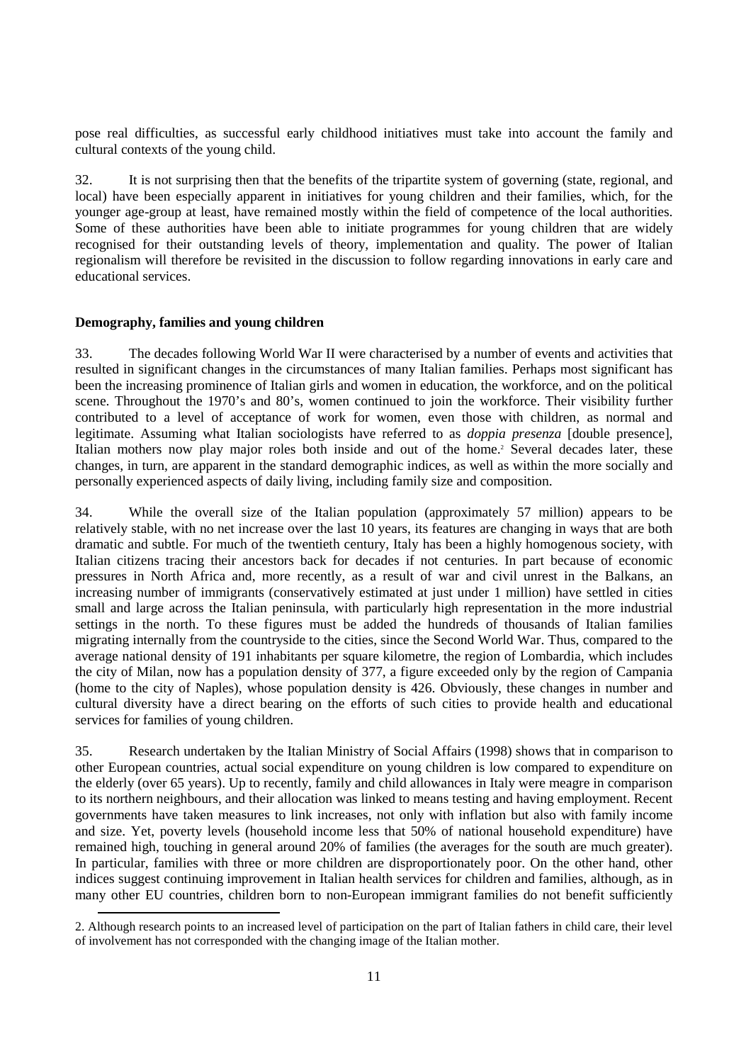pose real difficulties, as successful early childhood initiatives must take into account the family and cultural contexts of the young child.

32. It is not surprising then that the benefits of the tripartite system of governing (state, regional, and local) have been especially apparent in initiatives for young children and their families, which, for the younger age-group at least, have remained mostly within the field of competence of the local authorities. Some of these authorities have been able to initiate programmes for young children that are widely recognised for their outstanding levels of theory, implementation and quality. The power of Italian regionalism will therefore be revisited in the discussion to follow regarding innovations in early care and educational services.

**Demography, families and young children**

33. The decades following World War II were characterised by a number of events and activities that resulted in significant changes in the circumstances of many Italian families. Perhaps most significant has been the increasing prominence of Italian girls and women in education, the workforce, and on the political scene. Throughout the 1970's and 80's, women continued to join the workforce. Their visibility further contributed to a level of acceptance of work for women, even those with children, as normal and legitimate. Assuming what Italian sociologists have referred to as *doppia presenza* [double presence], Italian mothers now play major roles both inside and out of the home.[2] Several decades later, these changes, in turn, are apparent in the standard demographic indices, as well as within the more socially and personally experienced aspects of daily living, including family size and composition.

34. While the overall size of the Italian population (approximately 57 million) appears to be relatively stable, with no net increase over the last 10 years, its features are changing in ways that are both dramatic and subtle. For much of the twentieth century, Italy has been a highly homogenous society, with Italian citizens tracing their ancestors back for decades if not centuries. In part because of economic pressures in North Africa and, more recently, as a result of war and civil unrest in the Balkans, an increasing number of immigrants (conservatively estimated at just under 1 million) have settled in cities small and large across the Italian peninsula, with particularly high representation in the more industrial settings in the north. To these figures must be added the hundreds of thousands of Italian families migrating internally from the countryside to the cities, since the Second World War. Thus, compared to the average national density of 191 inhabitants per square kilometre, the region of Lombardia, which includes the city of Milan, now has a population density of 377, a figure exceeded only by the region of Campania (home to the city of Naples), whose population density is 426. Obviously, these changes in number and cultural diversity have a direct bearing on the efforts of such cities to provide health and educational services for families of young children.

35. Research undertaken by the Italian Ministry of Social Affairs (1998) shows that in comparison to other European countries, actual social expenditure on young children is low compared to expenditure on the elderly (over 65 years). Up to recently, family and child allowances in Italy were meagre in comparison to its northern neighbours, and their allocation was linked to means testing and having employment. Recent governments have taken measures to link increases, not only with inflation but also with family income and size. Yet, poverty levels (household income less that 50% of national household expenditure) have remained high, touching in general around 20% of families (the averages for the south are much greater). In particular, families with three or more children are disproportionately poor. On the other hand, other indices suggest continuing improvement in Italian health services for children and families, although, as in many other EU countries, children born to non-European immigrant families do not benefit sufficiently

2. Although research points to an increased level of participation on the part of Italian fathers in child care, their level of involvement has not corresponded with the changing image of the Italian mother.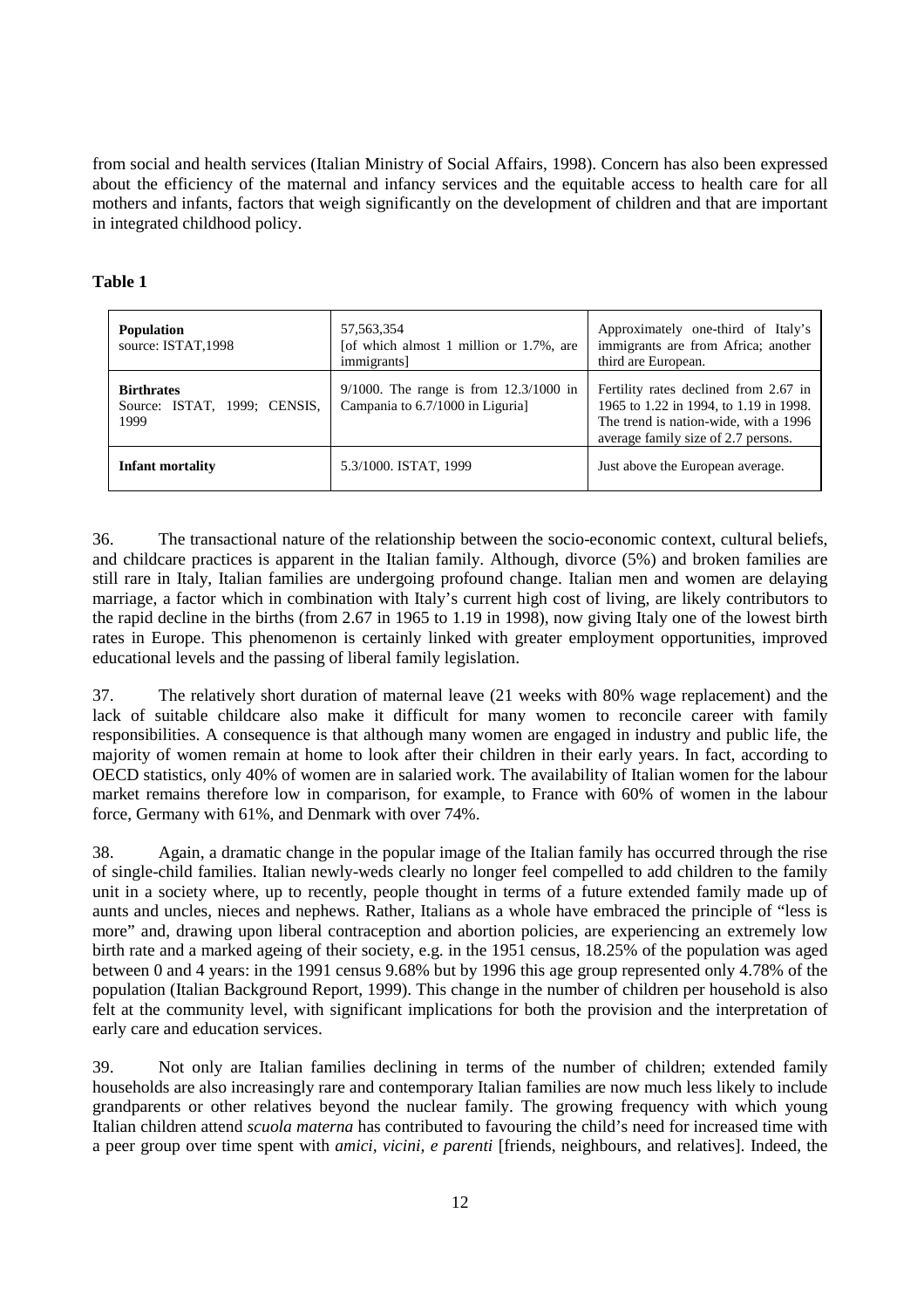from social and health services (Italian Ministry of Social Affairs, 1998). Concern has also been expressed about the efficiency of the maternal and infancy services and the equitable access to health care for all mothers and infants, factors that weigh significantly on the development of children and that are important in integrated childhood policy.

**Table 1**

| | | |
|---|---|---|
| **Population** source: ISTAT,1998 | 57,563,354 [of which almost 1 million or 1.7%, are immigrants] | Approximately one-third of Italy's immigrants are from Africa; another third are European. |
| **Birthrates** Source: ISTAT, 1999; CENSIS, 1999 | 9/1000. The range is from 12.3/1000 in Campania to 6.7/1000 in Liguria] | Fertility rates declined from 2.67 in 1965 to 1.22 in 1994, to 1.19 in 1998. The trend is nation-wide, with a 1996 average family size of 2.7 persons. |
| **Infant mortality** | 5.3/1000. ISTAT, 1999 | Just above the European average. |

36. The transactional nature of the relationship between the socio-economic context, cultural beliefs, and childcare practices is apparent in the Italian family. Although, divorce (5%) and broken families are still rare in Italy, Italian families are undergoing profound change. Italian men and women are delaying marriage, a factor which in combination with Italy's current high cost of living, are likely contributors to the rapid decline in the births (from 2.67 in 1965 to 1.19 in 1998), now giving Italy one of the lowest birth rates in Europe. This phenomenon is certainly linked with greater employment opportunities, improved educational levels and the passing of liberal family legislation.

37. The relatively short duration of maternal leave (21 weeks with 80% wage replacement) and the lack of suitable childcare also make it difficult for many women to reconcile career with family responsibilities. A consequence is that although many women are engaged in industry and public life, the majority of women remain at home to look after their children in their early years. In fact, according to OECD statistics, only 40% of women are in salaried work. The availability of Italian women for the labour market remains therefore low in comparison, for example, to France with 60% of women in the labour force, Germany with 61%, and Denmark with over 74%.

38. Again, a dramatic change in the popular image of the Italian family has occurred through the rise of single-child families. Italian newly-weds clearly no longer feel compelled to add children to the family unit in a society where, up to recently, people thought in terms of a future extended family made up of aunts and uncles, nieces and nephews. Rather, Italians as a whole have embraced the principle of "less is more" and, drawing upon liberal contraception and abortion policies, are experiencing an extremely low birth rate and a marked ageing of their society, e.g. in the 1951 census, 18.25% of the population was aged between 0 and 4 years: in the 1991 census 9.68% but by 1996 this age group represented only 4.78% of the population (Italian Background Report, 1999). This change in the number of children per household is also felt at the community level, with significant implications for both the provision and the interpretation of early care and education services.

39. Not only are Italian families declining in terms of the number of children; extended family households are also increasingly rare and contemporary Italian families are now much less likely to include grandparents or other relatives beyond the nuclear family. The growing frequency with which young Italian children attend *scuola materna* has contributed to favouring the child's need for increased time with a peer group over time spent with *amici, vicini, e parenti* [friends, neighbours, and relatives]. Indeed, the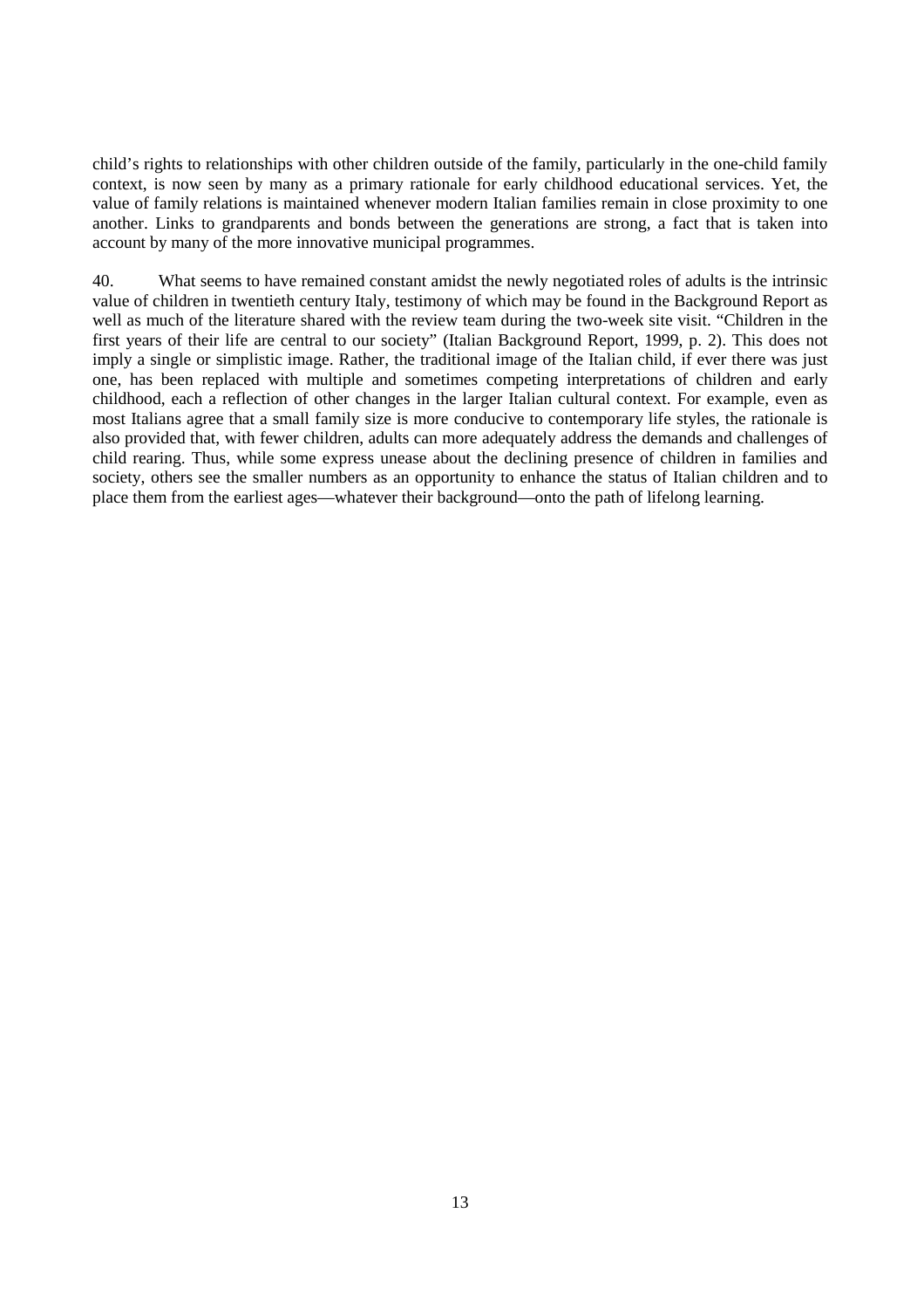child's rights to relationships with other children outside of the family, particularly in the one-child family context, is now seen by many as a primary rationale for early childhood educational services. Yet, the value of family relations is maintained whenever modern Italian families remain in close proximity to one another. Links to grandparents and bonds between the generations are strong, a fact that is taken into account by many of the more innovative municipal programmes.

40. What seems to have remained constant amidst the newly negotiated roles of adults is the intrinsic value of children in twentieth century Italy, testimony of which may be found in the Background Report as well as much of the literature shared with the review team during the two-week site visit. "Children in the first years of their life are central to our society" (Italian Background Report, 1999, p. 2). This does not imply a single or simplistic image. Rather, the traditional image of the Italian child, if ever there was just one, has been replaced with multiple and sometimes competing interpretations of children and early childhood, each a reflection of other changes in the larger Italian cultural context. For example, even as most Italians agree that a small family size is more conducive to contemporary life styles, the rationale is also provided that, with fewer children, adults can more adequately address the demands and challenges of child rearing. Thus, while some express unease about the declining presence of children in families and society, others see the smaller numbers as an opportunity to enhance the status of Italian children and to place them from the earliest ages—whatever their background—onto the path of lifelong learning.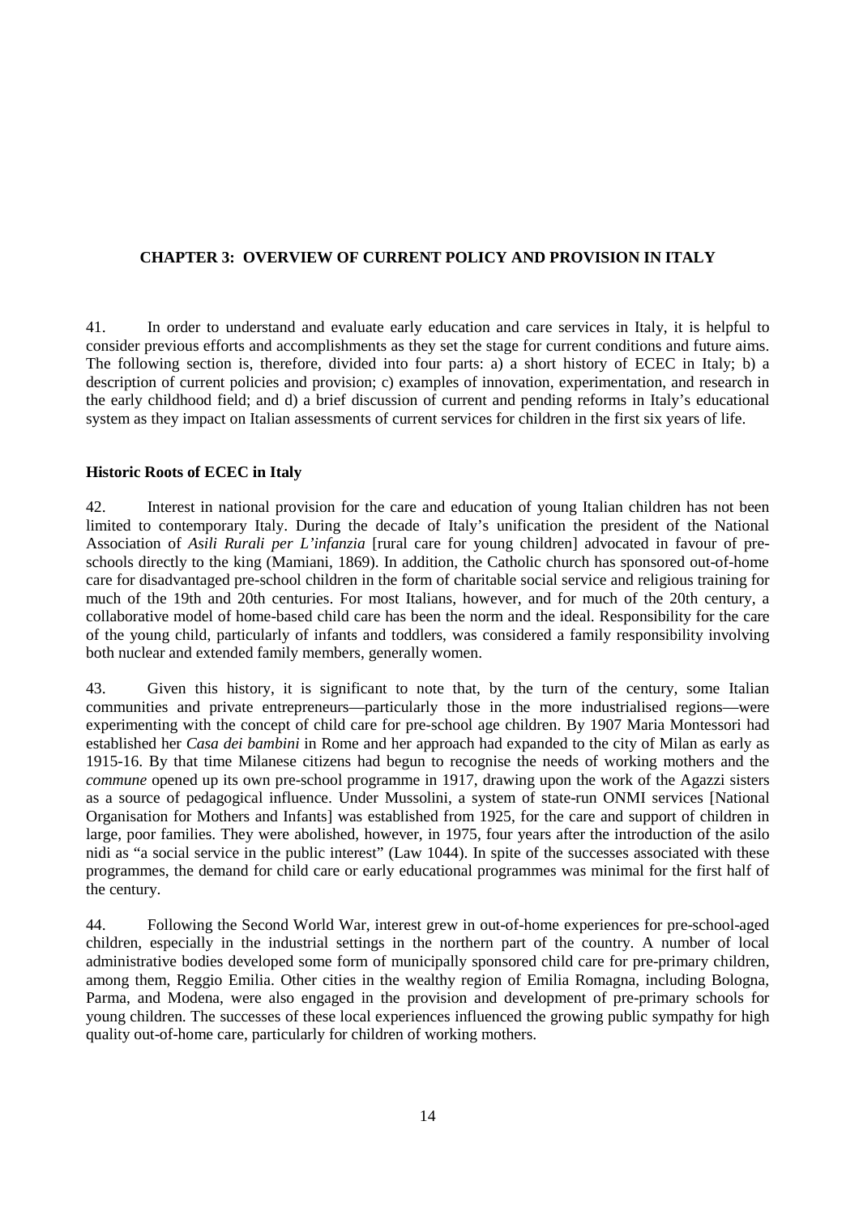## CHAPTER 3: OVERVIEW OF CURRENT POLICY AND PROVISION IN ITALY

41. In order to understand and evaluate early education and care services in Italy, it is helpful to consider previous efforts and accomplishments as they set the stage for current conditions and future aims. The following section is, therefore, divided into four parts: a) a short history of ECEC in Italy; b) a description of current policies and provision; c) examples of innovation, experimentation, and research in the early childhood field; and d) a brief discussion of current and pending reforms in Italy's educational system as they impact on Italian assessments of current services for children in the first six years of life.

### Historic Roots of ECEC in Italy

42. Interest in national provision for the care and education of young Italian children has not been limited to contemporary Italy. During the decade of Italy's unification the president of the National Association of *Asili Rurali per L'infanzia* [rural care for young children] advocated in favour of pre-schools directly to the king (Mamiani, 1869). In addition, the Catholic church has sponsored out-of-home care for disadvantaged pre-school children in the form of charitable social service and religious training for much of the 19th and 20th centuries. For most Italians, however, and for much of the 20th century, a collaborative model of home-based child care has been the norm and the ideal. Responsibility for the care of the young child, particularly of infants and toddlers, was considered a family responsibility involving both nuclear and extended family members, generally women.

43. Given this history, it is significant to note that, by the turn of the century, some Italian communities and private entrepreneurs—particularly those in the more industrialised regions—were experimenting with the concept of child care for pre-school age children. By 1907 Maria Montessori had established her *Casa dei bambini* in Rome and her approach had expanded to the city of Milan as early as 1915-16. By that time Milanese citizens had begun to recognise the needs of working mothers and the *commune* opened up its own pre-school programme in 1917, drawing upon the work of the Agazzi sisters as a source of pedagogical influence. Under Mussolini, a system of state-run ONMI services [National Organisation for Mothers and Infants] was established from 1925, for the care and support of children in large, poor families. They were abolished, however, in 1975, four years after the introduction of the asilo nidi as "a social service in the public interest" (Law 1044). In spite of the successes associated with these programmes, the demand for child care or early educational programmes was minimal for the first half of the century.

44. Following the Second World War, interest grew in out-of-home experiences for pre-school-aged children, especially in the industrial settings in the northern part of the country. A number of local administrative bodies developed some form of municipally sponsored child care for pre-primary children, among them, Reggio Emilia. Other cities in the wealthy region of Emilia Romagna, including Bologna, Parma, and Modena, were also engaged in the provision and development of pre-primary schools for young children. The successes of these local experiences influenced the growing public sympathy for high quality out-of-home care, particularly for children of working mothers.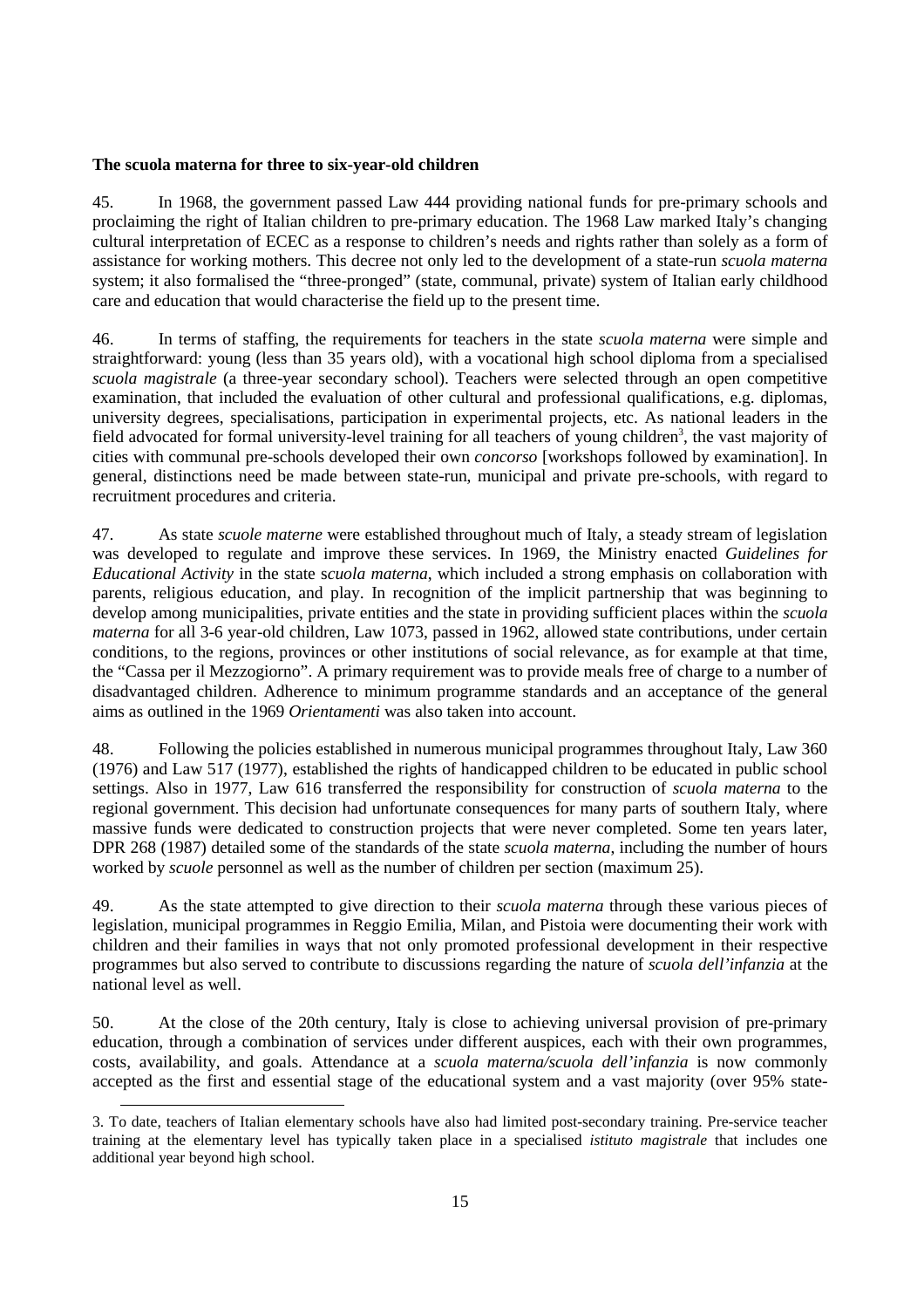**The scuola materna for three to six-year-old children**

45. In 1968, the government passed Law 444 providing national funds for pre-primary schools and proclaiming the right of Italian children to pre-primary education. The 1968 Law marked Italy's changing cultural interpretation of ECEC as a response to children's needs and rights rather than solely as a form of assistance for working mothers. This decree not only led to the development of a state-run *scuola materna* system; it also formalised the "three-pronged" (state, communal, private) system of Italian early childhood care and education that would characterise the field up to the present time.

46. In terms of staffing, the requirements for teachers in the state *scuola materna* were simple and straightforward: young (less than 35 years old), with a vocational high school diploma from a specialised *scuola magistrale* (a three-year secondary school). Teachers were selected through an open competitive examination, that included the evaluation of other cultural and professional qualifications, e.g. diplomas, university degrees, specialisations, participation in experimental projects, etc. As national leaders in the field advocated for formal university-level training for all teachers of young children[3], the vast majority of cities with communal pre-schools developed their own *concorso* [workshops followed by examination]. In general, distinctions need be made between state-run, municipal and private pre-schools, with regard to recruitment procedures and criteria.

47. As state *scuole materne* were established throughout much of Italy, a steady stream of legislation was developed to regulate and improve these services. In 1969, the Ministry enacted *Guidelines for Educational Activity* in the state *scuola materna*, which included a strong emphasis on collaboration with parents, religious education, and play. In recognition of the implicit partnership that was beginning to develop among municipalities, private entities and the state in providing sufficient places within the *scuola materna* for all 3-6 year-old children, Law 1073, passed in 1962, allowed state contributions, under certain conditions, to the regions, provinces or other institutions of social relevance, as for example at that time, the "Cassa per il Mezzogiorno". A primary requirement was to provide meals free of charge to a number of disadvantaged children. Adherence to minimum programme standards and an acceptance of the general aims as outlined in the 1969 *Orientamenti* was also taken into account.

48. Following the policies established in numerous municipal programmes throughout Italy, Law 360 (1976) and Law 517 (1977), established the rights of handicapped children to be educated in public school settings. Also in 1977, Law 616 transferred the responsibility for construction of *scuola materna* to the regional government. This decision had unfortunate consequences for many parts of southern Italy, where massive funds were dedicated to construction projects that were never completed. Some ten years later, DPR 268 (1987) detailed some of the standards of the state *scuola materna*, including the number of hours worked by *scuole* personnel as well as the number of children per section (maximum 25).

49. As the state attempted to give direction to their *scuola materna* through these various pieces of legislation, municipal programmes in Reggio Emilia, Milan, and Pistoia were documenting their work with children and their families in ways that not only promoted professional development in their respective programmes but also served to contribute to discussions regarding the nature of *scuola dell'infanzia* at the national level as well.

50. At the close of the 20th century, Italy is close to achieving universal provision of pre-primary education, through a combination of services under different auspices, each with their own programmes, costs, availability, and goals. Attendance at a *scuola materna/scuola dell'infanzia* is now commonly accepted as the first and essential stage of the educational system and a vast majority (over 95% state-

3. To date, teachers of Italian elementary schools have also had limited post-secondary training. Pre-service teacher training at the elementary level has typically taken place in a specialised *istituto magistrale* that includes one additional year beyond high school.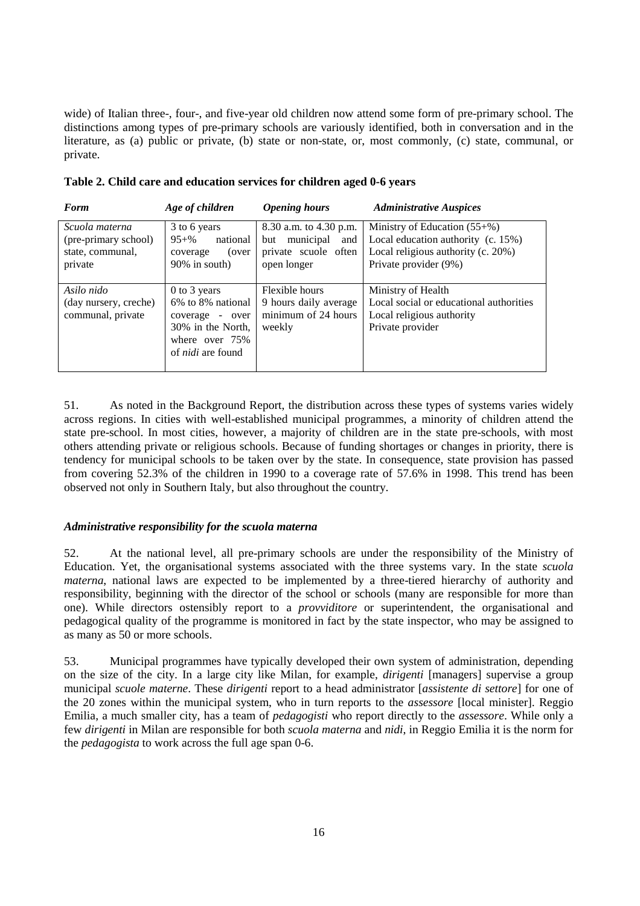wide) of Italian three-, four-, and five-year old children now attend some form of pre-primary school. The distinctions among types of pre-primary schools are variously identified, both in conversation and in the literature, as (a) public or private, (b) state or non-state, or, most commonly, (c) state, communal, or private.

**Table 2. Child care and education services for children aged 0-6 years**

| *Form* | *Age of children* | *Opening hours* | *Administrative Auspices* |
|---|---|---|---|
| *Scuola materna* (pre-primary school) state, communal, private | 3 to 6 years 95+% national coverage (over 90% in south) | 8.30 a.m. to 4.30 p.m. but municipal and private scuole often open longer | Ministry of Education (55+%) Local education authority (c. 15%) Local religious authority (c. 20%) Private provider (9%) |
| *Asilo nido* (day nursery, creche) communal, private | 0 to 3 years 6% to 8% national coverage - over 30% in the North, where over 75% of *nidi* are found | Flexible hours 9 hours daily average minimum of 24 hours weekly | Ministry of Health Local social or educational authorities Local religious authority Private provider |

51. As noted in the Background Report, the distribution across these types of systems varies widely across regions. In cities with well-established municipal programmes, a minority of children attend the state pre-school. In most cities, however, a majority of children are in the state pre-schools, with most others attending private or religious schools. Because of funding shortages or changes in priority, there is tendency for municipal schools to be taken over by the state. In consequence, state provision has passed from covering 52.3% of the children in 1990 to a coverage rate of 57.6% in 1998. This trend has been observed not only in Southern Italy, but also throughout the country.

### *Administrative responsibility for the scuola materna*

52. At the national level, all pre-primary schools are under the responsibility of the Ministry of Education. Yet, the organisational systems associated with the three systems vary. In the state *scuola materna*, national laws are expected to be implemented by a three-tiered hierarchy of authority and responsibility, beginning with the director of the school or schools (many are responsible for more than one). While directors ostensibly report to a *provveditore* or superintendent, the organisational and pedagogical quality of the programme is monitored in fact by the state inspector, who may be assigned to as many as 50 or more schools.

53. Municipal programmes have typically developed their own system of administration, depending on the size of the city. In a large city like Milan, for example, *dirigenti* [managers] supervise a group municipal *scuole materne*. These *dirigenti* report to a head administrator [*assistente di settore*] for one of the 20 zones within the municipal system, who in turn reports to the *assessore* [local minister]. Reggio Emilia, a much smaller city, has a team of *pedagogisti* who report directly to the *assessore*. While only a few *dirigenti* in Milan are responsible for both *scuola materna* and *nidi*, in Reggio Emilia it is the norm for the *pedagogista* to work across the full age span 0-6.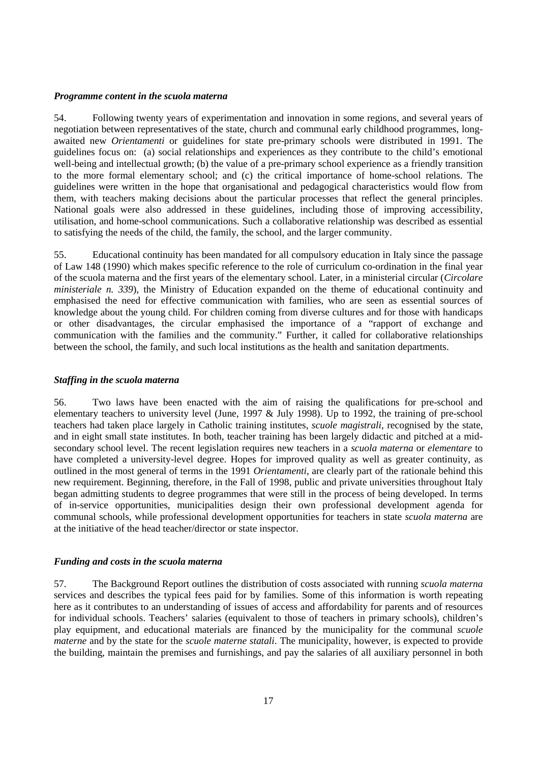### *Programme content in the scuola materna*

54. Following twenty years of experimentation and innovation in some regions, and several years of negotiation between representatives of the state, church and communal early childhood programmes, long-awaited new *Orientamenti* or guidelines for state pre-primary schools were distributed in 1991. The guidelines focus on: (a) social relationships and experiences as they contribute to the child's emotional well-being and intellectual growth; (b) the value of a pre-primary school experience as a friendly transition to the more formal elementary school; and (c) the critical importance of home-school relations. The guidelines were written in the hope that organisational and pedagogical characteristics would flow from them, with teachers making decisions about the particular processes that reflect the general principles. National goals were also addressed in these guidelines, including those of improving accessibility, utilisation, and home-school communications. Such a collaborative relationship was described as essential to satisfying the needs of the child, the family, the school, and the larger community.

55. Educational continuity has been mandated for all compulsory education in Italy since the passage of Law 148 (1990) which makes specific reference to the role of curriculum co-ordination in the final year of the scuola materna and the first years of the elementary school. Later, in a ministerial circular (*Circolare ministeriale n. 339*), the Ministry of Education expanded on the theme of educational continuity and emphasised the need for effective communication with families, who are seen as essential sources of knowledge about the young child. For children coming from diverse cultures and for those with handicaps or other disadvantages, the circular emphasised the importance of a "rapport of exchange and communication with the families and the community." Further, it called for collaborative relationships between the school, the family, and such local institutions as the health and sanitation departments.

### *Staffing in the scuola materna*

56. Two laws have been enacted with the aim of raising the qualifications for pre-school and elementary teachers to university level (June, 1997 & July 1998). Up to 1992, the training of pre-school teachers had taken place largely in Catholic training institutes, *scuole magistrali*, recognised by the state, and in eight small state institutes. In both, teacher training has been largely didactic and pitched at a mid-secondary school level. The recent legislation requires new teachers in a *scuola materna* or *elementare* to have completed a university-level degree. Hopes for improved quality as well as greater continuity, as outlined in the most general of terms in the 1991 *Orientamenti*, are clearly part of the rationale behind this new requirement. Beginning, therefore, in the Fall of 1998, public and private universities throughout Italy began admitting students to degree programmes that were still in the process of being developed. In terms of in-service opportunities, municipalities design their own professional development agenda for communal schools, while professional development opportunities for teachers in state *scuola materna* are at the initiative of the head teacher/director or state inspector.

### *Funding and costs in the scuola materna*

57. The Background Report outlines the distribution of costs associated with running *scuola materna* services and describes the typical fees paid for by families. Some of this information is worth repeating here as it contributes to an understanding of issues of access and affordability for parents and of resources for individual schools. Teachers' salaries (equivalent to those of teachers in primary schools), children's play equipment, and educational materials are financed by the municipality for the communal *scuole materne* and by the state for the *scuole materne statali*. The municipality, however, is expected to provide the building, maintain the premises and furnishings, and pay the salaries of all auxiliary personnel in both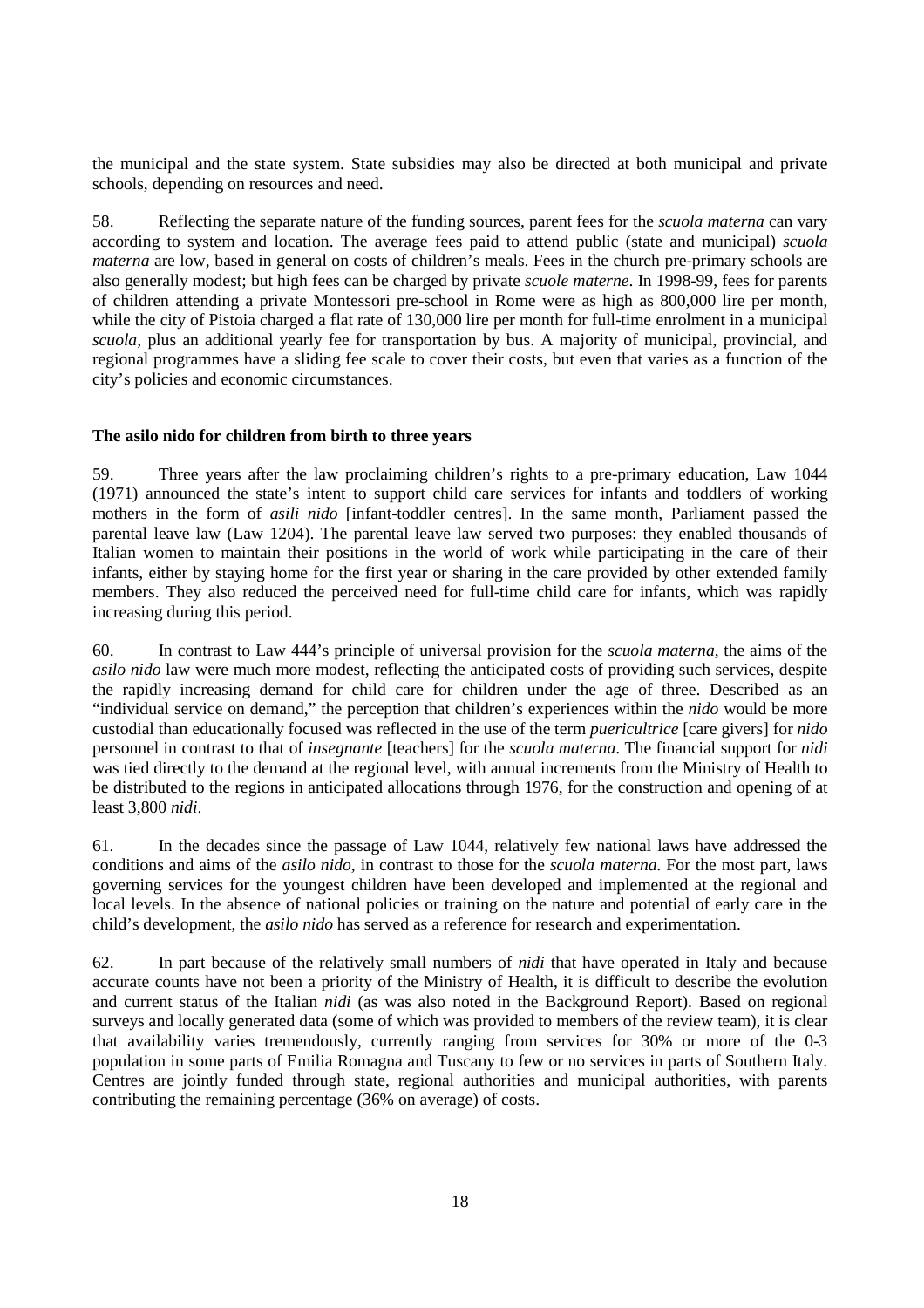the municipal and the state system. State subsidies may also be directed at both municipal and private schools, depending on resources and need.

58. Reflecting the separate nature of the funding sources, parent fees for the *scuola materna* can vary according to system and location. The average fees paid to attend public (state and municipal) *scuola materna* are low, based in general on costs of children's meals. Fees in the church pre-primary schools are also generally modest; but high fees can be charged by private *scuole materne*. In 1998-99, fees for parents of children attending a private Montessori pre-school in Rome were as high as 800,000 lire per month, while the city of Pistoia charged a flat rate of 130,000 lire per month for full-time enrolment in a municipal *scuola*, plus an additional yearly fee for transportation by bus. A majority of municipal, provincial, and regional programmes have a sliding fee scale to cover their costs, but even that varies as a function of the city's policies and economic circumstances.

**The asilo nido for children from birth to three years**

59. Three years after the law proclaiming children's rights to a pre-primary education, Law 1044 (1971) announced the state's intent to support child care services for infants and toddlers of working mothers in the form of *asili nido* [infant-toddler centres]. In the same month, Parliament passed the parental leave law (Law 1204). The parental leave law served two purposes: they enabled thousands of Italian women to maintain their positions in the world of work while participating in the care of their infants, either by staying home for the first year or sharing in the care provided by other extended family members. They also reduced the perceived need for full-time child care for infants, which was rapidly increasing during this period.

60. In contrast to Law 444's principle of universal provision for the *scuola materna*, the aims of the *asilo nido* law were much more modest, reflecting the anticipated costs of providing such services, despite the rapidly increasing demand for child care for children under the age of three. Described as an "individual service on demand," the perception that children's experiences within the *nido* would be more custodial than educationally focused was reflected in the use of the term *puericultrice* [care givers] for *nido* personnel in contrast to that of *insegnante* [teachers] for the *scuola materna*. The financial support for *nidi* was tied directly to the demand at the regional level, with annual increments from the Ministry of Health to be distributed to the regions in anticipated allocations through 1976, for the construction and opening of at least 3,800 *nidi*.

61. In the decades since the passage of Law 1044, relatively few national laws have addressed the conditions and aims of the *asilo nido*, in contrast to those for the *scuola materna*. For the most part, laws governing services for the youngest children have been developed and implemented at the regional and local levels. In the absence of national policies or training on the nature and potential of early care in the child's development, the *asilo nido* has served as a reference for research and experimentation.

62. In part because of the relatively small numbers of *nidi* that have operated in Italy and because accurate counts have not been a priority of the Ministry of Health, it is difficult to describe the evolution and current status of the Italian *nidi* (as was also noted in the Background Report). Based on regional surveys and locally generated data (some of which was provided to members of the review team), it is clear that availability varies tremendously, currently ranging from services for 30% or more of the 0-3 population in some parts of Emilia Romagna and Tuscany to few or no services in parts of Southern Italy. Centres are jointly funded through state, regional authorities and municipal authorities, with parents contributing the remaining percentage (36% on average) of costs.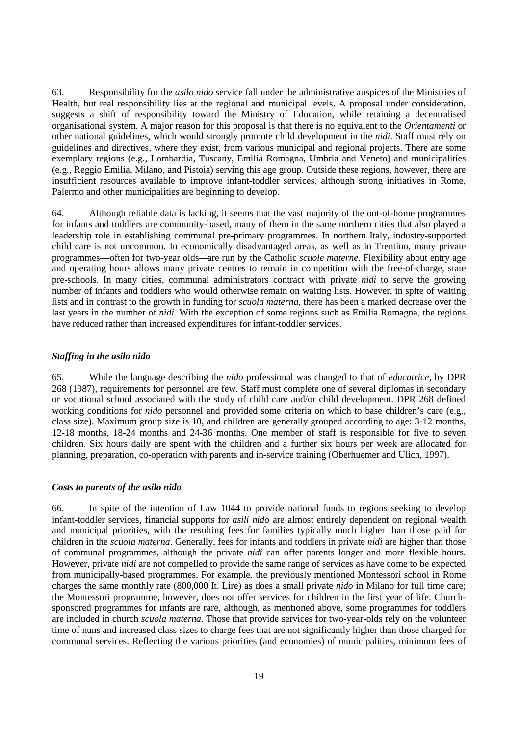63. Responsibility for the *asilo nido* service fall under the administrative auspices of the Ministries of Health, but real responsibility lies at the regional and municipal levels. A proposal under consideration, suggests a shift of responsibility toward the Ministry of Education, while retaining a decentralised organisational system. A major reason for this proposal is that there is no equivalent to the *Orientamenti* or other national guidelines, which would strongly promote child development in the *nidi*. Staff must rely on guidelines and directives, where they exist, from various municipal and regional projects. There are some exemplary regions (e.g., Lombardia, Tuscany, Emilia Romagna, Umbria and Veneto) and municipalities (e.g., Reggio Emilia, Milano, and Pistoia) serving this age group. Outside these regions, however, there are insufficient resources available to improve infant-toddler services, although strong initiatives in Rome, Palermo and other municipalities are beginning to develop.

64. Although reliable data is lacking, it seems that the vast majority of the out-of-home programmes for infants and toddlers are community-based, many of them in the same northern cities that also played a leadership role in establishing communal pre-primary programmes. In northern Italy, industry-supported child care is not uncommon. In economically disadvantaged areas, as well as in Trentino, many private programmes—often for two-year olds—are run by the Catholic *scuole materne*. Flexibility about entry age and operating hours allows many private centres to remain in competition with the free-of-charge, state pre-schools. In many cities, communal administrators contract with private *nidi* to serve the growing number of infants and toddlers who would otherwise remain on waiting lists. However, in spite of waiting lists and in contrast to the growth in funding for *scuola materna*, there has been a marked decrease over the last years in the number of *nidi*. With the exception of some regions such as Emilia Romagna, the regions have reduced rather than increased expenditures for infant-toddler services.

### *Staffing in the asilo nido*

65. While the language describing the *nido* professional was changed to that of *educatrice*, by DPR 268 (1987), requirements for personnel are few. Staff must complete one of several diplomas in secondary or vocational school associated with the study of child care and/or child development. DPR 268 defined working conditions for *nido* personnel and provided some criteria on which to base children's care (e.g., class size). Maximum group size is 10, and children are generally grouped according to age: 3-12 months, 12-18 months, 18-24 months and 24-36 months. One member of staff is responsible for five to seven children. Six hours daily are spent with the children and a further six hours per week are allocated for planning, preparation, co-operation with parents and in-service training (Oberhuemer and Ulich, 1997).

### *Costs to parents of the asilo nido*

66. In spite of the intention of Law 1044 to provide national funds to regions seeking to develop infant-toddler services, financial supports for *asili nido* are almost entirely dependent on regional wealth and municipal priorities, with the resulting fees for families typically much higher than those paid for children in the *scuola materna*. Generally, fees for infants and toddlers in private *nidi* are higher than those of communal programmes, although the private *nidi* can offer parents longer and more flexible hours. However, private *nidi* are not compelled to provide the same range of services as have come to be expected from municipally-based programmes. For example, the previously mentioned Montessori school in Rome charges the same monthly rate (800,000 It. Lire) as does a small private *nido* in Milano for full time care; the Montessori programme, however, does not offer services for children in the first year of life. Church-sponsored programmes for infants are rare, although, as mentioned above, some programmes for toddlers are included in church *scuola materna*. Those that provide services for two-year-olds rely on the volunteer time of nuns and increased class sizes to charge fees that are not significantly higher than those charged for communal services. Reflecting the various priorities (and economies) of municipalities, minimum fees of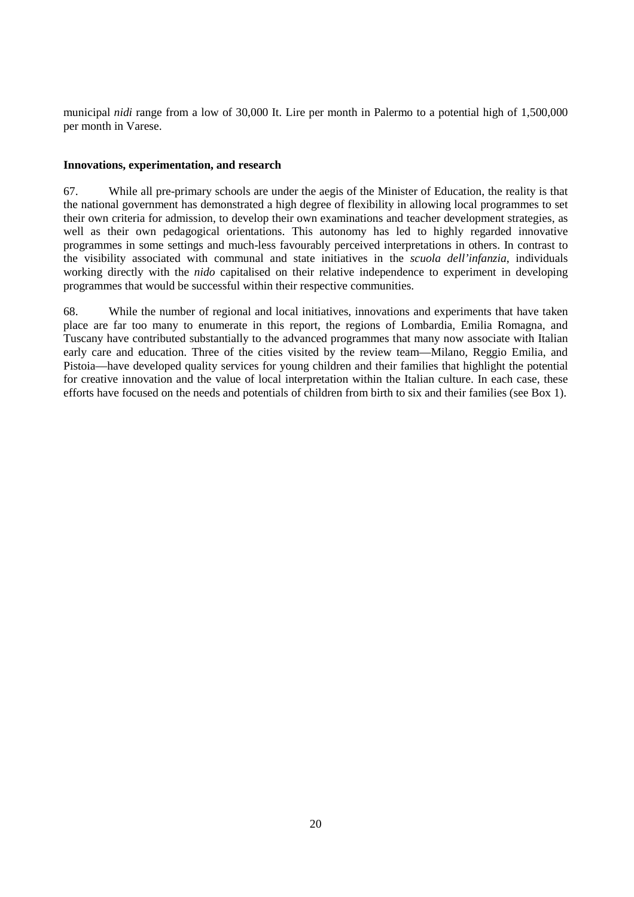municipal *nidi* range from a low of 30,000 It. Lire per month in Palermo to a potential high of 1,500,000 per month in Varese.

**Innovations, experimentation, and research**

67. While all pre-primary schools are under the aegis of the Minister of Education, the reality is that the national government has demonstrated a high degree of flexibility in allowing local programmes to set their own criteria for admission, to develop their own examinations and teacher development strategies, as well as their own pedagogical orientations. This autonomy has led to highly regarded innovative programmes in some settings and much-less favourably perceived interpretations in others. In contrast to the visibility associated with communal and state initiatives in the *scuola dell'infanzia*, individuals working directly with the *nido* capitalised on their relative independence to experiment in developing programmes that would be successful within their respective communities.

68. While the number of regional and local initiatives, innovations and experiments that have taken place are far too many to enumerate in this report, the regions of Lombardia, Emilia Romagna, and Tuscany have contributed substantially to the advanced programmes that many now associate with Italian early care and education. Three of the cities visited by the review team—Milano, Reggio Emilia, and Pistoia—have developed quality services for young children and their families that highlight the potential for creative innovation and the value of local interpretation within the Italian culture. In each case, these efforts have focused on the needs and potentials of children from birth to six and their families (see Box 1).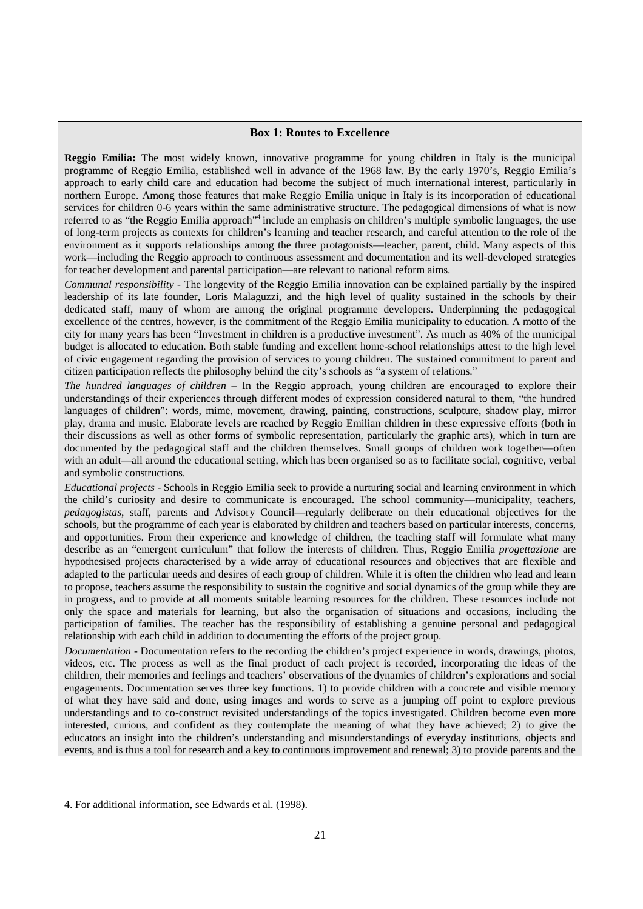**Box 1: Routes to Excellence**

**Reggio Emilia:** The most widely known, innovative programme for young children in Italy is the municipal programme of Reggio Emilia, established well in advance of the 1968 law. By the early 1970's, Reggio Emilia's approach to early child care and education had become the subject of much international interest, particularly in northern Europe. Among those features that make Reggio Emilia unique in Italy is its incorporation of educational services for children 0-6 years within the same administrative structure. The pedagogical dimensions of what is now referred to as "the Reggio Emilia approach"[4] include an emphasis on children's multiple symbolic languages, the use of long-term projects as contexts for children's learning and teacher research, and careful attention to the role of the environment as it supports relationships among the three protagonists—teacher, parent, child. Many aspects of this work—including the Reggio approach to continuous assessment and documentation and its well-developed strategies for teacher development and parental participation—are relevant to national reform aims.

*Communal responsibility* - The longevity of the Reggio Emilia innovation can be explained partially by the inspired leadership of its late founder, Loris Malaguzzi, and the high level of quality sustained in the schools by their dedicated staff, many of whom are among the original programme developers. Underpinning the pedagogical excellence of the centres, however, is the commitment of the Reggio Emilia municipality to education. A motto of the city for many years has been "Investment in children is a productive investment". As much as 40% of the municipal budget is allocated to education. Both stable funding and excellent home-school relationships attest to the high level of civic engagement regarding the provision of services to young children. The sustained commitment to parent and citizen participation reflects the philosophy behind the city's schools as "a system of relations."

*The hundred languages of children* – In the Reggio approach, young children are encouraged to explore their understandings of their experiences through different modes of expression considered natural to them, "the hundred languages of children": words, mime, movement, drawing, painting, constructions, sculpture, shadow play, mirror play, drama and music. Elaborate levels are reached by Reggio Emilian children in these expressive efforts (both in their discussions as well as other forms of symbolic representation, particularly the graphic arts), which in turn are documented by the pedagogical staff and the children themselves. Small groups of children work together—often with an adult—all around the educational setting, which has been organised so as to facilitate social, cognitive, verbal and symbolic constructions.

*Educational projects* - Schools in Reggio Emilia seek to provide a nurturing social and learning environment in which the child's curiosity and desire to communicate is encouraged. The school community—municipality, teachers, *pedagogistas*, staff, parents and Advisory Council—regularly deliberate on their educational objectives for the schools, but the programme of each year is elaborated by children and teachers based on particular interests, concerns, and opportunities. From their experience and knowledge of children, the teaching staff will formulate what many describe as an "emergent curriculum" that follow the interests of children. Thus, Reggio Emilia *progettazione* are hypothesised projects characterised by a wide array of educational resources and objectives that are flexible and adapted to the particular needs and desires of each group of children. While it is often the children who lead and learn to propose, teachers assume the responsibility to sustain the cognitive and social dynamics of the group while they are in progress, and to provide at all moments suitable learning resources for the children. These resources include not only the space and materials for learning, but also the organisation of situations and occasions, including the participation of families. The teacher has the responsibility of establishing a genuine personal and pedagogical relationship with each child in addition to documenting the efforts of the project group.

*Documentation* - Documentation refers to the recording the children's project experience in words, drawings, photos, videos, etc. The process as well as the final product of each project is recorded, incorporating the ideas of the children, their memories and feelings and teachers' observations of the dynamics of children's explorations and social engagements. Documentation serves three key functions. 1) to provide children with a concrete and visible memory of what they have said and done, using images and words to serve as a jumping off point to explore previous understandings and to co-construct revisited understandings of the topics investigated. Children become even more interested, curious, and confident as they contemplate the meaning of what they have achieved; 2) to give the educators an insight into the children's understanding and misunderstandings of everyday institutions, objects and events, and is thus a tool for research and a key to continuous improvement and renewal; 3) to provide parents and the

4. For additional information, see Edwards et al. (1998).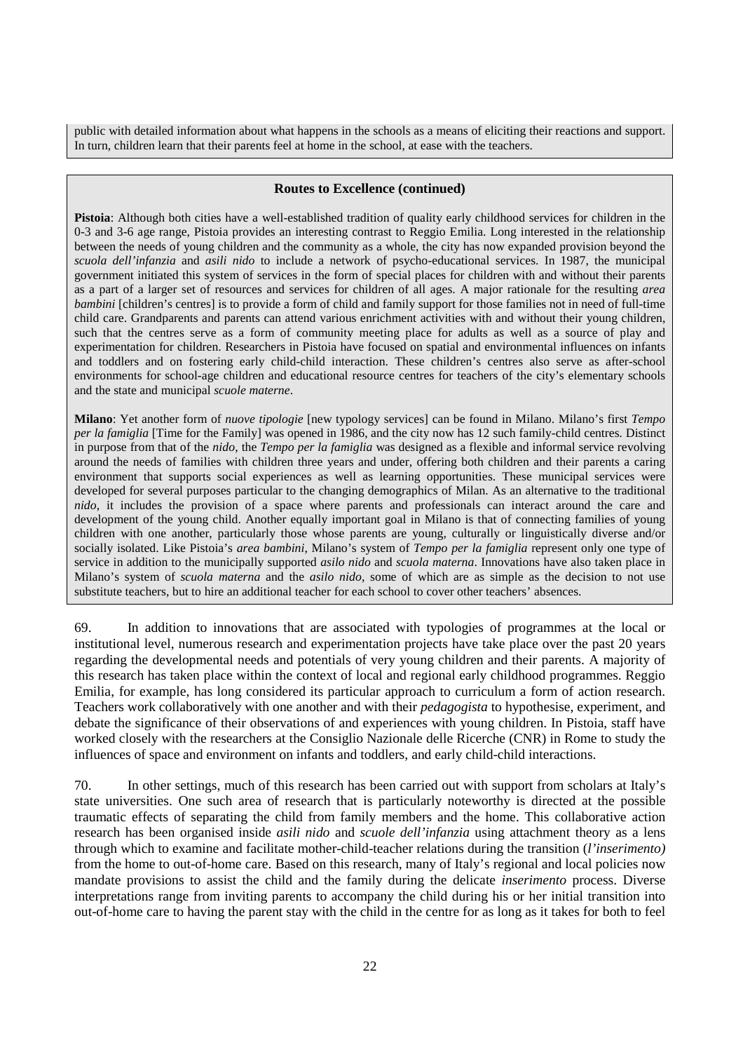public with detailed information about what happens in the schools as a means of eliciting their reactions and support. In turn, children learn that their parents feel at home in the school, at ease with the teachers.

**Routes to Excellence (continued)**

**Pistoia**: Although both cities have a well-established tradition of quality early childhood services for children in the 0-3 and 3-6 age range, Pistoia provides an interesting contrast to Reggio Emilia. Long interested in the relationship between the needs of young children and the community as a whole, the city has now expanded provision beyond the *scuola dell'infanzia* and *asili nido* to include a network of psycho-educational services. In 1987, the municipal government initiated this system of services in the form of special places for children with and without their parents as a part of a larger set of resources and services for children of all ages. A major rationale for the resulting *area bambini* [children's centres] is to provide a form of child and family support for those families not in need of full-time child care. Grandparents and parents can attend various enrichment activities with and without their young children, such that the centres serve as a form of community meeting place for adults as well as a source of play and experimentation for children. Researchers in Pistoia have focused on spatial and environmental influences on infants and toddlers and on fostering early child-child interaction. These children's centres also serve as after-school environments for school-age children and educational resource centres for teachers of the city's elementary schools and the state and municipal *scuole materne*.

**Milano**: Yet another form of *nuove tipologie* [new typology services] can be found in Milano. Milano's first *Tempo per la famiglia* [Time for the Family] was opened in 1986, and the city now has 12 such family-child centres. Distinct in purpose from that of the *nido*, the *Tempo per la famiglia* was designed as a flexible and informal service revolving around the needs of families with children three years and under, offering both children and their parents a caring environment that supports social experiences as well as learning opportunities. These municipal services were developed for several purposes particular to the changing demographics of Milan. As an alternative to the traditional *nido*, it includes the provision of a space where parents and professionals can interact around the care and development of the young child. Another equally important goal in Milano is that of connecting families of young children with one another, particularly those whose parents are young, culturally or linguistically diverse and/or socially isolated. Like Pistoia's *area bambini*, Milano's system of *Tempo per la famiglia* represent only one type of service in addition to the municipally supported *asilo nido* and *scuola materna*. Innovations have also taken place in Milano's system of *scuola materna* and the *asilo nido*, some of which are as simple as the decision to not use substitute teachers, but to hire an additional teacher for each school to cover other teachers' absences.

69. In addition to innovations that are associated with typologies of programmes at the local or institutional level, numerous research and experimentation projects have take place over the past 20 years regarding the developmental needs and potentials of very young children and their parents. A majority of this research has taken place within the context of local and regional early childhood programmes. Reggio Emilia, for example, has long considered its particular approach to curriculum a form of action research. Teachers work collaboratively with one another and with their *pedagogista* to hypothesise, experiment, and debate the significance of their observations of and experiences with young children. In Pistoia, staff have worked closely with the researchers at the Consiglio Nazionale delle Ricerche (CNR) in Rome to study the influences of space and environment on infants and toddlers, and early child-child interactions.

70. In other settings, much of this research has been carried out with support from scholars at Italy's state universities. One such area of research that is particularly noteworthy is directed at the possible traumatic effects of separating the child from family members and the home. This collaborative action research has been organised inside *asili nido* and *scuole dell'infanzia* using attachment theory as a lens through which to examine and facilitate mother-child-teacher relations during the transition (*l'inserimento)* from the home to out-of-home care. Based on this research, many of Italy's regional and local policies now mandate provisions to assist the child and the family during the delicate *inserimento* process. Diverse interpretations range from inviting parents to accompany the child during his or her initial transition into out-of-home care to having the parent stay with the child in the centre for as long as it takes for both to feel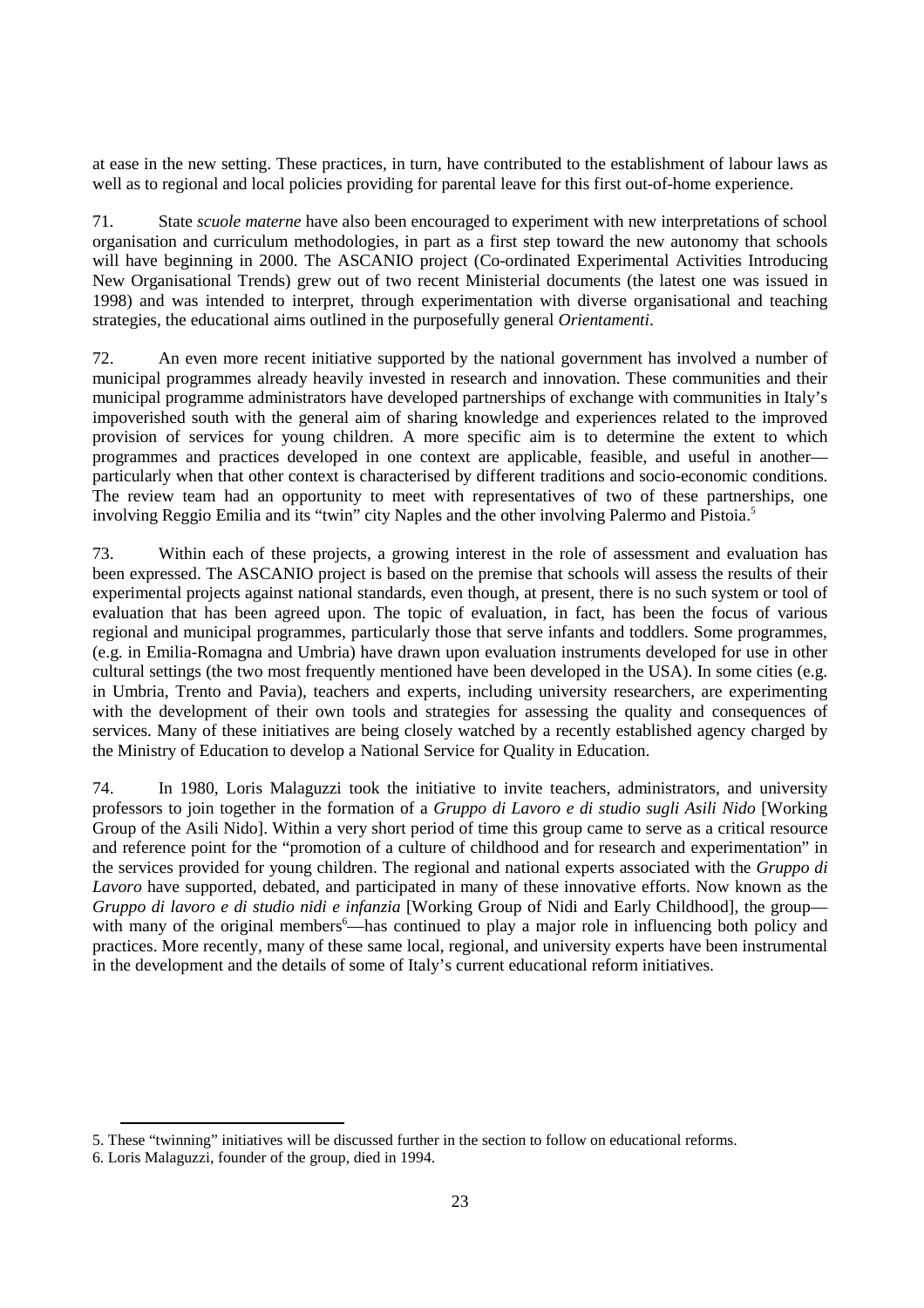at ease in the new setting. These practices, in turn, have contributed to the establishment of labour laws as well as to regional and local policies providing for parental leave for this first out-of-home experience.

71. State *scuole materne* have also been encouraged to experiment with new interpretations of school organisation and curriculum methodologies, in part as a first step toward the new autonomy that schools will have beginning in 2000. The ASCANIO project (Co-ordinated Experimental Activities Introducing New Organisational Trends) grew out of two recent Ministerial documents (the latest one was issued in 1998) and was intended to interpret, through experimentation with diverse organisational and teaching strategies, the educational aims outlined in the purposefully general *Orientamenti*.

72. An even more recent initiative supported by the national government has involved a number of municipal programmes already heavily invested in research and innovation. These communities and their municipal programme administrators have developed partnerships of exchange with communities in Italy's impoverished south with the general aim of sharing knowledge and experiences related to the improved provision of services for young children. A more specific aim is to determine the extent to which programmes and practices developed in one context are applicable, feasible, and useful in another—particularly when that other context is characterised by different traditions and socio-economic conditions. The review team had an opportunity to meet with representatives of two of these partnerships, one involving Reggio Emilia and its "twin" city Naples and the other involving Palermo and Pistoia.[5]

73. Within each of these projects, a growing interest in the role of assessment and evaluation has been expressed. The ASCANIO project is based on the premise that schools will assess the results of their experimental projects against national standards, even though, at present, there is no such system or tool of evaluation that has been agreed upon. The topic of evaluation, in fact, has been the focus of various regional and municipal programmes, particularly those that serve infants and toddlers. Some programmes, (e.g. in Emilia-Romagna and Umbria) have drawn upon evaluation instruments developed for use in other cultural settings (the two most frequently mentioned have been developed in the USA). In some cities (e.g. in Umbria, Trento and Pavia), teachers and experts, including university researchers, are experimenting with the development of their own tools and strategies for assessing the quality and consequences of services. Many of these initiatives are being closely watched by a recently established agency charged by the Ministry of Education to develop a National Service for Quality in Education.

74. In 1980, Loris Malaguzzi took the initiative to invite teachers, administrators, and university professors to join together in the formation of a *Gruppo di Lavoro e di studio sugli Asili Nido* [Working Group of the Asili Nido]. Within a very short period of time this group came to serve as a critical resource and reference point for the "promotion of a culture of childhood and for research and experimentation" in the services provided for young children. The regional and national experts associated with the *Gruppo di Lavoro* have supported, debated, and participated in many of these innovative efforts. Now known as the *Gruppo di lavoro e di studio nidi e infanzia* [Working Group of Nidi and Early Childhood], the group—with many of the original members[6]—has continued to play a major role in influencing both policy and practices. More recently, many of these same local, regional, and university experts have been instrumental in the development and the details of some of Italy's current educational reform initiatives.

5. These "twinning" initiatives will be discussed further in the section to follow on educational reforms.

6. Loris Malaguzzi, founder of the group, died in 1994.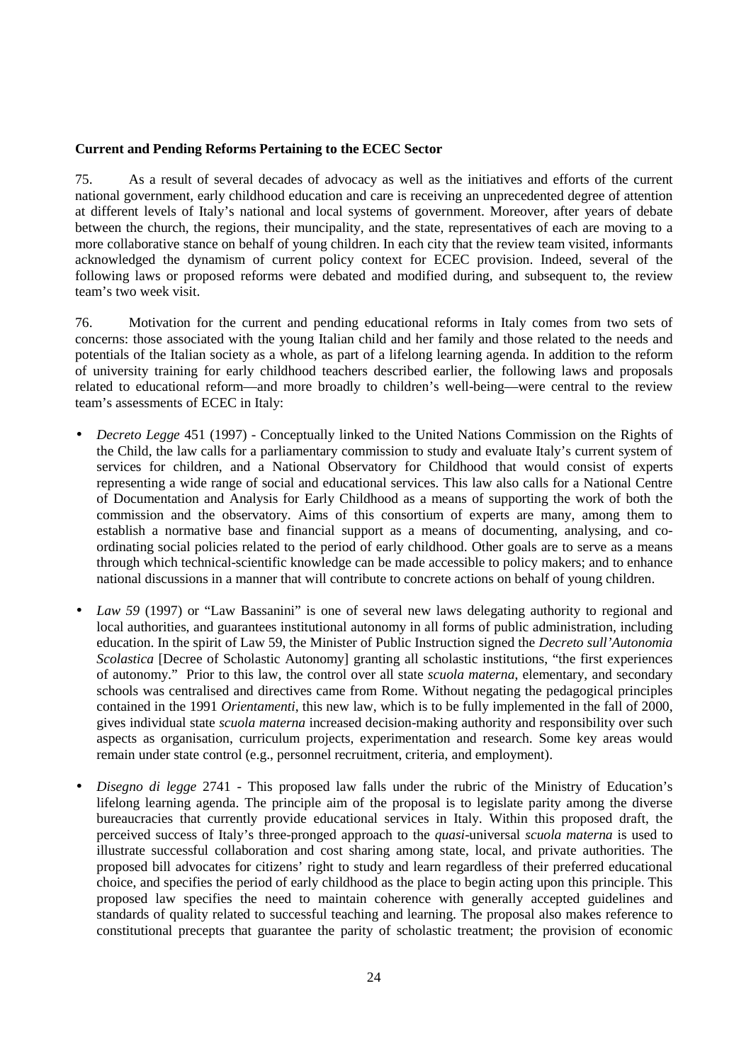**Current and Pending Reforms Pertaining to the ECEC Sector**

75. As a result of several decades of advocacy as well as the initiatives and efforts of the current national government, early childhood education and care is receiving an unprecedented degree of attention at different levels of Italy's national and local systems of government. Moreover, after years of debate between the church, the regions, their muncipality, and the state, representatives of each are moving to a more collaborative stance on behalf of young children. In each city that the review team visited, informants acknowledged the dynamism of current policy context for ECEC provision. Indeed, several of the following laws or proposed reforms were debated and modified during, and subsequent to, the review team's two week visit.

76. Motivation for the current and pending educational reforms in Italy comes from two sets of concerns: those associated with the young Italian child and her family and those related to the needs and potentials of the Italian society as a whole, as part of a lifelong learning agenda. In addition to the reform of university training for early childhood teachers described earlier, the following laws and proposals related to educational reform—and more broadly to children's well-being—were central to the review team's assessments of ECEC in Italy:

- *Decreto Legge* 451 (1997) - Conceptually linked to the United Nations Commission on the Rights of the Child, the law calls for a parliamentary commission to study and evaluate Italy's current system of services for children, and a National Observatory for Childhood that would consist of experts representing a wide range of social and educational services. This law also calls for a National Centre of Documentation and Analysis for Early Childhood as a means of supporting the work of both the commission and the observatory. Aims of this consortium of experts are many, among them to establish a normative base and financial support as a means of documenting, analysing, and co-ordinating social policies related to the period of early childhood. Other goals are to serve as a means through which technical-scientific knowledge can be made accessible to policy makers; and to enhance national discussions in a manner that will contribute to concrete actions on behalf of young children.

- *Law 59* (1997) or "Law Bassanini" is one of several new laws delegating authority to regional and local authorities, and guarantees institutional autonomy in all forms of public administration, including education. In the spirit of Law 59, the Minister of Public Instruction signed the *Decreto sull'Autonomia Scolastica* [Decree of Scholastic Autonomy] granting all scholastic institutions, "the first experiences of autonomy." Prior to this law, the control over all state *scuola materna*, elementary, and secondary schools was centralised and directives came from Rome. Without negating the pedagogical principles contained in the 1991 *Orientamenti*, this new law, which is to be fully implemented in the fall of 2000, gives individual state *scuola materna* increased decision-making authority and responsibility over such aspects as organisation, curriculum projects, experimentation and research. Some key areas would remain under state control (e.g., personnel recruitment, criteria, and employment).

- *Disegno di legge* 2741 - This proposed law falls under the rubric of the Ministry of Education's lifelong learning agenda. The principle aim of the proposal is to legislate parity among the diverse bureaucracies that currently provide educational services in Italy. Within this proposed draft, the perceived success of Italy's three-pronged approach to the *quasi*-universal *scuola materna* is used to illustrate successful collaboration and cost sharing among state, local, and private authorities. The proposed bill advocates for citizens' right to study and learn regardless of their preferred educational choice, and specifies the period of early childhood as the place to begin acting upon this principle. This proposed law specifies the need to maintain coherence with generally accepted guidelines and standards of quality related to successful teaching and learning. The proposal also makes reference to constitutional precepts that guarantee the parity of scholastic treatment; the provision of economic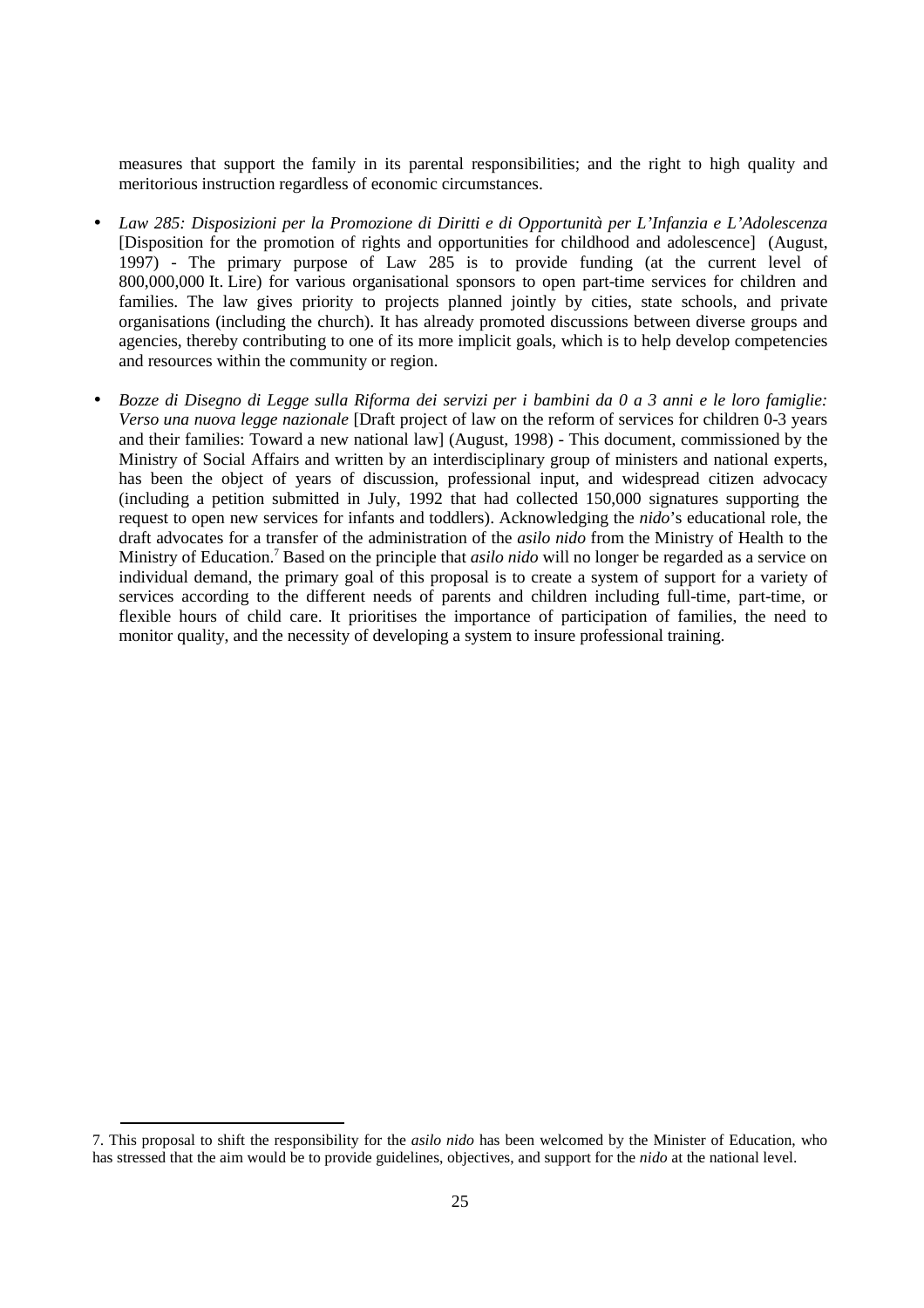measures that support the family in its parental responsibilities; and the right to high quality and meritorious instruction regardless of economic circumstances.

- *Law 285: Disposizioni per la Promozione di Diritti e di Opportunità per L'Infanzia e L'Adolescenza* [Disposition for the promotion of rights and opportunities for childhood and adolescence] (August, 1997) - The primary purpose of Law 285 is to provide funding (at the current level of 800,000,000 It. Lire) for various organisational sponsors to open part-time services for children and families. The law gives priority to projects planned jointly by cities, state schools, and private organisations (including the church). It has already promoted discussions between diverse groups and agencies, thereby contributing to one of its more implicit goals, which is to help develop competencies and resources within the community or region.

- *Bozze di Disegno di Legge sulla Riforma dei servizi per i bambini da 0 a 3 anni e le loro famiglie: Verso una nuova legge nazionale* [Draft project of law on the reform of services for children 0-3 years and their families: Toward a new national law] (August, 1998) - This document, commissioned by the Ministry of Social Affairs and written by an interdisciplinary group of ministers and national experts, has been the object of years of discussion, professional input, and widespread citizen advocacy (including a petition submitted in July, 1992 that had collected 150,000 signatures supporting the request to open new services for infants and toddlers). Acknowledging the *nido*'s educational role, the draft advocates for a transfer of the administration of the *asilo nido* from the Ministry of Health to the Ministry of Education.[7] Based on the principle that *asilo nido* will no longer be regarded as a service on individual demand, the primary goal of this proposal is to create a system of support for a variety of services according to the different needs of parents and children including full-time, part-time, or flexible hours of child care. It prioritises the importance of participation of families, the need to monitor quality, and the necessity of developing a system to insure professional training.

---

7. This proposal to shift the responsibility for the *asilo nido* has been welcomed by the Minister of Education, who has stressed that the aim would be to provide guidelines, objectives, and support for the *nido* at the national level.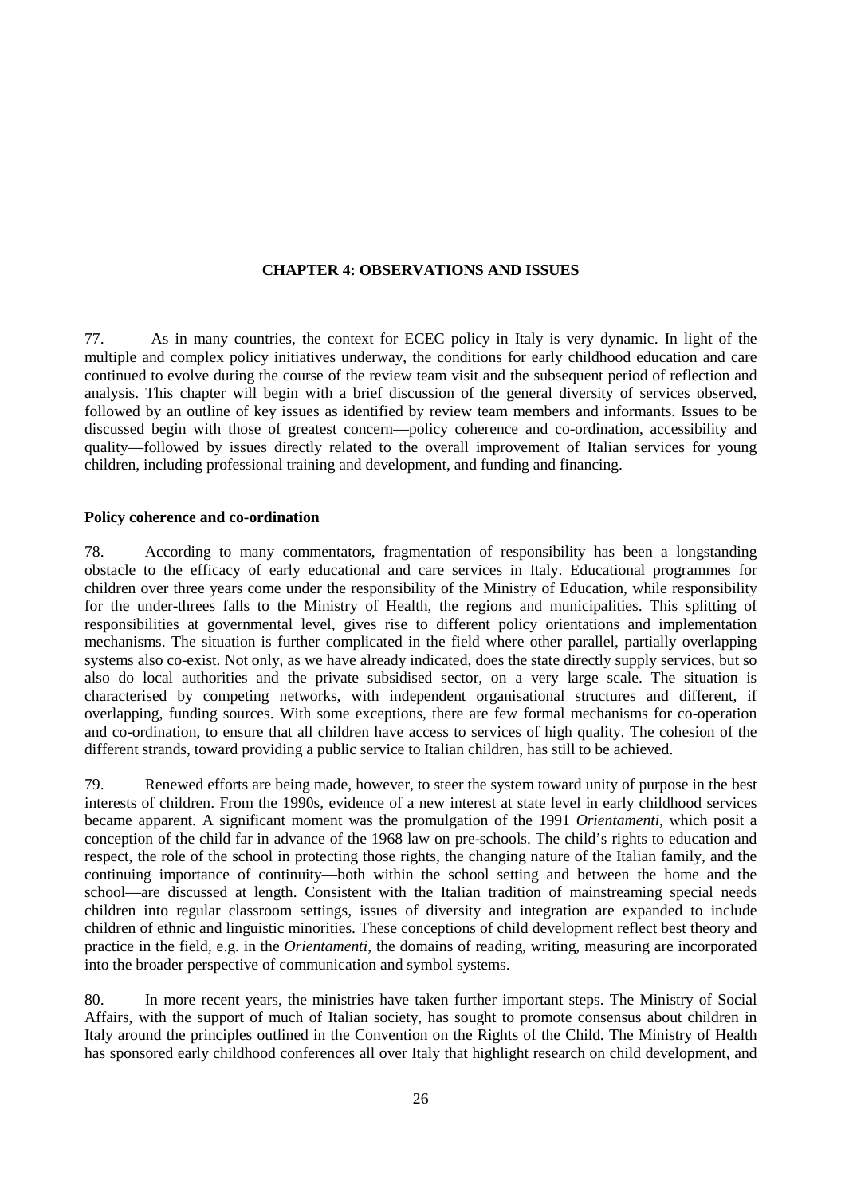## CHAPTER 4: OBSERVATIONS AND ISSUES

77. As in many countries, the context for ECEC policy in Italy is very dynamic. In light of the multiple and complex policy initiatives underway, the conditions for early childhood education and care continued to evolve during the course of the review team visit and the subsequent period of reflection and analysis. This chapter will begin with a brief discussion of the general diversity of services observed, followed by an outline of key issues as identified by review team members and informants. Issues to be discussed begin with those of greatest concern—policy coherence and co-ordination, accessibility and quality—followed by issues directly related to the overall improvement of Italian services for young children, including professional training and development, and funding and financing.

### Policy coherence and co-ordination

78. According to many commentators, fragmentation of responsibility has been a longstanding obstacle to the efficacy of early educational and care services in Italy. Educational programmes for children over three years come under the responsibility of the Ministry of Education, while responsibility for the under-threes falls to the Ministry of Health, the regions and municipalities. This splitting of responsibilities at governmental level, gives rise to different policy orientations and implementation mechanisms. The situation is further complicated in the field where other parallel, partially overlapping systems also co-exist. Not only, as we have already indicated, does the state directly supply services, but so also do local authorities and the private subsidised sector, on a very large scale. The situation is characterised by competing networks, with independent organisational structures and different, if overlapping, funding sources. With some exceptions, there are few formal mechanisms for co-operation and co-ordination, to ensure that all children have access to services of high quality. The cohesion of the different strands, toward providing a public service to Italian children, has still to be achieved.

79. Renewed efforts are being made, however, to steer the system toward unity of purpose in the best interests of children. From the 1990s, evidence of a new interest at state level in early childhood services became apparent. A significant moment was the promulgation of the 1991 *Orientamenti*, which posit a conception of the child far in advance of the 1968 law on pre-schools. The child's rights to education and respect, the role of the school in protecting those rights, the changing nature of the Italian family, and the continuing importance of continuity—both within the school setting and between the home and the school—are discussed at length. Consistent with the Italian tradition of mainstreaming special needs children into regular classroom settings, issues of diversity and integration are expanded to include children of ethnic and linguistic minorities. These conceptions of child development reflect best theory and practice in the field, e.g. in the *Orientamenti*, the domains of reading, writing, measuring are incorporated into the broader perspective of communication and symbol systems.

80. In more recent years, the ministries have taken further important steps. The Ministry of Social Affairs, with the support of much of Italian society, has sought to promote consensus about children in Italy around the principles outlined in the Convention on the Rights of the Child. The Ministry of Health has sponsored early childhood conferences all over Italy that highlight research on child development, and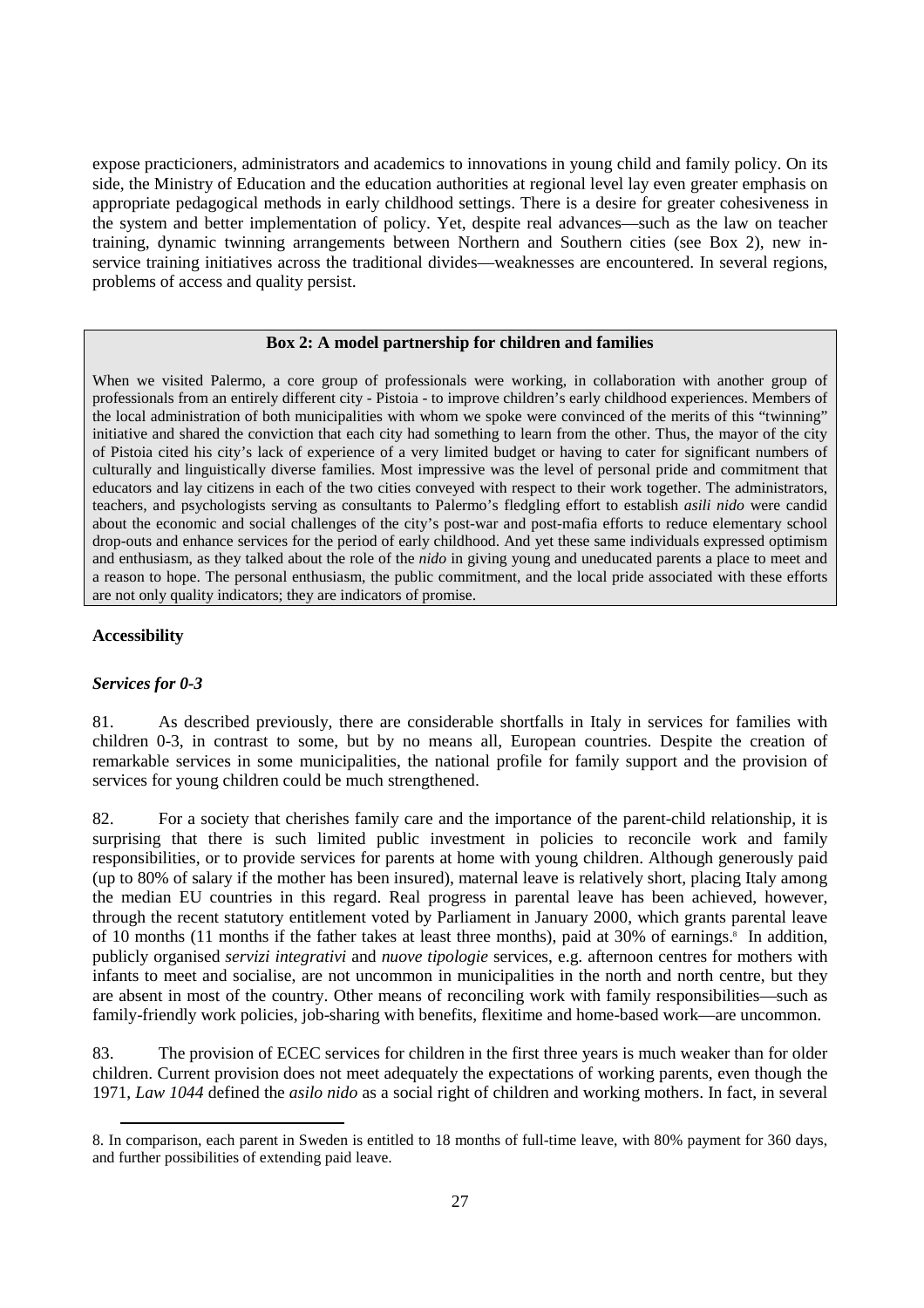expose practicioners, administrators and academics to innovations in young child and family policy. On its side, the Ministry of Education and the education authorities at regional level lay even greater emphasis on appropriate pedagogical methods in early childhood settings. There is a desire for greater cohesiveness in the system and better implementation of policy. Yet, despite real advances—such as the law on teacher training, dynamic twinning arrangements between Northern and Southern cities (see Box 2), new in-service training initiatives across the traditional divides—weaknesses are encountered. In several regions, problems of access and quality persist.

**Box 2: A model partnership for children and families**

When we visited Palermo, a core group of professionals were working, in collaboration with another group of professionals from an entirely different city - Pistoia - to improve children's early childhood experiences. Members of the local administration of both municipalities with whom we spoke were convinced of the merits of this "twinning" initiative and shared the conviction that each city had something to learn from the other. Thus, the mayor of the city of Pistoia cited his city's lack of experience of a very limited budget or having to cater for significant numbers of culturally and linguistically diverse families. Most impressive was the level of personal pride and commitment that educators and lay citizens in each of the two cities conveyed with respect to their work together. The administrators, teachers, and psychologists serving as consultants to Palermo's fledgling effort to establish *asili nido* were candid about the economic and social challenges of the city's post-war and post-mafia efforts to reduce elementary school drop-outs and enhance services for the period of early childhood. And yet these same individuals expressed optimism and enthusiasm, as they talked about the role of the *nido* in giving young and uneducated parents a place to meet and a reason to hope. The personal enthusiasm, the public commitment, and the local pride associated with these efforts are not only quality indicators; they are indicators of promise.

**Accessibility**

***Services for 0-3***

81. As described previously, there are considerable shortfalls in Italy in services for families with children 0-3, in contrast to some, but by no means all, European countries. Despite the creation of remarkable services in some municipalities, the national profile for family support and the provision of services for young children could be much strengthened.

82. For a society that cherishes family care and the importance of the parent-child relationship, it is surprising that there is such limited public investment in policies to reconcile work and family responsibilities, or to provide services for parents at home with young children. Although generously paid (up to 80% of salary if the mother has been insured), maternal leave is relatively short, placing Italy among the median EU countries in this regard. Real progress in parental leave has been achieved, however, through the recent statutory entitlement voted by Parliament in January 2000, which grants parental leave of 10 months (11 months if the father takes at least three months), paid at 30% of earnings.[8] In addition, publicly organised *servizi integrativi* and *nuove tipologie* services, e.g. afternoon centres for mothers with infants to meet and socialise, are not uncommon in municipalities in the north and north centre, but they are absent in most of the country. Other means of reconciling work with family responsibilities—such as family-friendly work policies, job-sharing with benefits, flexitime and home-based work—are uncommon.

83. The provision of ECEC services for children in the first three years is much weaker than for older children. Current provision does not meet adequately the expectations of working parents, even though the 1971, *Law 1044* defined the *asilo nido* as a social right of children and working mothers. In fact, in several

8. In comparison, each parent in Sweden is entitled to 18 months of full-time leave, with 80% payment for 360 days, and further possibilities of extending paid leave.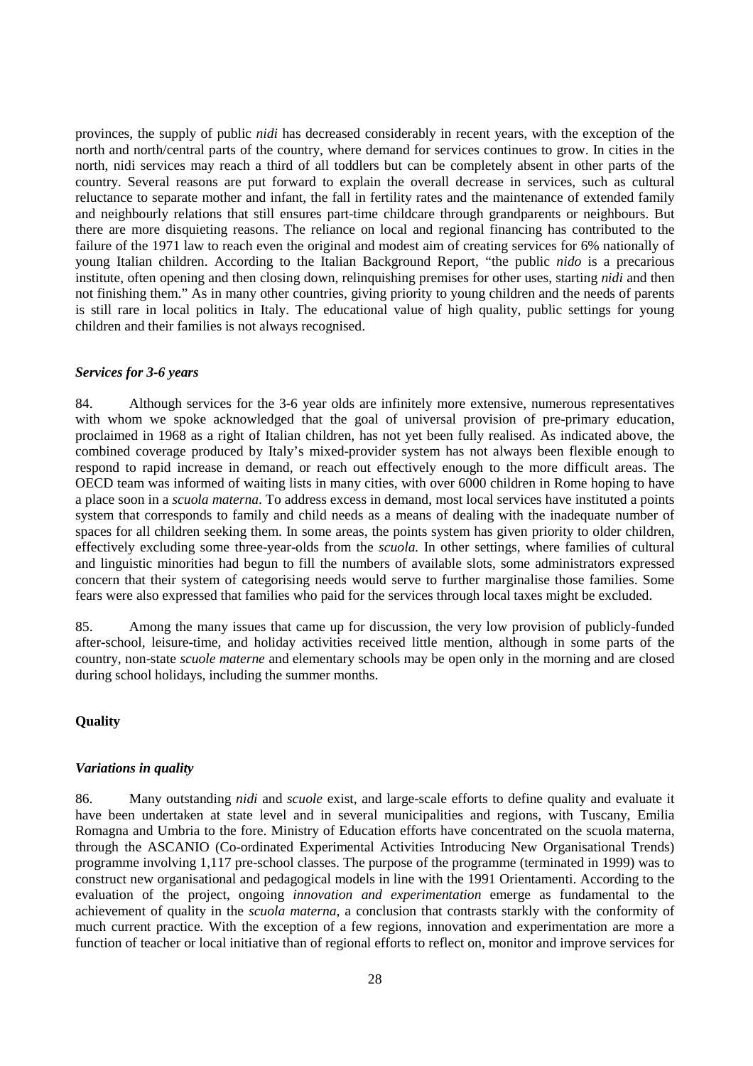provinces, the supply of public *nidi* has decreased considerably in recent years, with the exception of the north and north/central parts of the country, where demand for services continues to grow. In cities in the north, nidi services may reach a third of all toddlers but can be completely absent in other parts of the country. Several reasons are put forward to explain the overall decrease in services, such as cultural reluctance to separate mother and infant, the fall in fertility rates and the maintenance of extended family and neighbourly relations that still ensures part-time childcare through grandparents or neighbours. But there are more disquieting reasons. The reliance on local and regional financing has contributed to the failure of the 1971 law to reach even the original and modest aim of creating services for 6% nationally of young Italian children. According to the Italian Background Report, "the public *nido* is a precarious institute, often opening and then closing down, relinquishing premises for other uses, starting *nidi* and then not finishing them." As in many other countries, giving priority to young children and the needs of parents is still rare in local politics in Italy. The educational value of high quality, public settings for young children and their families is not always recognised.

### *Services for 3-6 years*

84. Although services for the 3-6 year olds are infinitely more extensive, numerous representatives with whom we spoke acknowledged that the goal of universal provision of pre-primary education, proclaimed in 1968 as a right of Italian children, has not yet been fully realised. As indicated above, the combined coverage produced by Italy's mixed-provider system has not always been flexible enough to respond to rapid increase in demand, or reach out effectively enough to the more difficult areas. The OECD team was informed of waiting lists in many cities, with over 6000 children in Rome hoping to have a place soon in a *scuola materna*. To address excess in demand, most local services have instituted a points system that corresponds to family and child needs as a means of dealing with the inadequate number of spaces for all children seeking them. In some areas, the points system has given priority to older children, effectively excluding some three-year-olds from the *scuola.* In other settings, where families of cultural and linguistic minorities had begun to fill the numbers of available slots, some administrators expressed concern that their system of categorising needs would serve to further marginalise those families. Some fears were also expressed that families who paid for the services through local taxes might be excluded.

85. Among the many issues that came up for discussion, the very low provision of publicly-funded after-school, leisure-time, and holiday activities received little mention, although in some parts of the country, non-state *scuole materne* and elementary schools may be open only in the morning and are closed during school holidays, including the summer months.

## **Quality**

### *Variations in quality*

86. Many outstanding *nidi* and *scuole* exist, and large-scale efforts to define quality and evaluate it have been undertaken at state level and in several municipalities and regions, with Tuscany, Emilia Romagna and Umbria to the fore. Ministry of Education efforts have concentrated on the scuola materna, through the ASCANIO (Co-ordinated Experimental Activities Introducing New Organisational Trends) programme involving 1,117 pre-school classes. The purpose of the programme (terminated in 1999) was to construct new organisational and pedagogical models in line with the 1991 Orientamenti. According to the evaluation of the project, ongoing *innovation and experimentation* emerge as fundamental to the achievement of quality in the *scuola materna,* a conclusion that contrasts starkly with the conformity of much current practice. With the exception of a few regions, innovation and experimentation are more a function of teacher or local initiative than of regional efforts to reflect on, monitor and improve services for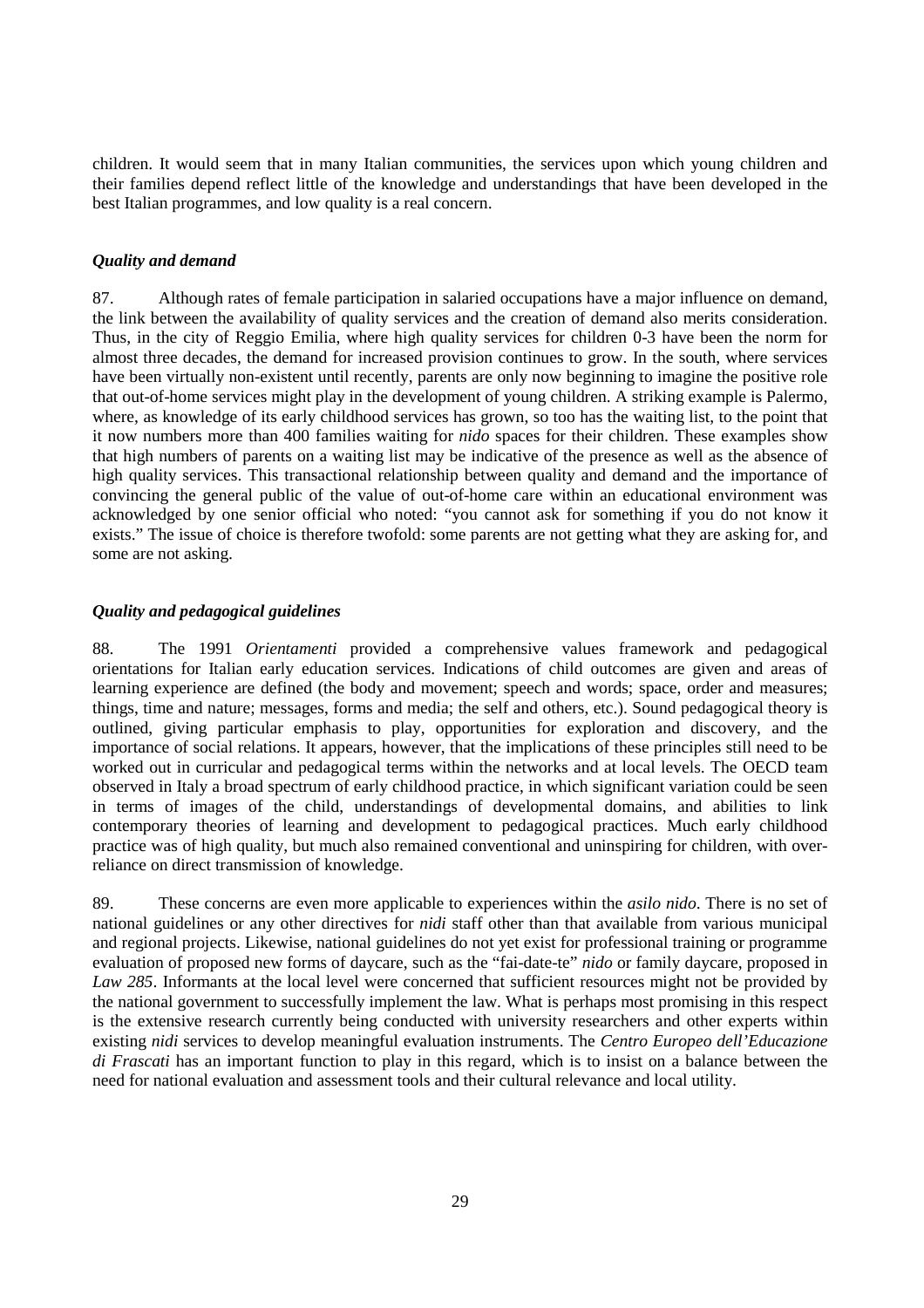children. It would seem that in many Italian communities, the services upon which young children and their families depend reflect little of the knowledge and understandings that have been developed in the best Italian programmes, and low quality is a real concern.

### *Quality and demand*

87. Although rates of female participation in salaried occupations have a major influence on demand, the link between the availability of quality services and the creation of demand also merits consideration. Thus, in the city of Reggio Emilia, where high quality services for children 0-3 have been the norm for almost three decades, the demand for increased provision continues to grow. In the south, where services have been virtually non-existent until recently, parents are only now beginning to imagine the positive role that out-of-home services might play in the development of young children. A striking example is Palermo, where, as knowledge of its early childhood services has grown, so too has the waiting list, to the point that it now numbers more than 400 families waiting for *nido* spaces for their children. These examples show that high numbers of parents on a waiting list may be indicative of the presence as well as the absence of high quality services. This transactional relationship between quality and demand and the importance of convincing the general public of the value of out-of-home care within an educational environment was acknowledged by one senior official who noted: "you cannot ask for something if you do not know it exists." The issue of choice is therefore twofold: some parents are not getting what they are asking for, and some are not asking.

### *Quality and pedagogical guidelines*

88. The 1991 *Orientamenti* provided a comprehensive values framework and pedagogical orientations for Italian early education services. Indications of child outcomes are given and areas of learning experience are defined (the body and movement; speech and words; space, order and measures; things, time and nature; messages, forms and media; the self and others, etc.). Sound pedagogical theory is outlined, giving particular emphasis to play, opportunities for exploration and discovery, and the importance of social relations. It appears, however, that the implications of these principles still need to be worked out in curricular and pedagogical terms within the networks and at local levels. The OECD team observed in Italy a broad spectrum of early childhood practice, in which significant variation could be seen in terms of images of the child, understandings of developmental domains, and abilities to link contemporary theories of learning and development to pedagogical practices. Much early childhood practice was of high quality, but much also remained conventional and uninspiring for children, with over-reliance on direct transmission of knowledge.

89. These concerns are even more applicable to experiences within the *asilo nido*. There is no set of national guidelines or any other directives for *nidi* staff other than that available from various municipal and regional projects. Likewise, national guidelines do not yet exist for professional training or programme evaluation of proposed new forms of daycare, such as the "fai-date-te" *nido* or family daycare, proposed in *Law 285*. Informants at the local level were concerned that sufficient resources might not be provided by the national government to successfully implement the law. What is perhaps most promising in this respect is the extensive research currently being conducted with university researchers and other experts within existing *nidi* services to develop meaningful evaluation instruments. The *Centro Europeo dell'Educazione di Frascati* has an important function to play in this regard, which is to insist on a balance between the need for national evaluation and assessment tools and their cultural relevance and local utility.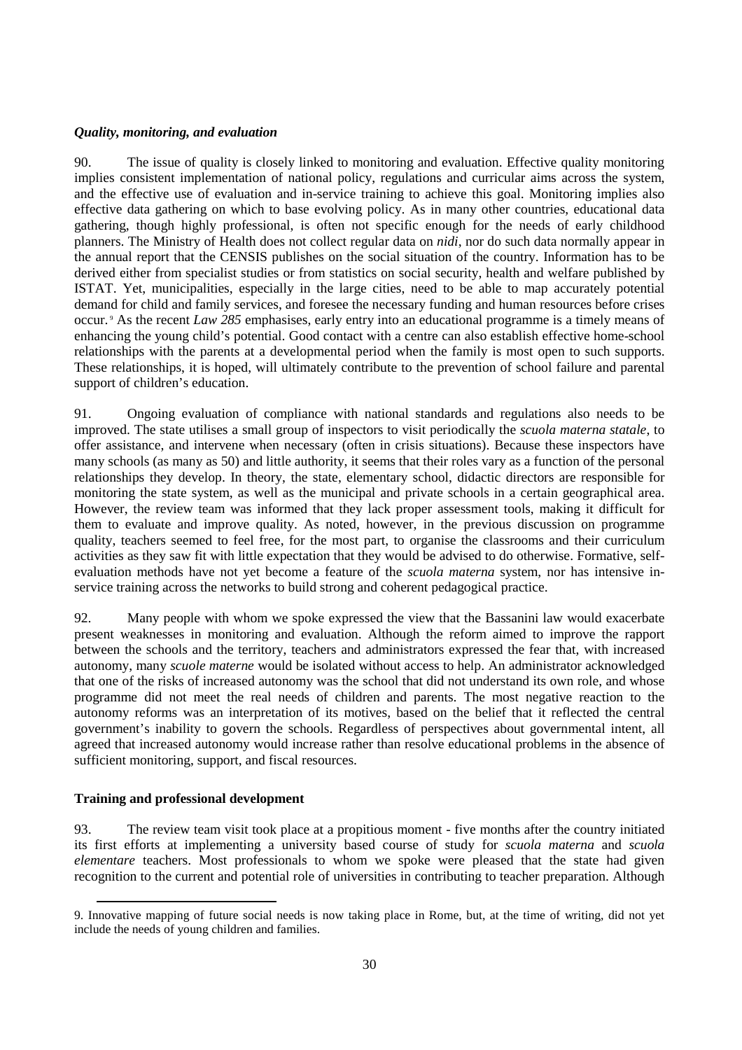### *Quality, monitoring, and evaluation*

90. The issue of quality is closely linked to monitoring and evaluation. Effective quality monitoring implies consistent implementation of national policy, regulations and curricular aims across the system, and the effective use of evaluation and in-service training to achieve this goal. Monitoring implies also effective data gathering on which to base evolving policy. As in many other countries, educational data gathering, though highly professional, is often not specific enough for the needs of early childhood planners. The Ministry of Health does not collect regular data on *nidi*, nor do such data normally appear in the annual report that the CENSIS publishes on the social situation of the country. Information has to be derived either from specialist studies or from statistics on social security, health and welfare published by ISTAT. Yet, municipalities, especially in the large cities, need to be able to map accurately potential demand for child and family services, and foresee the necessary funding and human resources before crises occur.[9] As the recent *Law 285* emphasises, early entry into an educational programme is a timely means of enhancing the young child's potential. Good contact with a centre can also establish effective home-school relationships with the parents at a developmental period when the family is most open to such supports. These relationships, it is hoped, will ultimately contribute to the prevention of school failure and parental support of children's education.

91. Ongoing evaluation of compliance with national standards and regulations also needs to be improved. The state utilises a small group of inspectors to visit periodically the *scuola materna statale*, to offer assistance, and intervene when necessary (often in crisis situations). Because these inspectors have many schools (as many as 50) and little authority, it seems that their roles vary as a function of the personal relationships they develop. In theory, the state, elementary school, didactic directors are responsible for monitoring the state system, as well as the municipal and private schools in a certain geographical area. However, the review team was informed that they lack proper assessment tools, making it difficult for them to evaluate and improve quality. As noted, however, in the previous discussion on programme quality, teachers seemed to feel free, for the most part, to organise the classrooms and their curriculum activities as they saw fit with little expectation that they would be advised to do otherwise. Formative, self-evaluation methods have not yet become a feature of the *scuola materna* system, nor has intensive in-service training across the networks to build strong and coherent pedagogical practice.

92. Many people with whom we spoke expressed the view that the Bassanini law would exacerbate present weaknesses in monitoring and evaluation. Although the reform aimed to improve the rapport between the schools and the territory, teachers and administrators expressed the fear that, with increased autonomy, many *scuole materne* would be isolated without access to help. An administrator acknowledged that one of the risks of increased autonomy was the school that did not understand its own role, and whose programme did not meet the real needs of children and parents. The most negative reaction to the autonomy reforms was an interpretation of its motives, based on the belief that it reflected the central government's inability to govern the schools. Regardless of perspectives about governmental intent, all agreed that increased autonomy would increase rather than resolve educational problems in the absence of sufficient monitoring, support, and fiscal resources.

### **Training and professional development**

93. The review team visit took place at a propitious moment - five months after the country initiated its first efforts at implementing a university based course of study for *scuola materna* and *scuola elementare* teachers. Most professionals to whom we spoke were pleased that the state had given recognition to the current and potential role of universities in contributing to teacher preparation. Although

9. Innovative mapping of future social needs is now taking place in Rome, but, at the time of writing, did not yet include the needs of young children and families.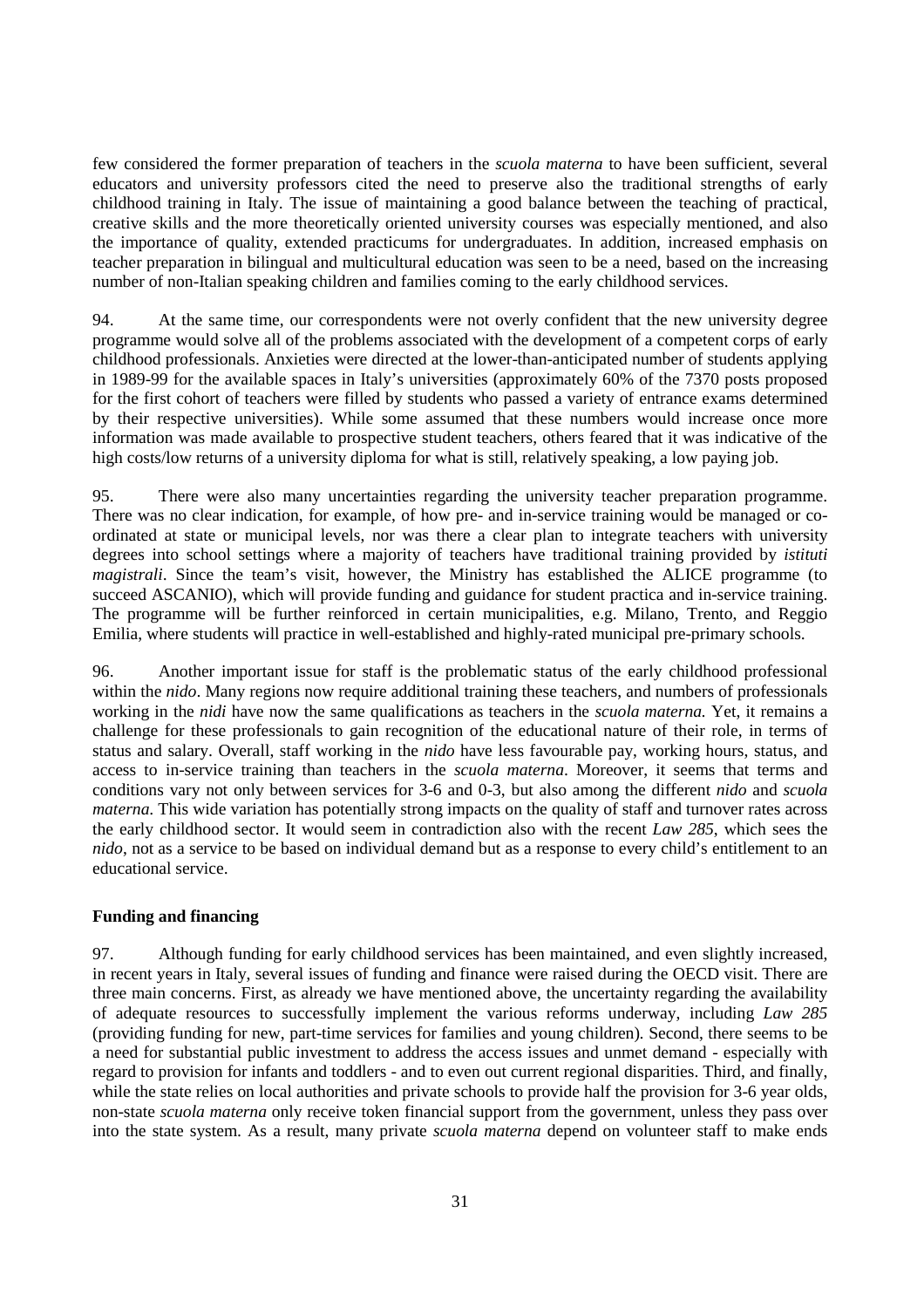few considered the former preparation of teachers in the *scuola materna* to have been sufficient, several educators and university professors cited the need to preserve also the traditional strengths of early childhood training in Italy. The issue of maintaining a good balance between the teaching of practical, creative skills and the more theoretically oriented university courses was especially mentioned, and also the importance of quality, extended practicums for undergraduates. In addition, increased emphasis on teacher preparation in bilingual and multicultural education was seen to be a need, based on the increasing number of non-Italian speaking children and families coming to the early childhood services.

94. At the same time, our correspondents were not overly confident that the new university degree programme would solve all of the problems associated with the development of a competent corps of early childhood professionals. Anxieties were directed at the lower-than-anticipated number of students applying in 1989-99 for the available spaces in Italy's universities (approximately 60% of the 7370 posts proposed for the first cohort of teachers were filled by students who passed a variety of entrance exams determined by their respective universities). While some assumed that these numbers would increase once more information was made available to prospective student teachers, others feared that it was indicative of the high costs/low returns of a university diploma for what is still, relatively speaking, a low paying job.

95. There were also many uncertainties regarding the university teacher preparation programme. There was no clear indication, for example, of how pre- and in-service training would be managed or co-ordinated at state or municipal levels, nor was there a clear plan to integrate teachers with university degrees into school settings where a majority of teachers have traditional training provided by *istituti magistrali*. Since the team's visit, however, the Ministry has established the ALICE programme (to succeed ASCANIO), which will provide funding and guidance for student practica and in-service training. The programme will be further reinforced in certain municipalities, e.g. Milano, Trento, and Reggio Emilia, where students will practice in well-established and highly-rated municipal pre-primary schools.

96. Another important issue for staff is the problematic status of the early childhood professional within the *nido*. Many regions now require additional training these teachers, and numbers of professionals working in the *nidi* have now the same qualifications as teachers in the *scuola materna.* Yet, it remains a challenge for these professionals to gain recognition of the educational nature of their role, in terms of status and salary. Overall, staff working in the *nido* have less favourable pay, working hours, status, and access to in-service training than teachers in the *scuola materna*. Moreover, it seems that terms and conditions vary not only between services for 3-6 and 0-3, but also among the different *nido* and *scuola materna*. This wide variation has potentially strong impacts on the quality of staff and turnover rates across the early childhood sector. It would seem in contradiction also with the recent *Law 285*, which sees the *nido*, not as a service to be based on individual demand but as a response to every child's entitlement to an educational service.

**Funding and financing**

97. Although funding for early childhood services has been maintained, and even slightly increased, in recent years in Italy, several issues of funding and finance were raised during the OECD visit. There are three main concerns. First, as already we have mentioned above, the uncertainty regarding the availability of adequate resources to successfully implement the various reforms underway, including *Law 285* (providing funding for new, part-time services for families and young children). Second, there seems to be a need for substantial public investment to address the access issues and unmet demand - especially with regard to provision for infants and toddlers - and to even out current regional disparities. Third, and finally, while the state relies on local authorities and private schools to provide half the provision for 3-6 year olds, non-state *scuola materna* only receive token financial support from the government, unless they pass over into the state system. As a result, many private *scuola materna* depend on volunteer staff to make ends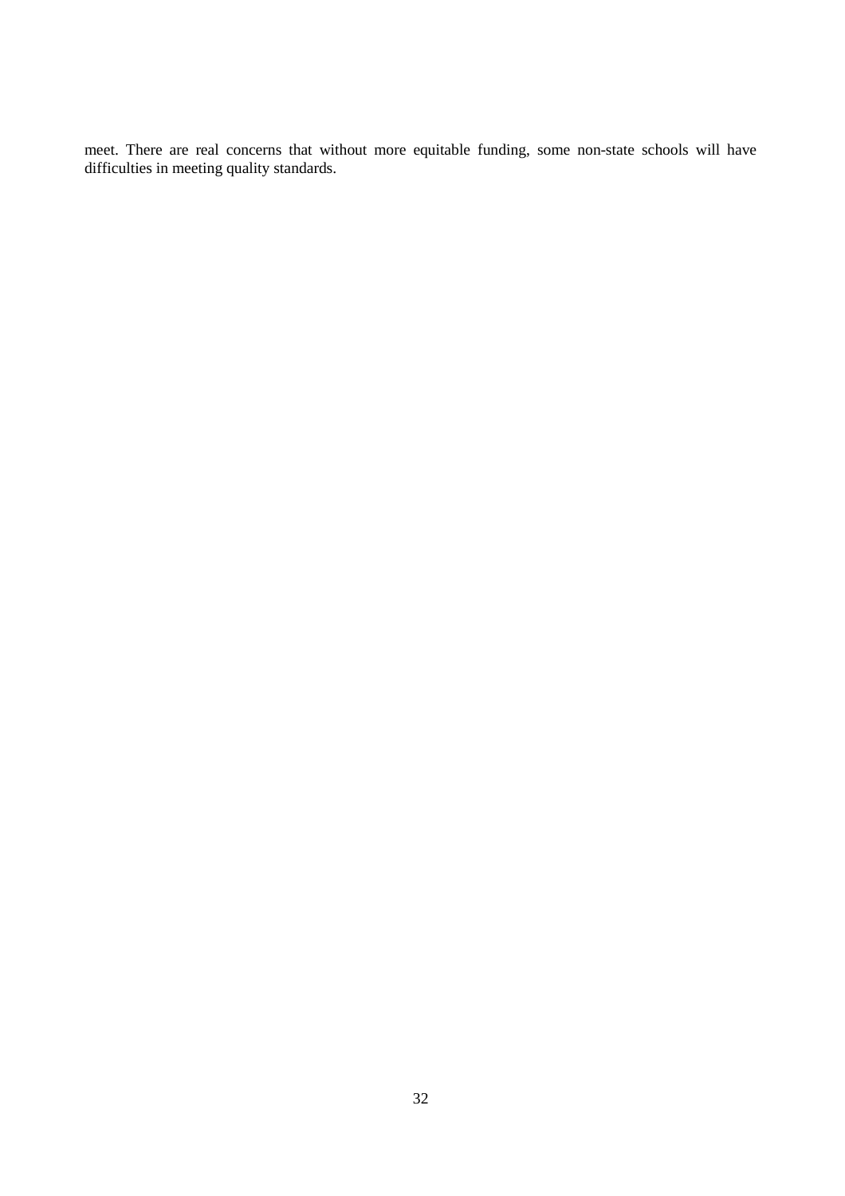meet. There are real concerns that without more equitable funding, some non-state schools will have difficulties in meeting quality standards.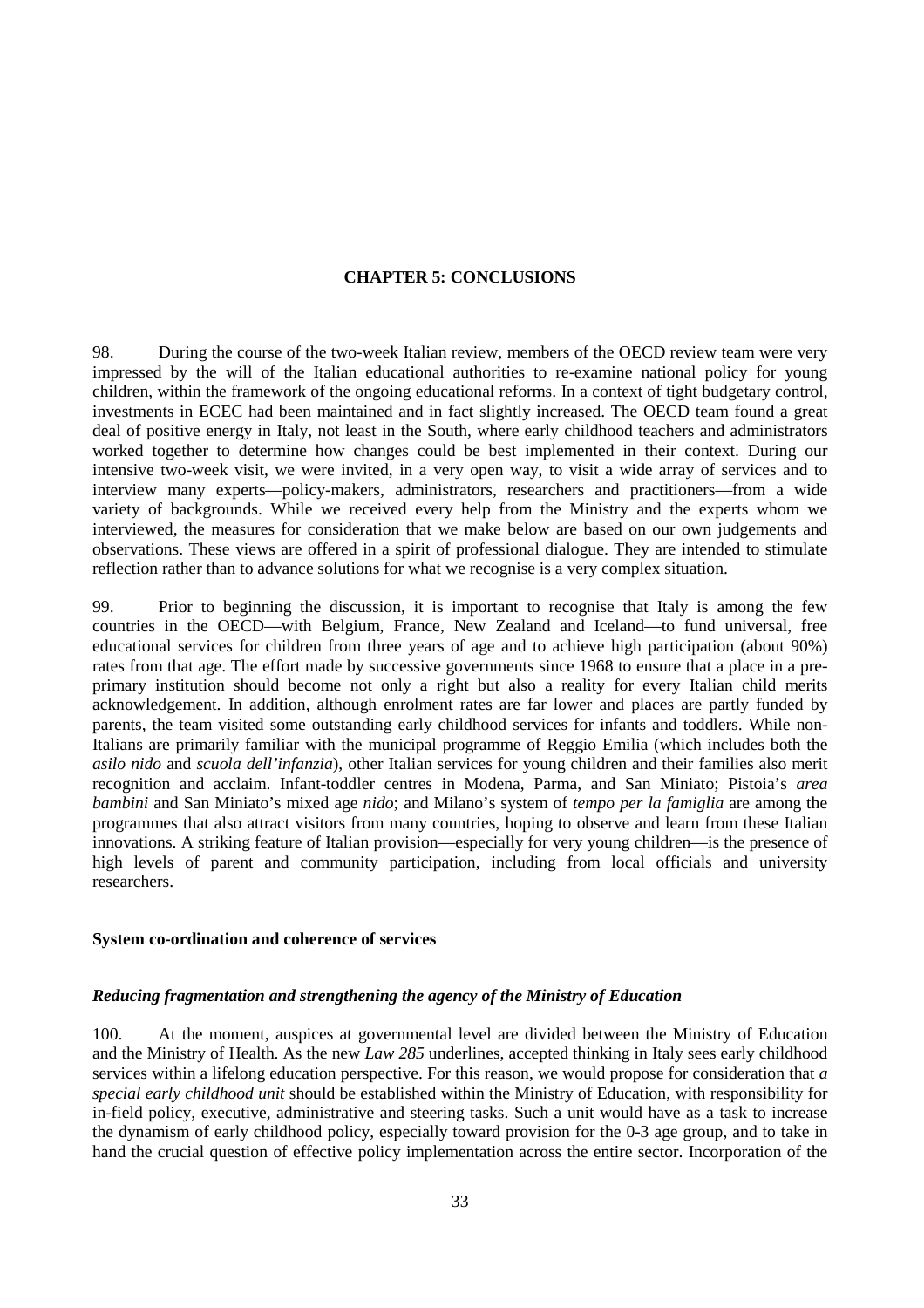## CHAPTER 5: CONCLUSIONS

98. During the course of the two-week Italian review, members of the OECD review team were very impressed by the will of the Italian educational authorities to re-examine national policy for young children, within the framework of the ongoing educational reforms. In a context of tight budgetary control, investments in ECEC had been maintained and in fact slightly increased. The OECD team found a great deal of positive energy in Italy, not least in the South, where early childhood teachers and administrators worked together to determine how changes could be best implemented in their context. During our intensive two-week visit, we were invited, in a very open way, to visit a wide array of services and to interview many experts—policy-makers, administrators, researchers and practitioners—from a wide variety of backgrounds. While we received every help from the Ministry and the experts whom we interviewed, the measures for consideration that we make below are based on our own judgements and observations. These views are offered in a spirit of professional dialogue. They are intended to stimulate reflection rather than to advance solutions for what we recognise is a very complex situation.

99. Prior to beginning the discussion, it is important to recognise that Italy is among the few countries in the OECD—with Belgium, France, New Zealand and Iceland—to fund universal, free educational services for children from three years of age and to achieve high participation (about 90%) rates from that age. The effort made by successive governments since 1968 to ensure that a place in a pre-primary institution should become not only a right but also a reality for every Italian child merits acknowledgement. In addition, although enrolment rates are far lower and places are partly funded by parents, the team visited some outstanding early childhood services for infants and toddlers. While non-Italians are primarily familiar with the municipal programme of Reggio Emilia (which includes both the *asilo nido* and *scuola dell'infanzia*), other Italian services for young children and their families also merit recognition and acclaim. Infant-toddler centres in Modena, Parma, and San Miniato; Pistoia's *area bambini* and San Miniato's mixed age *nido*; and Milano's system of *tempo per la famiglia* are among the programmes that also attract visitors from many countries, hoping to observe and learn from these Italian innovations. A striking feature of Italian provision—especially for very young children—is the presence of high levels of parent and community participation, including from local officials and university researchers.

### System co-ordination and coherence of services

#### *Reducing fragmentation and strengthening the agency of the Ministry of Education*

100. At the moment, auspices at governmental level are divided between the Ministry of Education and the Ministry of Health. As the new *Law 285* underlines, accepted thinking in Italy sees early childhood services within a lifelong education perspective. For this reason, we would propose for consideration that *a special early childhood unit* should be established within the Ministry of Education, with responsibility for in-field policy, executive, administrative and steering tasks. Such a unit would have as a task to increase the dynamism of early childhood policy, especially toward provision for the 0-3 age group, and to take in hand the crucial question of effective policy implementation across the entire sector. Incorporation of the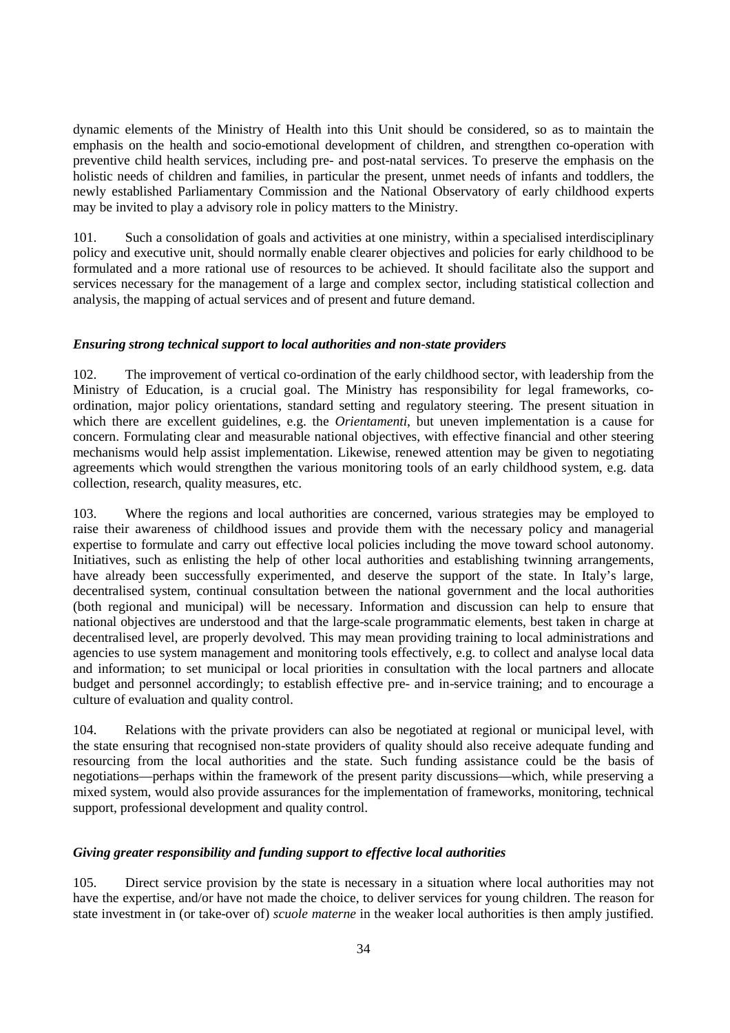dynamic elements of the Ministry of Health into this Unit should be considered, so as to maintain the emphasis on the health and socio-emotional development of children, and strengthen co-operation with preventive child health services, including pre- and post-natal services. To preserve the emphasis on the holistic needs of children and families, in particular the present, unmet needs of infants and toddlers, the newly established Parliamentary Commission and the National Observatory of early childhood experts may be invited to play a advisory role in policy matters to the Ministry.

101. Such a consolidation of goals and activities at one ministry, within a specialised interdisciplinary policy and executive unit, should normally enable clearer objectives and policies for early childhood to be formulated and a more rational use of resources to be achieved. It should facilitate also the support and services necessary for the management of a large and complex sector, including statistical collection and analysis, the mapping of actual services and of present and future demand.

### *Ensuring strong technical support to local authorities and non-state providers*

102. The improvement of vertical co-ordination of the early childhood sector, with leadership from the Ministry of Education, is a crucial goal. The Ministry has responsibility for legal frameworks, co-ordination, major policy orientations, standard setting and regulatory steering. The present situation in which there are excellent guidelines, e.g. the *Orientamenti*, but uneven implementation is a cause for concern. Formulating clear and measurable national objectives, with effective financial and other steering mechanisms would help assist implementation. Likewise, renewed attention may be given to negotiating agreements which would strengthen the various monitoring tools of an early childhood system, e.g. data collection, research, quality measures, etc.

103. Where the regions and local authorities are concerned, various strategies may be employed to raise their awareness of childhood issues and provide them with the necessary policy and managerial expertise to formulate and carry out effective local policies including the move toward school autonomy. Initiatives, such as enlisting the help of other local authorities and establishing twinning arrangements, have already been successfully experimented, and deserve the support of the state. In Italy's large, decentralised system, continual consultation between the national government and the local authorities (both regional and municipal) will be necessary. Information and discussion can help to ensure that national objectives are understood and that the large-scale programmatic elements, best taken in charge at decentralised level, are properly devolved. This may mean providing training to local administrations and agencies to use system management and monitoring tools effectively, e.g. to collect and analyse local data and information; to set municipal or local priorities in consultation with the local partners and allocate budget and personnel accordingly; to establish effective pre- and in-service training; and to encourage a culture of evaluation and quality control.

104. Relations with the private providers can also be negotiated at regional or municipal level, with the state ensuring that recognised non-state providers of quality should also receive adequate funding and resourcing from the local authorities and the state. Such funding assistance could be the basis of negotiations—perhaps within the framework of the present parity discussions—which, while preserving a mixed system, would also provide assurances for the implementation of frameworks, monitoring, technical support, professional development and quality control.

### *Giving greater responsibility and funding support to effective local authorities*

105. Direct service provision by the state is necessary in a situation where local authorities may not have the expertise, and/or have not made the choice, to deliver services for young children. The reason for state investment in (or take-over of) *scuole materne* in the weaker local authorities is then amply justified.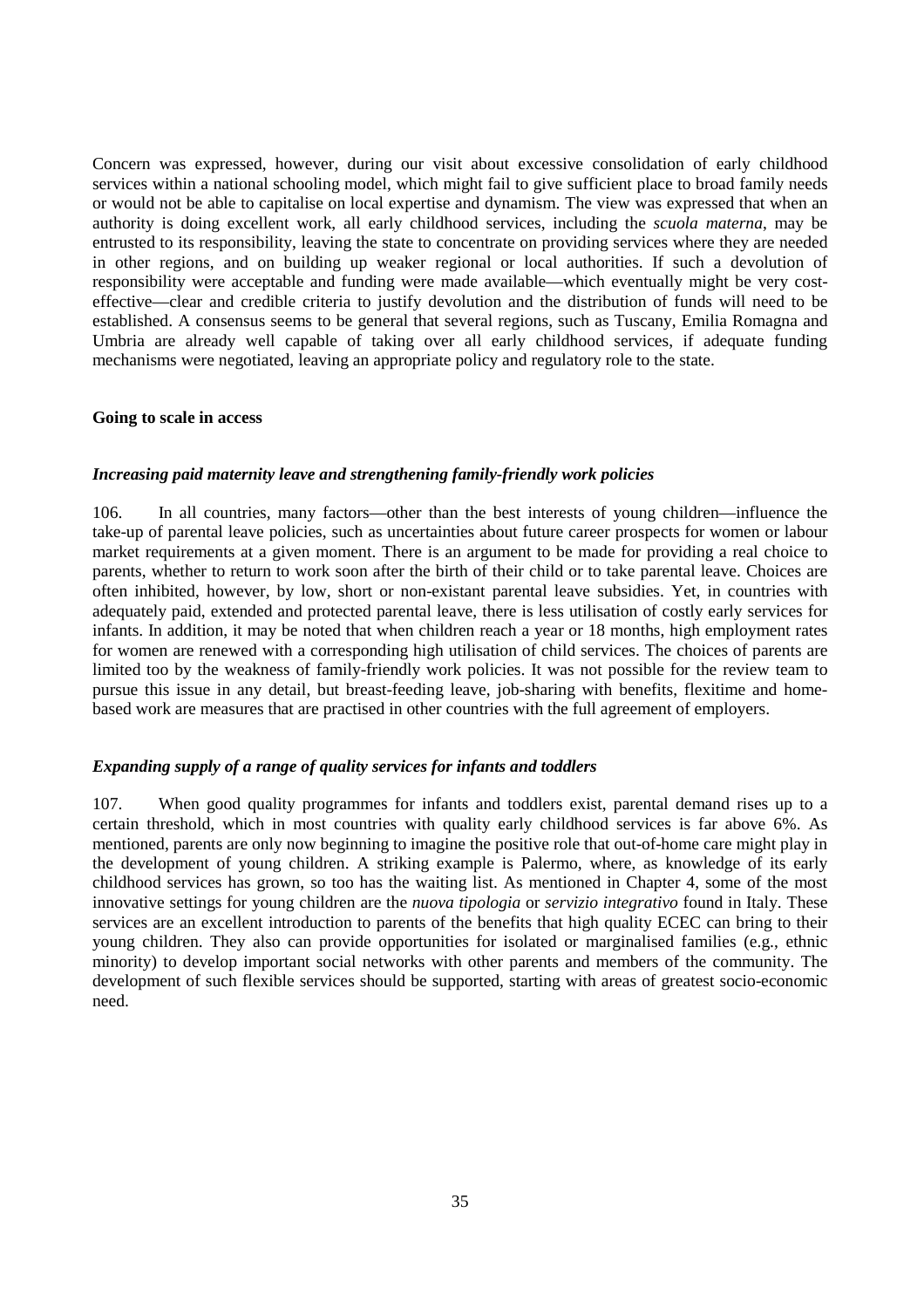Concern was expressed, however, during our visit about excessive consolidation of early childhood services within a national schooling model, which might fail to give sufficient place to broad family needs or would not be able to capitalise on local expertise and dynamism. The view was expressed that when an authority is doing excellent work, all early childhood services, including the *scuola materna*, may be entrusted to its responsibility, leaving the state to concentrate on providing services where they are needed in other regions, and on building up weaker regional or local authorities. If such a devolution of responsibility were acceptable and funding were made available—which eventually might be very cost-effective—clear and credible criteria to justify devolution and the distribution of funds will need to be established. A consensus seems to be general that several regions, such as Tuscany, Emilia Romagna and Umbria are already well capable of taking over all early childhood services, if adequate funding mechanisms were negotiated, leaving an appropriate policy and regulatory role to the state.

**Going to scale in access**

***Increasing paid maternity leave and strengthening family-friendly work policies***

106. In all countries, many factors—other than the best interests of young children—influence the take-up of parental leave policies, such as uncertainties about future career prospects for women or labour market requirements at a given moment. There is an argument to be made for providing a real choice to parents, whether to return to work soon after the birth of their child or to take parental leave. Choices are often inhibited, however, by low, short or non-existant parental leave subsidies. Yet, in countries with adequately paid, extended and protected parental leave, there is less utilisation of costly early services for infants. In addition, it may be noted that when children reach a year or 18 months, high employment rates for women are renewed with a corresponding high utilisation of child services. The choices of parents are limited too by the weakness of family-friendly work policies. It was not possible for the review team to pursue this issue in any detail, but breast-feeding leave, job-sharing with benefits, flexitime and home-based work are measures that are practised in other countries with the full agreement of employers.

***Expanding supply of a range of quality services for infants and toddlers***

107. When good quality programmes for infants and toddlers exist, parental demand rises up to a certain threshold, which in most countries with quality early childhood services is far above 6%. As mentioned, parents are only now beginning to imagine the positive role that out-of-home care might play in the development of young children. A striking example is Palermo, where, as knowledge of its early childhood services has grown, so too has the waiting list. As mentioned in Chapter 4, some of the most innovative settings for young children are the *nuova tipologia* or *servizio integrativo* found in Italy. These services are an excellent introduction to parents of the benefits that high quality ECEC can bring to their young children. They also can provide opportunities for isolated or marginalised families (e.g., ethnic minority) to develop important social networks with other parents and members of the community. The development of such flexible services should be supported, starting with areas of greatest socio-economic need.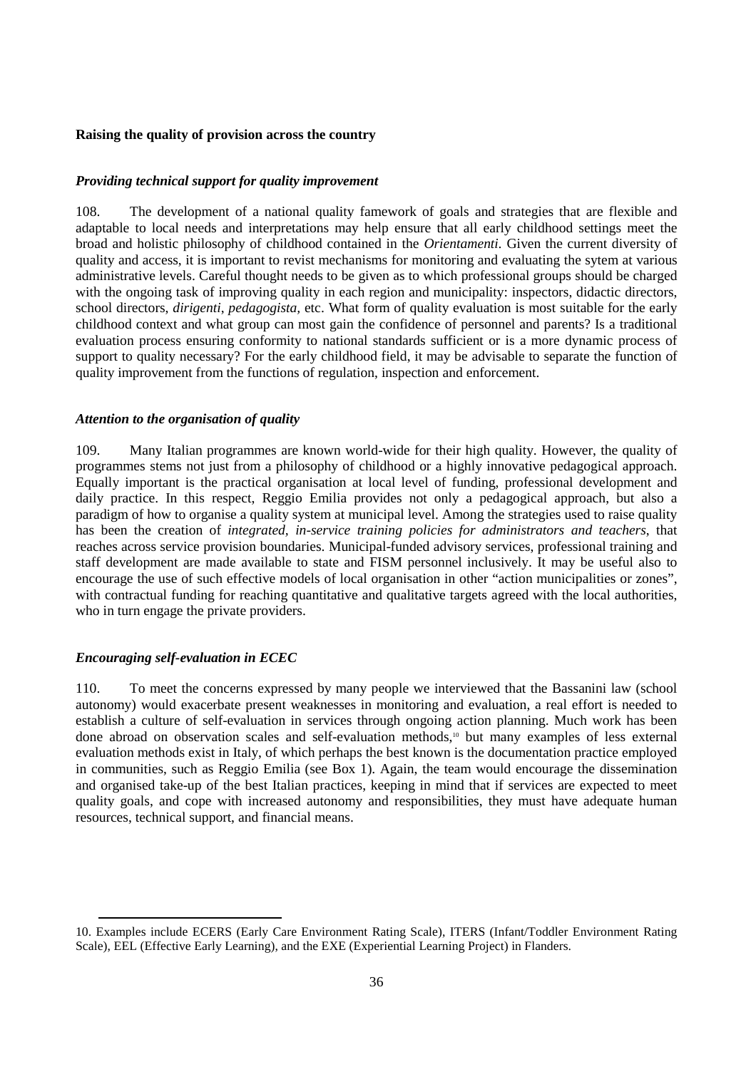**Raising the quality of provision across the country**

***Providing technical support for quality improvement***

108. The development of a national quality famework of goals and strategies that are flexible and adaptable to local needs and interpretations may help ensure that all early childhood settings meet the broad and holistic philosophy of childhood contained in the *Orientamenti*. Given the current diversity of quality and access, it is important to revist mechanisms for monitoring and evaluating the sytem at various administrative levels. Careful thought needs to be given as to which professional groups should be charged with the ongoing task of improving quality in each region and municipality: inspectors, didactic directors, school directors, *dirigenti*, *pedagogista,* etc. What form of quality evaluation is most suitable for the early childhood context and what group can most gain the confidence of personnel and parents? Is a traditional evaluation process ensuring conformity to national standards sufficient or is a more dynamic process of support to quality necessary? For the early childhood field, it may be advisable to separate the function of quality improvement from the functions of regulation, inspection and enforcement.

***Attention to the organisation of quality***

109. Many Italian programmes are known world-wide for their high quality. However, the quality of programmes stems not just from a philosophy of childhood or a highly innovative pedagogical approach. Equally important is the practical organisation at local level of funding, professional development and daily practice. In this respect, Reggio Emilia provides not only a pedagogical approach, but also a paradigm of how to organise a quality system at municipal level. Among the strategies used to raise quality has been the creation of *integrated, in-service training policies for administrators and teachers*, that reaches across service provision boundaries. Municipal-funded advisory services, professional training and staff development are made available to state and FISM personnel inclusively. It may be useful also to encourage the use of such effective models of local organisation in other "action municipalities or zones", with contractual funding for reaching quantitative and qualitative targets agreed with the local authorities, who in turn engage the private providers.

***Encouraging self-evaluation in ECEC***

110. To meet the concerns expressed by many people we interviewed that the Bassanini law (school autonomy) would exacerbate present weaknesses in monitoring and evaluation, a real effort is needed to establish a culture of self-evaluation in services through ongoing action planning. Much work has been done abroad on observation scales and self-evaluation methods,[10] but many examples of less external evaluation methods exist in Italy, of which perhaps the best known is the documentation practice employed in communities, such as Reggio Emilia (see Box 1). Again, the team would encourage the dissemination and organised take-up of the best Italian practices, keeping in mind that if services are expected to meet quality goals, and cope with increased autonomy and responsibilities, they must have adequate human resources, technical support, and financial means.

---

10. Examples include ECERS (Early Care Environment Rating Scale), ITERS (Infant/Toddler Environment Rating Scale), EEL (Effective Early Learning), and the EXE (Experiential Learning Project) in Flanders.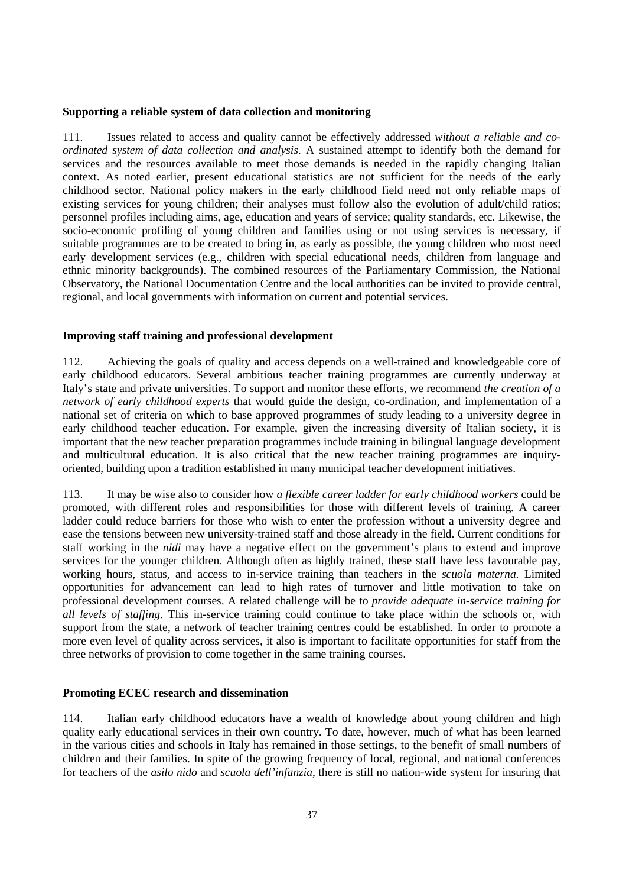**Supporting a reliable system of data collection and monitoring**

111. Issues related to access and quality cannot be effectively addressed *without a reliable and co-ordinated system of data collection and analysis*. A sustained attempt to identify both the demand for services and the resources available to meet those demands is needed in the rapidly changing Italian context. As noted earlier, present educational statistics are not sufficient for the needs of the early childhood sector. National policy makers in the early childhood field need not only reliable maps of existing services for young children; their analyses must follow also the evolution of adult/child ratios; personnel profiles including aims, age, education and years of service; quality standards, etc. Likewise, the socio-economic profiling of young children and families using or not using services is necessary, if suitable programmes are to be created to bring in, as early as possible, the young children who most need early development services (e.g., children with special educational needs, children from language and ethnic minority backgrounds). The combined resources of the Parliamentary Commission, the National Observatory, the National Documentation Centre and the local authorities can be invited to provide central, regional, and local governments with information on current and potential services.

**Improving staff training and professional development**

112. Achieving the goals of quality and access depends on a well-trained and knowledgeable core of early childhood educators. Several ambitious teacher training programmes are currently underway at Italy's state and private universities. To support and monitor these efforts, we recommend *the creation of a network of early childhood experts* that would guide the design, co-ordination, and implementation of a national set of criteria on which to base approved programmes of study leading to a university degree in early childhood teacher education. For example, given the increasing diversity of Italian society, it is important that the new teacher preparation programmes include training in bilingual language development and multicultural education. It is also critical that the new teacher training programmes are inquiry-oriented, building upon a tradition established in many municipal teacher development initiatives.

113. It may be wise also to consider how *a flexible career ladder for early childhood workers* could be promoted, with different roles and responsibilities for those with different levels of training. A career ladder could reduce barriers for those who wish to enter the profession without a university degree and ease the tensions between new university-trained staff and those already in the field. Current conditions for staff working in the *nidi* may have a negative effect on the government's plans to extend and improve services for the younger children. Although often as highly trained, these staff have less favourable pay, working hours, status, and access to in-service training than teachers in the *scuola materna*. Limited opportunities for advancement can lead to high rates of turnover and little motivation to take on professional development courses. A related challenge will be to *provide adequate in-service training for all levels of staffing*. This in-service training could continue to take place within the schools or, with support from the state, a network of teacher training centres could be established. In order to promote a more even level of quality across services, it also is important to facilitate opportunities for staff from the three networks of provision to come together in the same training courses.

**Promoting ECEC research and dissemination**

114. Italian early childhood educators have a wealth of knowledge about young children and high quality early educational services in their own country. To date, however, much of what has been learned in the various cities and schools in Italy has remained in those settings, to the benefit of small numbers of children and their families. In spite of the growing frequency of local, regional, and national conferences for teachers of the *asilo nido* and *scuola dell'infanzia*, there is still no nation-wide system for insuring that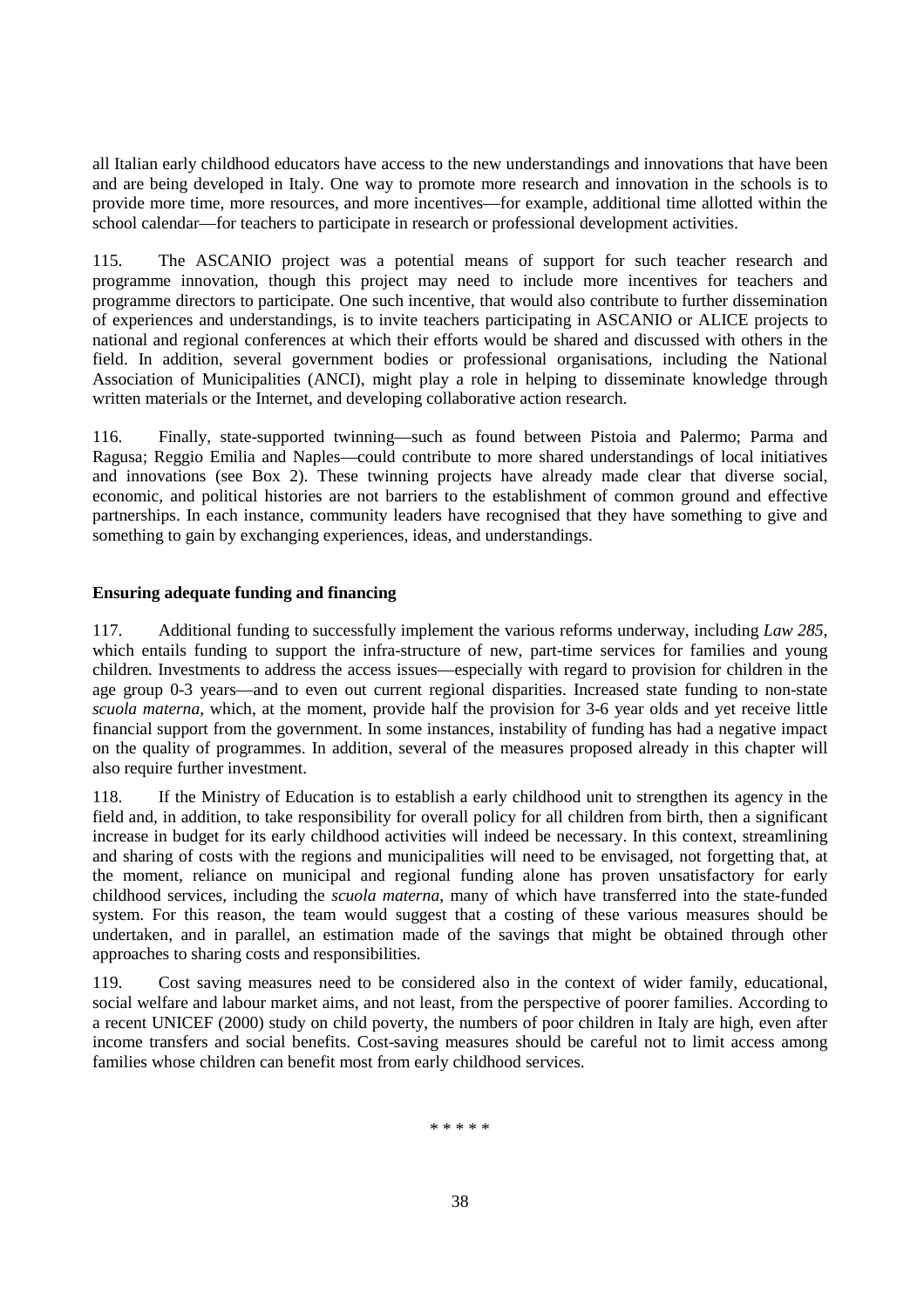all Italian early childhood educators have access to the new understandings and innovations that have been and are being developed in Italy. One way to promote more research and innovation in the schools is to provide more time, more resources, and more incentives—for example, additional time allotted within the school calendar—for teachers to participate in research or professional development activities.

115. The ASCANIO project was a potential means of support for such teacher research and programme innovation, though this project may need to include more incentives for teachers and programme directors to participate. One such incentive, that would also contribute to further dissemination of experiences and understandings, is to invite teachers participating in ASCANIO or ALICE projects to national and regional conferences at which their efforts would be shared and discussed with others in the field. In addition, several government bodies or professional organisations, including the National Association of Municipalities (ANCI), might play a role in helping to disseminate knowledge through written materials or the Internet, and developing collaborative action research.

116. Finally, state-supported twinning—such as found between Pistoia and Palermo; Parma and Ragusa; Reggio Emilia and Naples—could contribute to more shared understandings of local initiatives and innovations (see Box 2). These twinning projects have already made clear that diverse social, economic, and political histories are not barriers to the establishment of common ground and effective partnerships. In each instance, community leaders have recognised that they have something to give and something to gain by exchanging experiences, ideas, and understandings.

**Ensuring adequate funding and financing**

117. Additional funding to successfully implement the various reforms underway, including *Law 285,* which entails funding to support the infra-structure of new, part-time services for families and young children. Investments to address the access issues—especially with regard to provision for children in the age group 0-3 years—and to even out current regional disparities. Increased state funding to non-state *scuola materna*, which, at the moment, provide half the provision for 3-6 year olds and yet receive little financial support from the government. In some instances, instability of funding has had a negative impact on the quality of programmes. In addition, several of the measures proposed already in this chapter will also require further investment.

118. If the Ministry of Education is to establish a early childhood unit to strengthen its agency in the field and, in addition, to take responsibility for overall policy for all children from birth, then a significant increase in budget for its early childhood activities will indeed be necessary. In this context, streamlining and sharing of costs with the regions and municipalities will need to be envisaged, not forgetting that, at the moment, reliance on municipal and regional funding alone has proven unsatisfactory for early childhood services, including the *scuola materna*, many of which have transferred into the state-funded system. For this reason, the team would suggest that a costing of these various measures should be undertaken, and in parallel, an estimation made of the savings that might be obtained through other approaches to sharing costs and responsibilities.

119. Cost saving measures need to be considered also in the context of wider family, educational, social welfare and labour market aims, and not least, from the perspective of poorer families. According to a recent UNICEF (2000) study on child poverty, the numbers of poor children in Italy are high, even after income transfers and social benefits. Cost-saving measures should be careful not to limit access among families whose children can benefit most from early childhood services.

\* \* \* \* \*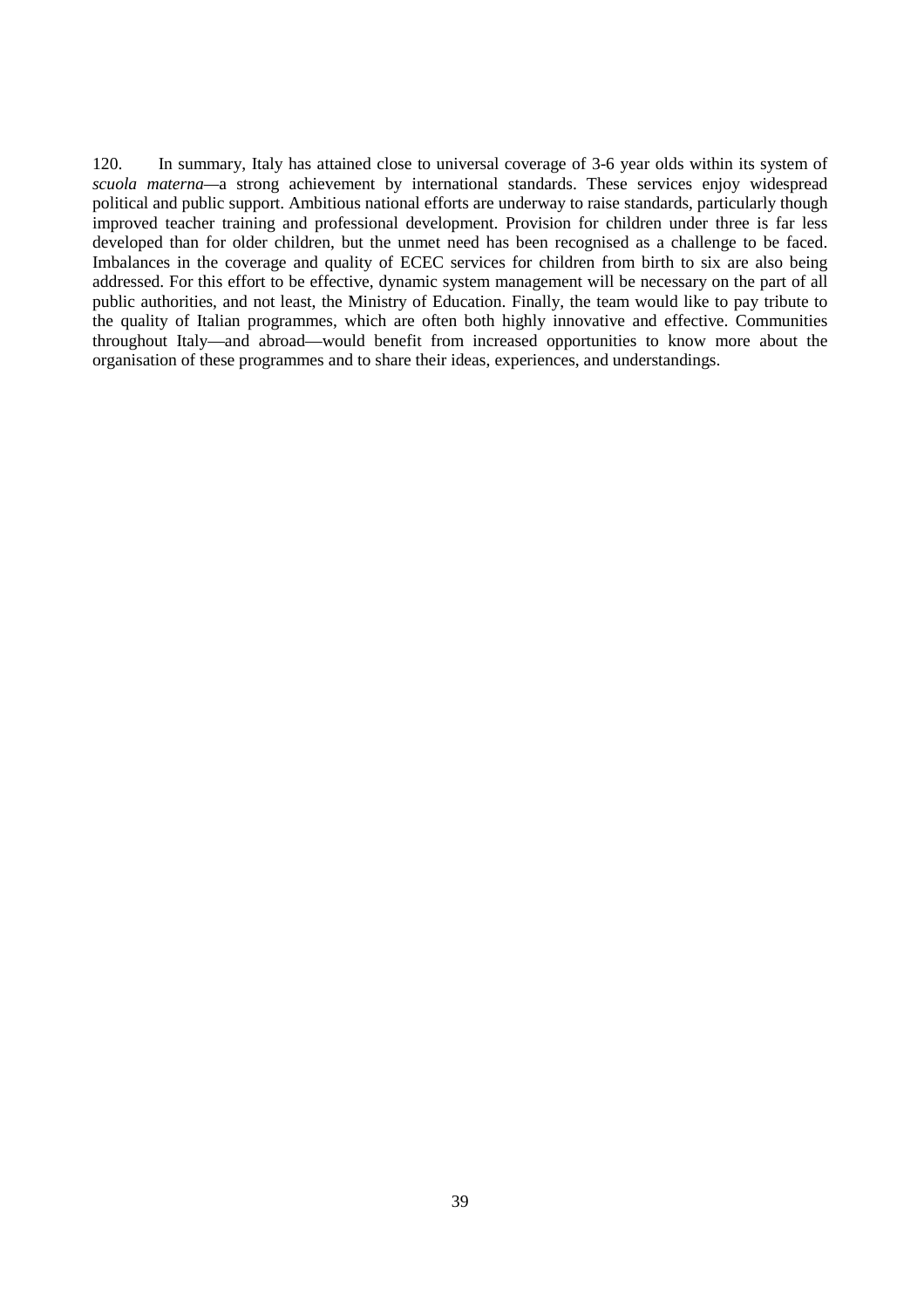120. In summary, Italy has attained close to universal coverage of 3-6 year olds within its system of *scuola materna*—a strong achievement by international standards. These services enjoy widespread political and public support. Ambitious national efforts are underway to raise standards, particularly though improved teacher training and professional development. Provision for children under three is far less developed than for older children, but the unmet need has been recognised as a challenge to be faced. Imbalances in the coverage and quality of ECEC services for children from birth to six are also being addressed. For this effort to be effective, dynamic system management will be necessary on the part of all public authorities, and not least, the Ministry of Education. Finally, the team would like to pay tribute to the quality of Italian programmes, which are often both highly innovative and effective. Communities throughout Italy—and abroad—would benefit from increased opportunities to know more about the organisation of these programmes and to share their ideas, experiences, and understandings.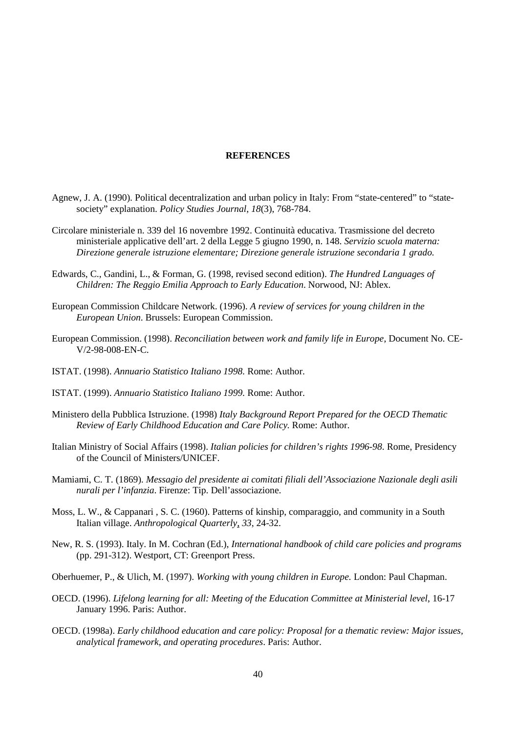# REFERENCES

Agnew, J. A. (1990). Political decentralization and urban policy in Italy: From "state-centered" to "state-society" explanation. *Policy Studies Journal, 18*(3), 768-784.

Circolare ministeriale n. 339 del 16 novembre 1992. Continuità educativa. Trasmissione del decreto ministeriale applicative dell'art. 2 della Legge 5 giugno 1990, n. 148. *Servizio scuola materna: Direzione generale istruzione elementare; Direzione generale istruzione secondaria 1 grado.*

Edwards, C., Gandini, L., & Forman, G. (1998, revised second edition). *The Hundred Languages of Children: The Reggio Emilia Approach to Early Education*. Norwood, NJ: Ablex.

European Commission Childcare Network. (1996). *A review of services for young children in the European Union*. Brussels: European Commission.

European Commission. (1998). *Reconciliation between work and family life in Europe*, Document No. CE-V/2-98-008-EN-C.

ISTAT. (1998). *Annuario Statistico Italiano 1998.* Rome: Author.

ISTAT. (1999). *Annuario Statistico Italiano 1999.* Rome: Author.

Ministero della Pubblica Istruzione. (1998) *Italy Background Report Prepared for the OECD Thematic Review of Early Childhood Education and Care Policy.* Rome: Author.

Italian Ministry of Social Affairs (1998). *Italian policies for children's rights 1996-98*. Rome, Presidency of the Council of Ministers/UNICEF.

Mamiami, C. T. (1869). *Messagio del presidente ai comitati filiali dell'Associazione Nazionale degli asili nurali per l'infanzia*. Firenze: Tip. Dell'associazione.

Moss, L. W., & Cappanari , S. C. (1960). Patterns of kinship, comparaggio, and community in a South Italian village. *Anthropological Quarterly*, *33*, 24-32.

New, R. S. (1993). Italy. In M. Cochran (Ed.), *International handbook of child care policies and programs* (pp. 291-312). Westport, CT: Greenport Press.

Oberhuemer, P., & Ulich, M. (1997). *Working with young children in Europe.* London: Paul Chapman.

OECD. (1996). *Lifelong learning for all: Meeting of the Education Committee at Ministerial level*, 16-17 January 1996. Paris: Author.

OECD. (1998a). *Early childhood education and care policy: Proposal for a thematic review: Major issues, analytical framework, and operating procedures*. Paris: Author.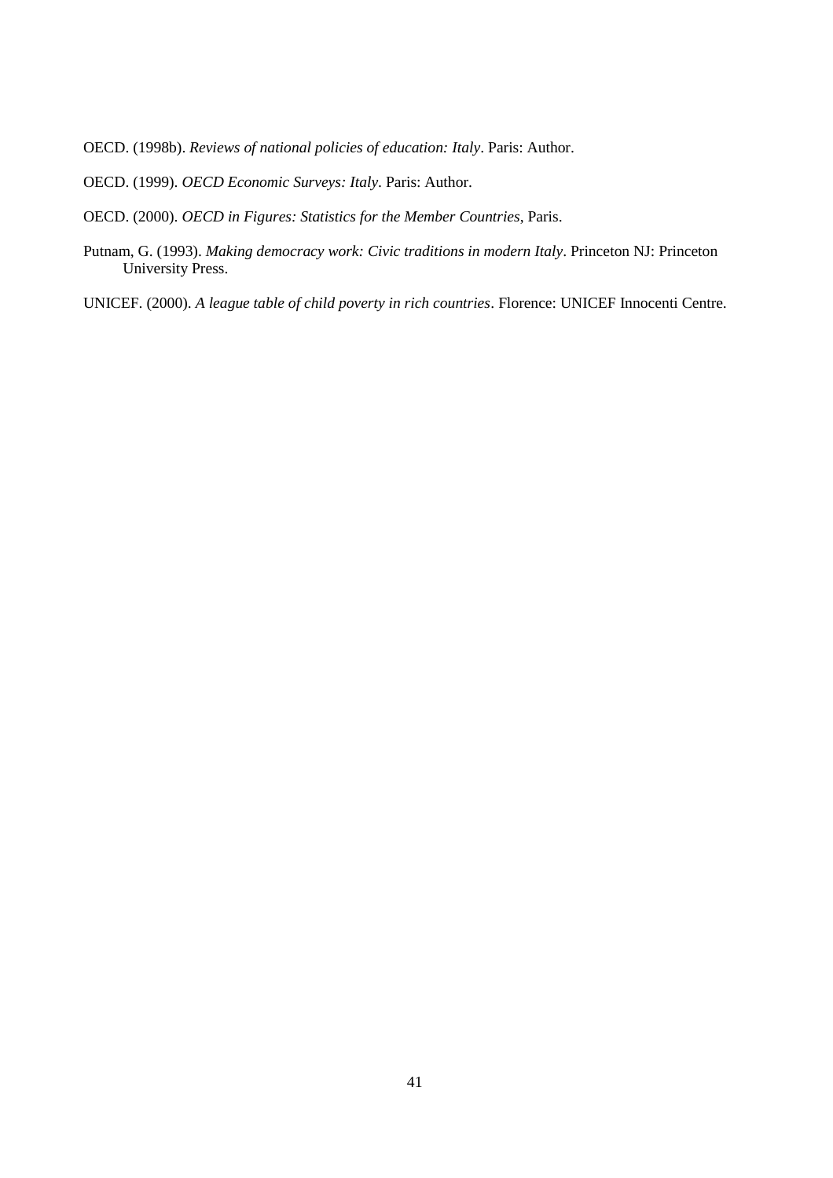OECD. (1998b). *Reviews of national policies of education: Italy*. Paris: Author.

OECD. (1999). *OECD Economic Surveys: Italy*. Paris: Author.

OECD. (2000). *OECD in Figures: Statistics for the Member Countries*, Paris.

Putnam, G. (1993). *Making democracy work: Civic traditions in modern Italy*. Princeton NJ: Princeton University Press.

UNICEF. (2000). *A league table of child poverty in rich countries*. Florence: UNICEF Innocenti Centre.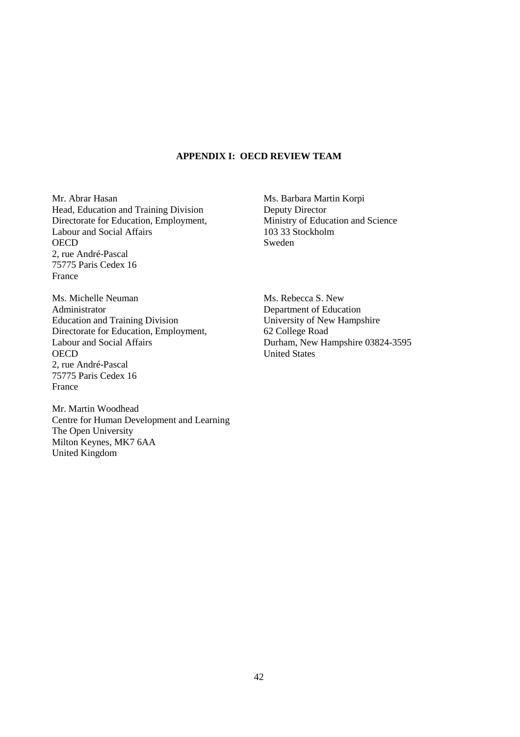## APPENDIX I: OECD REVIEW TEAM

Mr. Abrar Hasan
Head, Education and Training Division
Directorate for Education, Employment,
Labour and Social Affairs
OECD
2, rue André-Pascal
75775 Paris Cedex 16
France

Ms. Barbara Martin Korpi
Deputy Director
Ministry of Education and Science
103 33 Stockholm
Sweden

Ms. Michelle Neuman
Administrator
Education and Training Division
Directorate for Education, Employment,
Labour and Social Affairs
OECD
2, rue André-Pascal
75775 Paris Cedex 16
France

Ms. Rebecca S. New
Department of Education
University of New Hampshire
62 College Road
Durham, New Hampshire 03824-3595
United States

Mr. Martin Woodhead
Centre for Human Development and Learning
The Open University
Milton Keynes, MK7 6AA
United Kingdom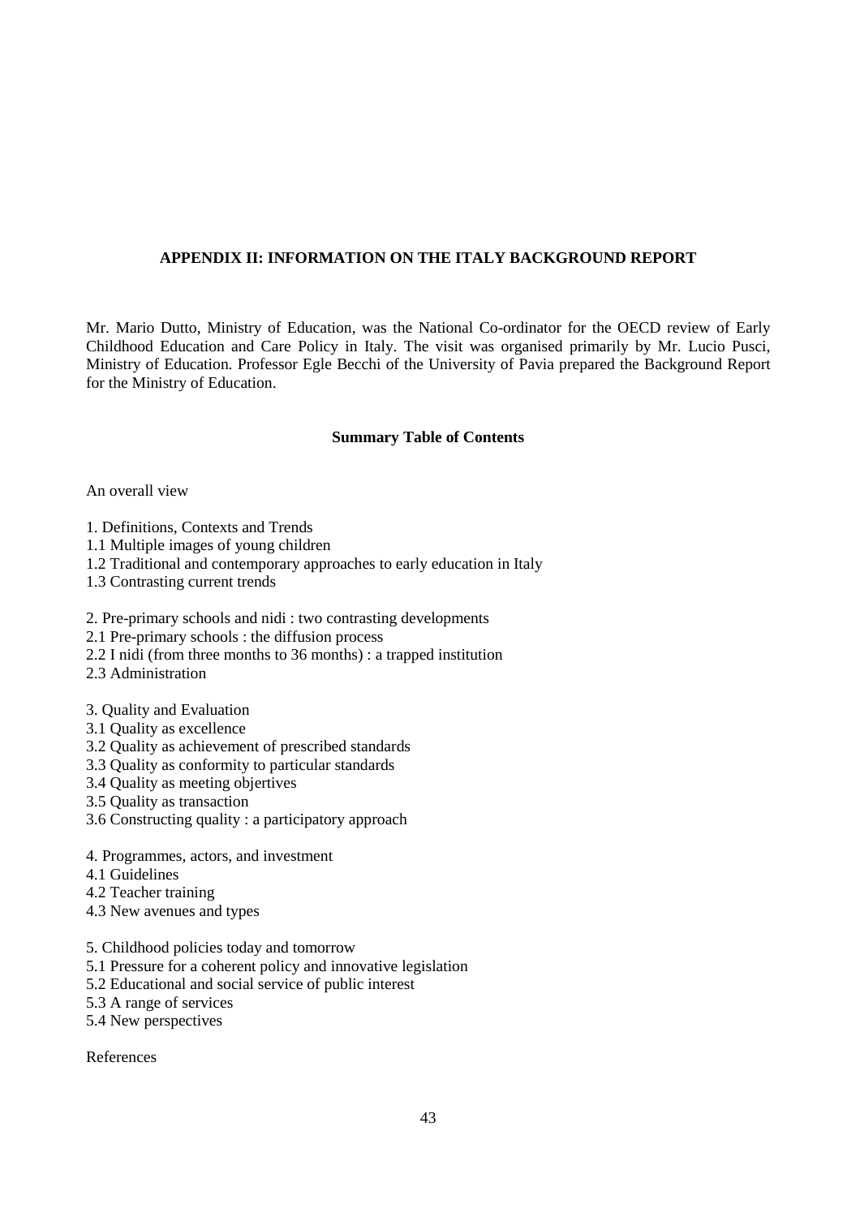## APPENDIX II: INFORMATION ON THE ITALY BACKGROUND REPORT

Mr. Mario Dutto, Ministry of Education, was the National Co-ordinator for the OECD review of Early Childhood Education and Care Policy in Italy. The visit was organised primarily by Mr. Lucio Pusci, Ministry of Education. Professor Egle Becchi of the University of Pavia prepared the Background Report for the Ministry of Education.

### Summary Table of Contents

An overall view

1. Definitions, Contexts and Trends
1.1 Multiple images of young children
1.2 Traditional and contemporary approaches to early education in Italy
1.3 Contrasting current trends

2. Pre-primary schools and nidi : two contrasting developments
2.1 Pre-primary schools : the diffusion process
2.2 I nidi (from three months to 36 months) : a trapped institution
2.3 Administration

3. Quality and Evaluation
3.1 Quality as excellence
3.2 Quality as achievement of prescribed standards
3.3 Quality as conformity to particular standards
3.4 Quality as meeting objertives
3.5 Quality as transaction
3.6 Constructing quality : a participatory approach

4. Programmes, actors, and investment
4.1 Guidelines
4.2 Teacher training
4.3 New avenues and types

5. Childhood policies today and tomorrow
5.1 Pressure for a coherent policy and innovative legislation
5.2 Educational and social service of public interest
5.3 A range of services
5.4 New perspectives

References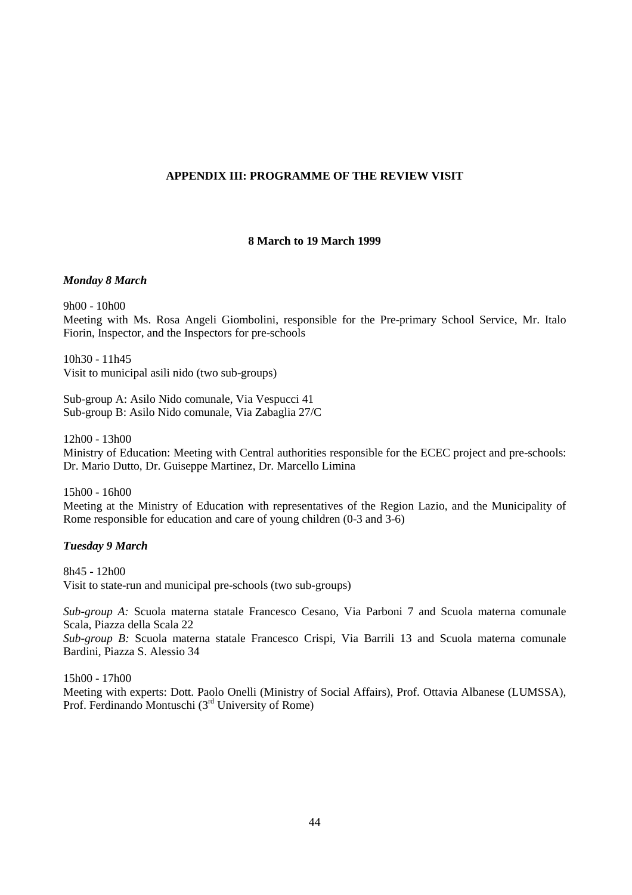## APPENDIX III: PROGRAMME OF THE REVIEW VISIT

**8 March to 19 March 1999**

***Monday 8 March***

9h00 - 10h00
Meeting with Ms. Rosa Angeli Giombolini, responsible for the Pre-primary School Service, Mr. Italo Fiorin, Inspector, and the Inspectors for pre-schools

10h30 - 11h45
Visit to municipal asili nido (two sub-groups)

Sub-group A: Asilo Nido comunale, Via Vespucci 41
Sub-group B: Asilo Nido comunale, Via Zabaglia 27/C

12h00 - 13h00
Ministry of Education: Meeting with Central authorities responsible for the ECEC project and pre-schools: Dr. Mario Dutto, Dr. Guiseppe Martinez, Dr. Marcello Limina

15h00 - 16h00
Meeting at the Ministry of Education with representatives of the Region Lazio, and the Municipality of Rome responsible for education and care of young children (0-3 and 3-6)

***Tuesday 9 March***

8h45 - 12h00
Visit to state-run and municipal pre-schools (two sub-groups)

*Sub-group A:* Scuola materna statale Francesco Cesano, Via Parboni 7 and Scuola materna comunale Scala, Piazza della Scala 22
*Sub-group B:* Scuola materna statale Francesco Crispi, Via Barrili 13 and Scuola materna comunale Bardini, Piazza S. Alessio 34

15h00 - 17h00
Meeting with experts: Dott. Paolo Onelli (Ministry of Social Affairs), Prof. Ottavia Albanese (LUMSSA), Prof. Ferdinando Montuschi (3rd University of Rome)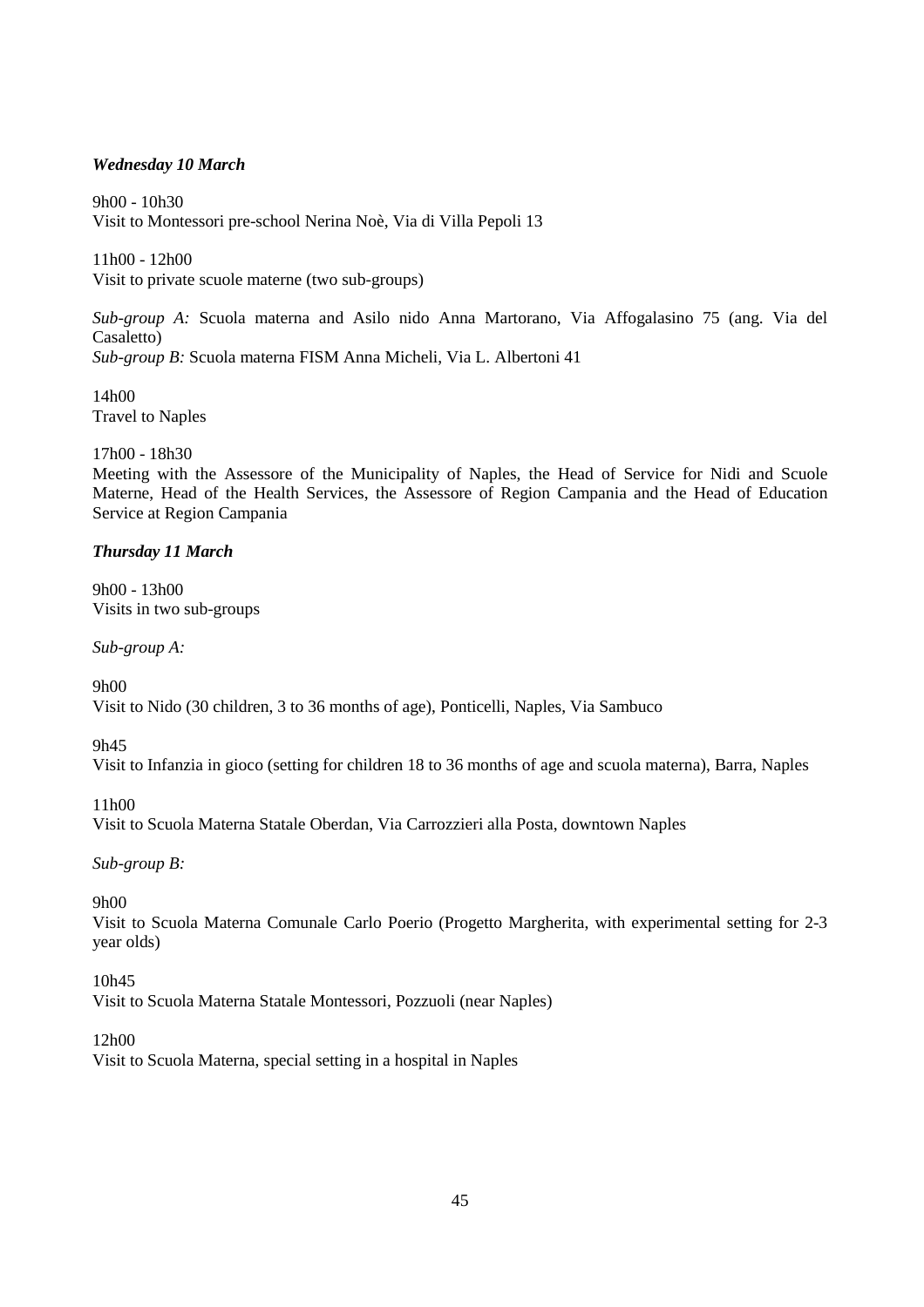***Wednesday 10 March***

9h00 - 10h30
Visit to Montessori pre-school Nerina Noè, Via di Villa Pepoli 13

11h00 - 12h00
Visit to private scuole materne (two sub-groups)

*Sub-group A:* Scuola materna and Asilo nido Anna Martorano, Via Affogalasino 75 (ang. Via del Casaletto)
*Sub-group B:* Scuola materna FISM Anna Micheli, Via L. Albertoni 41

14h00
Travel to Naples

17h00 - 18h30
Meeting with the Assessore of the Municipality of Naples, the Head of Service for Nidi and Scuole Materne, Head of the Health Services, the Assessore of Region Campania and the Head of Education Service at Region Campania

***Thursday 11 March***

9h00 - 13h00
Visits in two sub-groups

*Sub-group A:*

9h00
Visit to Nido (30 children, 3 to 36 months of age), Ponticelli, Naples, Via Sambuco

9h45
Visit to Infanzia in gioco (setting for children 18 to 36 months of age and scuola materna), Barra, Naples

11h00
Visit to Scuola Materna Statale Oberdan, Via Carrozzieri alla Posta, downtown Naples

*Sub-group B:*

9h00
Visit to Scuola Materna Comunale Carlo Poerio (Progetto Margherita, with experimental setting for 2-3 year olds)

10h45
Visit to Scuola Materna Statale Montessori, Pozzuoli (near Naples)

12h00
Visit to Scuola Materna, special setting in a hospital in Naples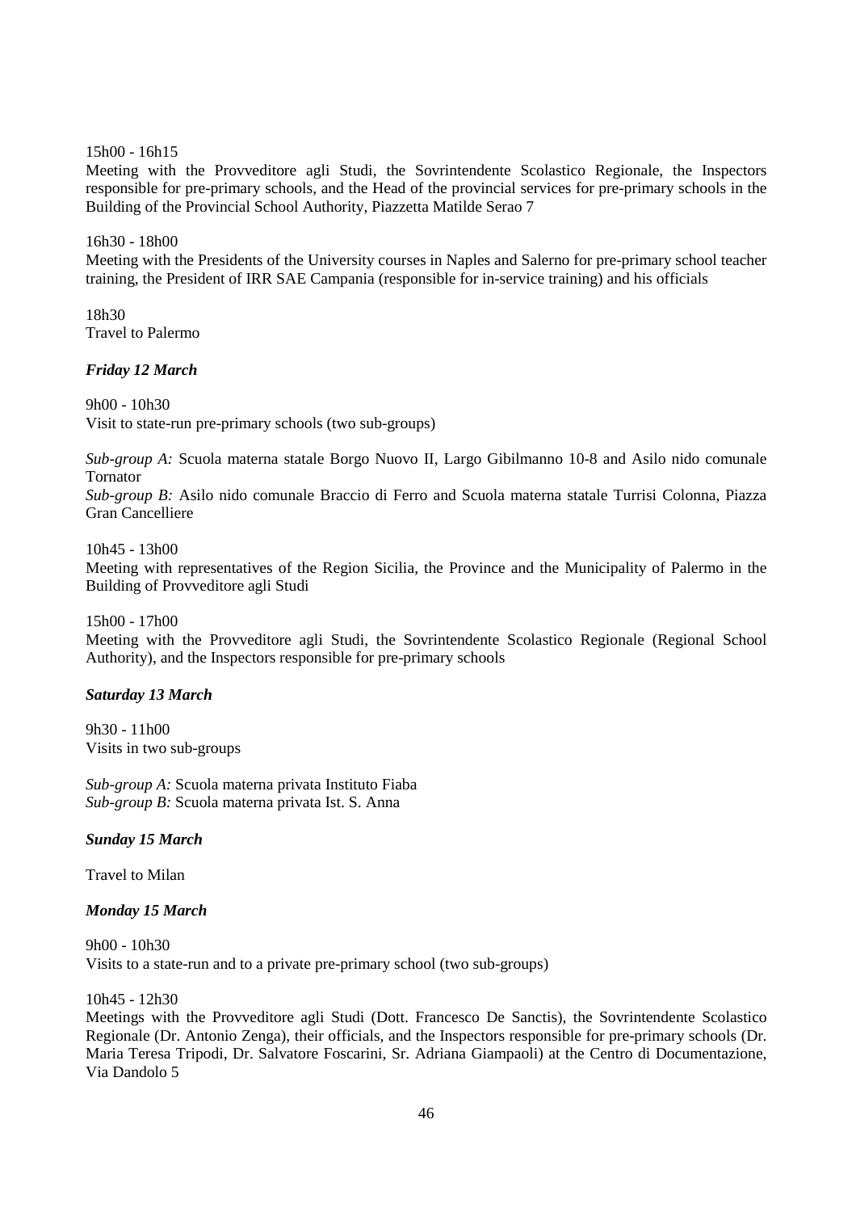15h00 - 16h15
Meeting with the Provveditore agli Studi, the Sovrintendente Scolastico Regionale, the Inspectors responsible for pre-primary schools, and the Head of the provincial services for pre-primary schools in the Building of the Provincial School Authority, Piazzetta Matilde Serao 7

16h30 - 18h00
Meeting with the Presidents of the University courses in Naples and Salerno for pre-primary school teacher training, the President of IRR SAE Campania (responsible for in-service training) and his officials

18h30
Travel to Palermo

***Friday 12 March***

9h00 - 10h30
Visit to state-run pre-primary schools (two sub-groups)

*Sub-group A:* Scuola materna statale Borgo Nuovo II, Largo Gibilmanno 10-8 and Asilo nido comunale Tornator
*Sub-group B:* Asilo nido comunale Braccio di Ferro and Scuola materna statale Turrisi Colonna, Piazza Gran Cancelliere

10h45 - 13h00
Meeting with representatives of the Region Sicilia, the Province and the Municipality of Palermo in the Building of Provveditore agli Studi

15h00 - 17h00
Meeting with the Provveditore agli Studi, the Sovrintendente Scolastico Regionale (Regional School Authority), and the Inspectors responsible for pre-primary schools

***Saturday 13 March***

9h30 - 11h00
Visits in two sub-groups

*Sub-group A:* Scuola materna privata Instituto Fiaba
*Sub-group B:* Scuola materna privata Ist. S. Anna

***Sunday 15 March***

Travel to Milan

***Monday 15 March***

9h00 - 10h30
Visits to a state-run and to a private pre-primary school (two sub-groups)

10h45 - 12h30
Meetings with the Provveditore agli Studi (Dott. Francesco De Sanctis), the Sovrintendente Scolastico Regionale (Dr. Antonio Zenga), their officials, and the Inspectors responsible for pre-primary schools (Dr. Maria Teresa Tripodi, Dr. Salvatore Foscarini, Sr. Adriana Giampaoli) at the Centro di Documentazione, Via Dandolo 5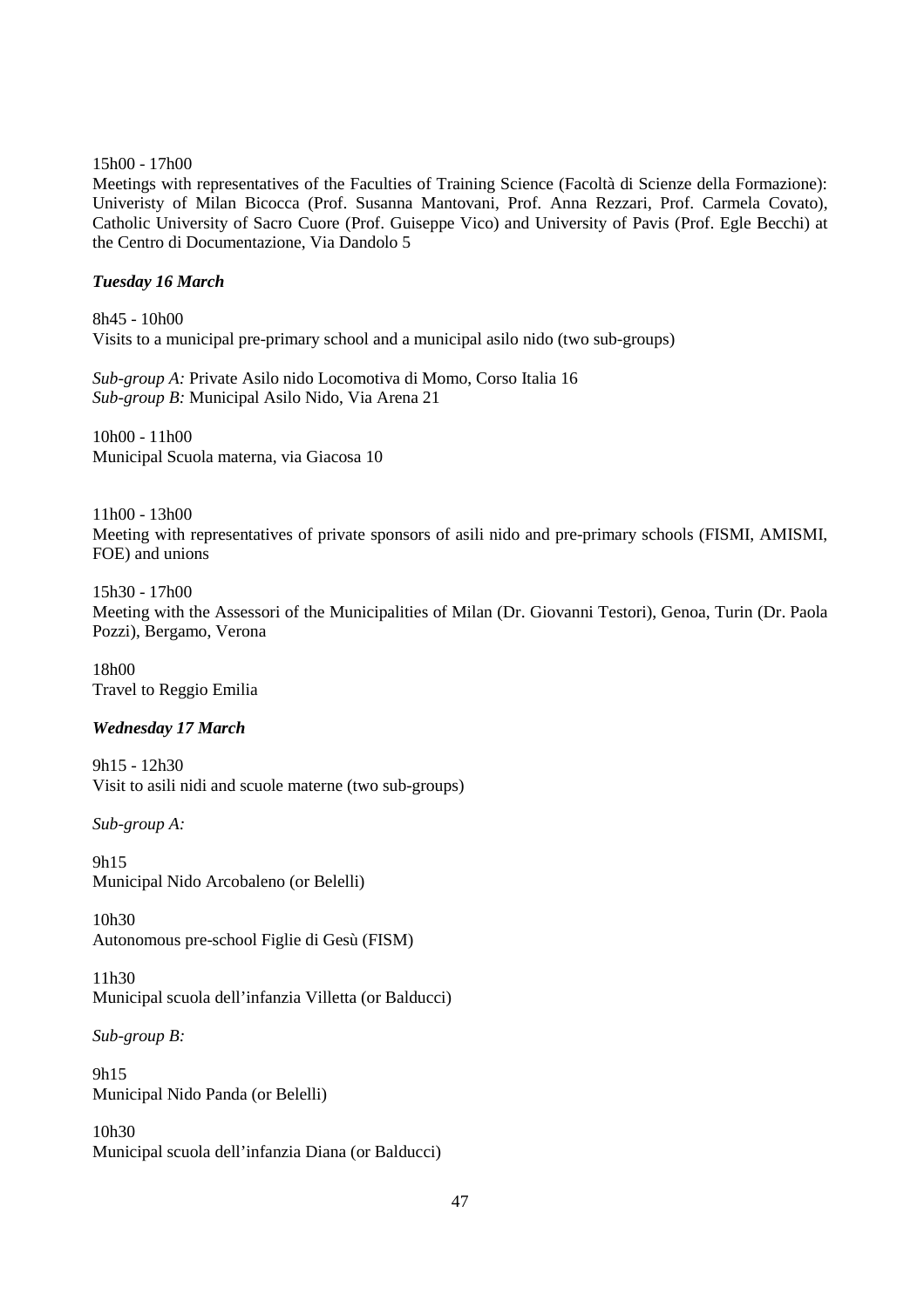15h00 - 17h00
Meetings with representatives of the Faculties of Training Science (Facoltà di Scienze della Formazione): Univeristy of Milan Bicocca (Prof. Susanna Mantovani, Prof. Anna Rezzari, Prof. Carmela Covato), Catholic University of Sacro Cuore (Prof. Guiseppe Vico) and University of Pavis (Prof. Egle Becchi) at the Centro di Documentazione, Via Dandolo 5

***Tuesday 16 March***

8h45 - 10h00
Visits to a municipal pre-primary school and a municipal asilo nido (two sub-groups)

*Sub-group A:* Private Asilo nido Locomotiva di Momo, Corso Italia 16
*Sub-group B:* Municipal Asilo Nido, Via Arena 21

10h00 - 11h00
Municipal Scuola materna, via Giacosa 10

11h00 - 13h00
Meeting with representatives of private sponsors of asili nido and pre-primary schools (FISMI, AMISMI, FOE) and unions

15h30 - 17h00
Meeting with the Assessori of the Municipalities of Milan (Dr. Giovanni Testori), Genoa, Turin (Dr. Paola Pozzi), Bergamo, Verona

18h00
Travel to Reggio Emilia

***Wednesday 17 March***

9h15 - 12h30
Visit to asili nidi and scuole materne (two sub-groups)

*Sub-group A:*

9h15
Municipal Nido Arcobaleno (or Belelli)

10h30
Autonomous pre-school Figlie di Gesù (FISM)

11h30
Municipal scuola dell'infanzia Villetta (or Balducci)

*Sub-group B:*

9h15
Municipal Nido Panda (or Belelli)

10h30
Municipal scuola dell'infanzia Diana (or Balducci)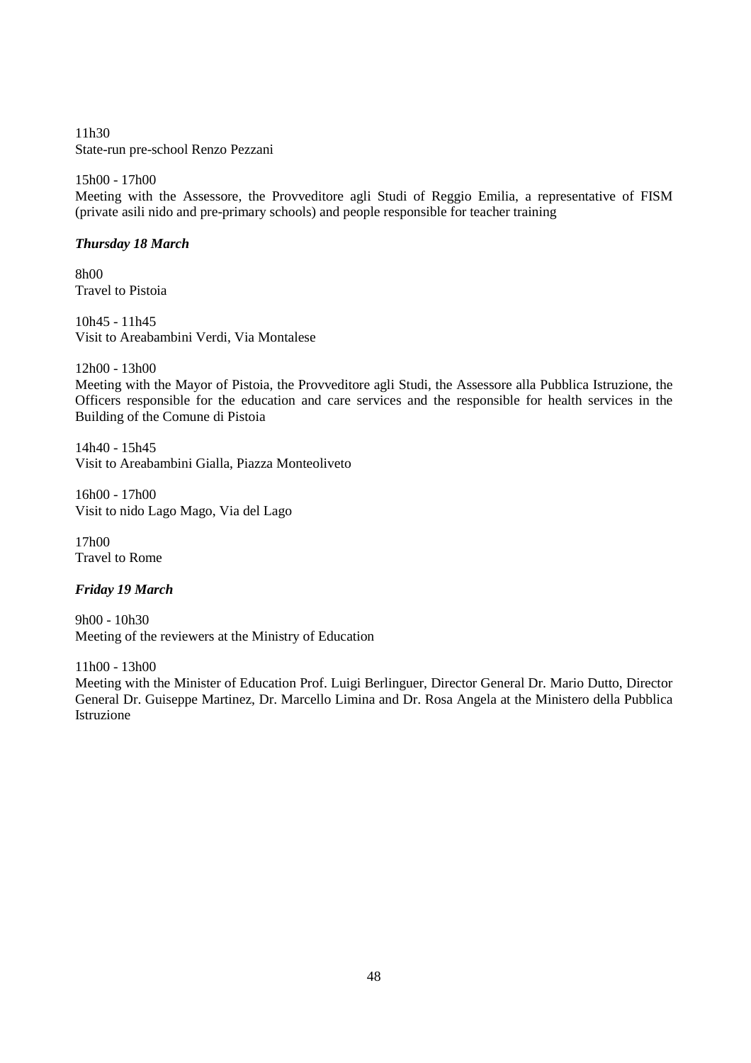11h30
State-run pre-school Renzo Pezzani

15h00 - 17h00
Meeting with the Assessore, the Provveditore agli Studi of Reggio Emilia, a representative of FISM (private asili nido and pre-primary schools) and people responsible for teacher training

***Thursday 18 March***

8h00
Travel to Pistoia

10h45 - 11h45
Visit to Areabambini Verdi, Via Montalese

12h00 - 13h00
Meeting with the Mayor of Pistoia, the Provveditore agli Studi, the Assessore alla Pubblica Istruzione, the Officers responsible for the education and care services and the responsible for health services in the Building of the Comune di Pistoia

14h40 - 15h45
Visit to Areabambini Gialla, Piazza Monteoliveto

16h00 - 17h00
Visit to nido Lago Mago, Via del Lago

17h00
Travel to Rome

***Friday 19 March***

9h00 - 10h30
Meeting of the reviewers at the Ministry of Education

11h00 - 13h00
Meeting with the Minister of Education Prof. Luigi Berlinguer, Director General Dr. Mario Dutto, Director General Dr. Guiseppe Martinez, Dr. Marcello Limina and Dr. Rosa Angela at the Ministero della Pubblica Istruzione